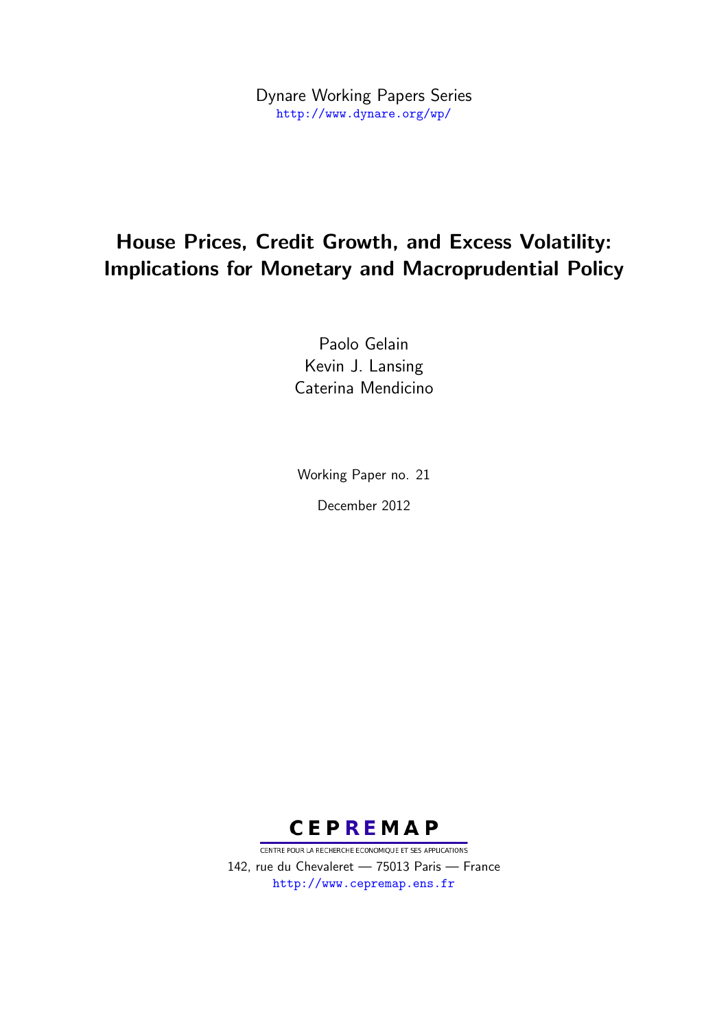Dynare Working Papers Series
http://www.dynare.org/wp/

# House Prices, Credit Growth, and Excess Volatility: Implications for Monetary and Macroprudential Policy

Paolo Gelain
Kevin J. Lansing
Caterina Mendicino

Working Paper no. 21

December 2012

CEPREMAP
CENTRE POUR LA RECHERCHE ECONOMIQUE ET SES APPLICATIONS
142, rue du Chevaleret — 75013 Paris — France
http://www.cepremap.ens.fr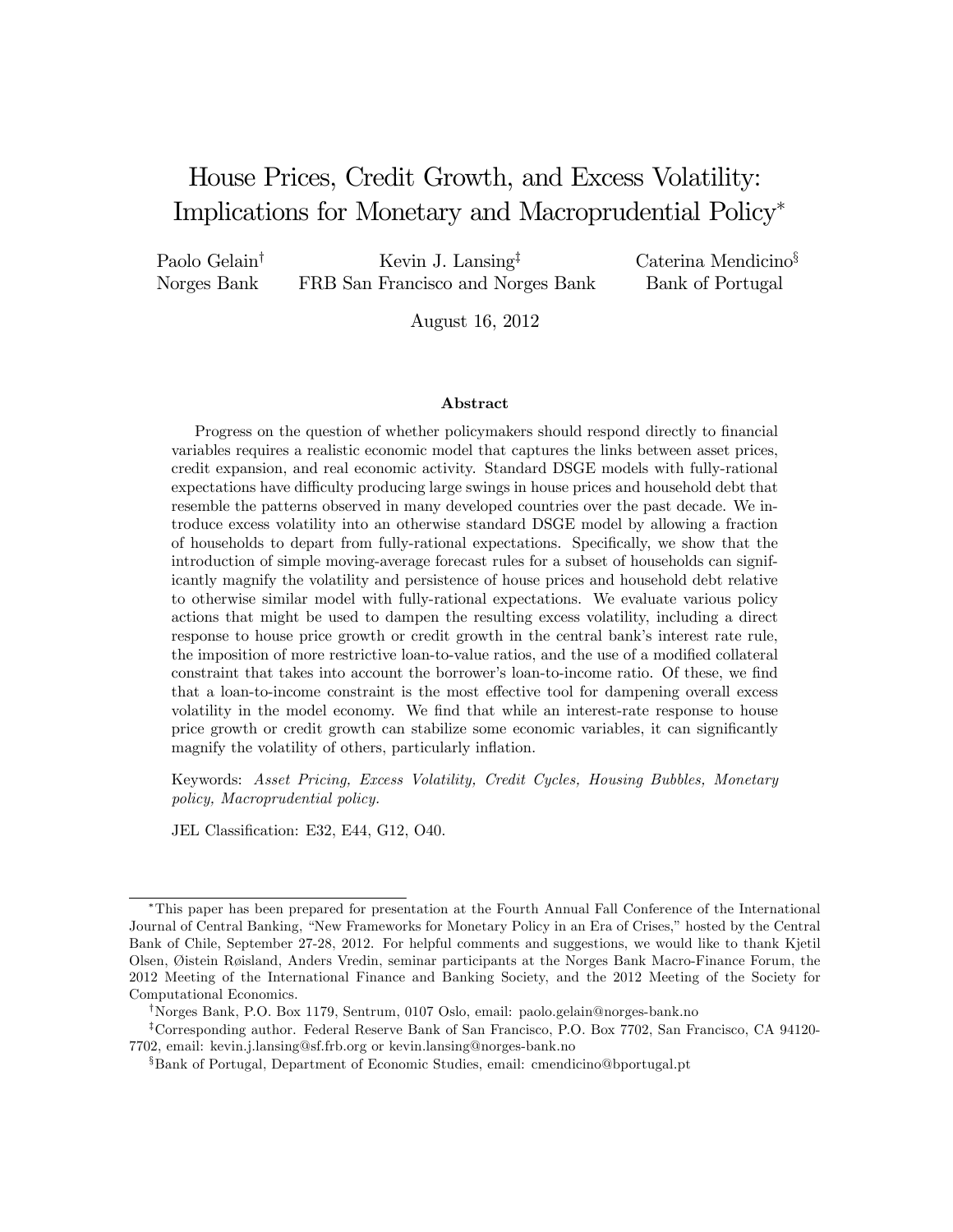# House Prices, Credit Growth, and Excess Volatility: Implications for Monetary and Macroprudential Policy*

Paolo Gelain† — Norges Bank

Kevin J. Lansing‡ — FRB San Francisco and Norges Bank

Caterina Mendicino§ — Bank of Portugal

August 16, 2012

### Abstract

Progress on the question of whether policymakers should respond directly to financial variables requires a realistic economic model that captures the links between asset prices, credit expansion, and real economic activity. Standard DSGE models with fully-rational expectations have difficulty producing large swings in house prices and household debt that resemble the patterns observed in many developed countries over the past decade. We introduce excess volatility into an otherwise standard DSGE model by allowing a fraction of households to depart from fully-rational expectations. Specifically, we show that the introduction of simple moving-average forecast rules for a subset of households can significantly magnify the volatility and persistence of house prices and household debt relative to otherwise similar model with fully-rational expectations. We evaluate various policy actions that might be used to dampen the resulting excess volatility, including a direct response to house price growth or credit growth in the central bank's interest rate rule, the imposition of more restrictive loan-to-value ratios, and the use of a modified collateral constraint that takes into account the borrower's loan-to-income ratio. Of these, we find that a loan-to-income constraint is the most effective tool for dampening overall excess volatility in the model economy. We find that while an interest-rate response to house price growth or credit growth can stabilize some economic variables, it can significantly magnify the volatility of others, particularly inflation.

Keywords: *Asset Pricing, Excess Volatility, Credit Cycles, Housing Bubbles, Monetary policy, Macroprudential policy.*

JEL Classification: E32, E44, G12, O40.

---

*This paper has been prepared for presentation at the Fourth Annual Fall Conference of the International Journal of Central Banking, "New Frameworks for Monetary Policy in an Era of Crises," hosted by the Central Bank of Chile, September 27-28, 2012. For helpful comments and suggestions, we would like to thank Kjetil Olsen, Øistein Røisland, Anders Vredin, seminar participants at the Norges Bank Macro-Finance Forum, the 2012 Meeting of the International Finance and Banking Society, and the 2012 Meeting of the Society for Computational Economics.

†Norges Bank, P.O. Box 1179, Sentrum, 0107 Oslo, email: paolo.gelain@norges-bank.no

‡Corresponding author. Federal Reserve Bank of San Francisco, P.O. Box 7702, San Francisco, CA 94120-7702, email: kevin.j.lansing@sf.frb.org or kevin.lansing@norges-bank.no

§Bank of Portugal, Department of Economic Studies, email: cmendicino@bportugal.pt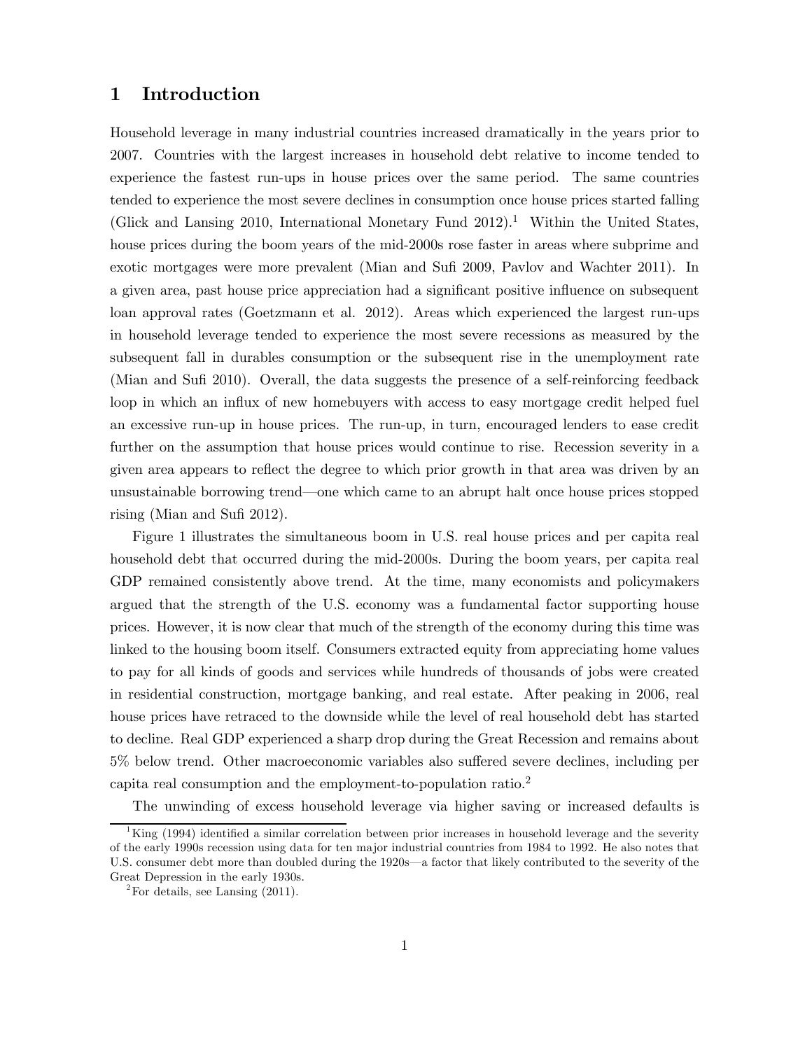# 1 Introduction

Household leverage in many industrial countries increased dramatically in the years prior to 2007. Countries with the largest increases in household debt relative to income tended to experience the fastest run-ups in house prices over the same period. The same countries tended to experience the most severe declines in consumption once house prices started falling (Glick and Lansing 2010, International Monetary Fund 2012).[1] Within the United States, house prices during the boom years of the mid-2000s rose faster in areas where subprime and exotic mortgages were more prevalent (Mian and Sufi 2009, Pavlov and Wachter 2011). In a given area, past house price appreciation had a significant positive influence on subsequent loan approval rates (Goetzmann et al. 2012). Areas which experienced the largest run-ups in household leverage tended to experience the most severe recessions as measured by the subsequent fall in durables consumption or the subsequent rise in the unemployment rate (Mian and Sufi 2010). Overall, the data suggests the presence of a self-reinforcing feedback loop in which an influx of new homebuyers with access to easy mortgage credit helped fuel an excessive run-up in house prices. The run-up, in turn, encouraged lenders to ease credit further on the assumption that house prices would continue to rise. Recession severity in a given area appears to reflect the degree to which prior growth in that area was driven by an unsustainable borrowing trend—one which came to an abrupt halt once house prices stopped rising (Mian and Sufi 2012).

Figure 1 illustrates the simultaneous boom in U.S. real house prices and per capita real household debt that occurred during the mid-2000s. During the boom years, per capita real GDP remained consistently above trend. At the time, many economists and policymakers argued that the strength of the U.S. economy was a fundamental factor supporting house prices. However, it is now clear that much of the strength of the economy during this time was linked to the housing boom itself. Consumers extracted equity from appreciating home values to pay for all kinds of goods and services while hundreds of thousands of jobs were created in residential construction, mortgage banking, and real estate. After peaking in 2006, real house prices have retraced to the downside while the level of real household debt has started to decline. Real GDP experienced a sharp drop during the Great Recession and remains about 5% below trend. Other macroeconomic variables also suffered severe declines, including per capita real consumption and the employment-to-population ratio.[2]

The unwinding of excess household leverage via higher saving or increased defaults is

[1] King (1994) identified a similar correlation between prior increases in household leverage and the severity of the early 1990s recession using data for ten major industrial countries from 1984 to 1992. He also notes that U.S. consumer debt more than doubled during the 1920s—a factor that likely contributed to the severity of the Great Depression in the early 1930s.

[2] For details, see Lansing (2011).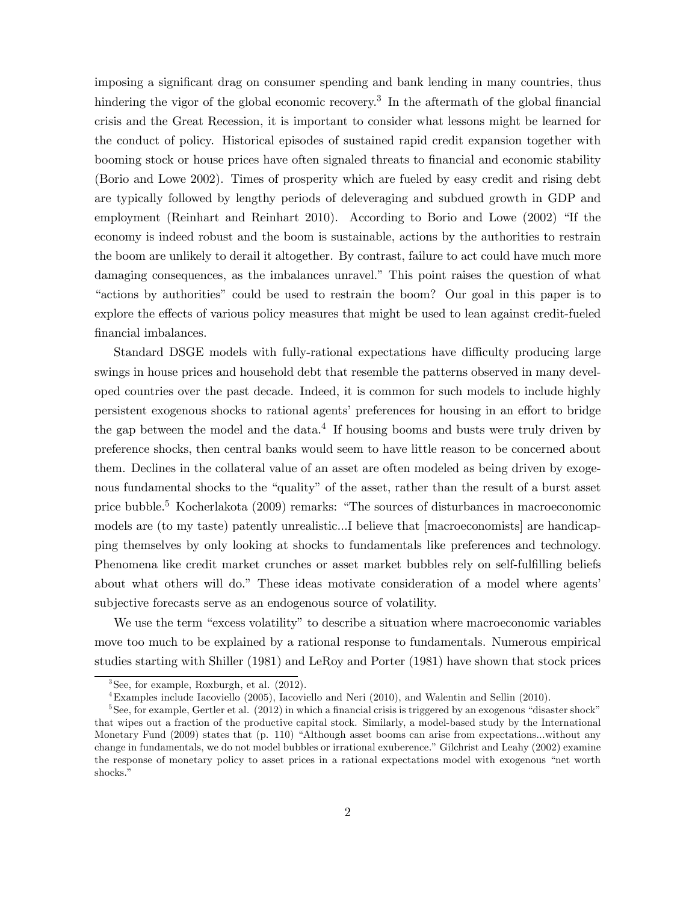imposing a significant drag on consumer spending and bank lending in many countries, thus hindering the vigor of the global economic recovery.[3] In the aftermath of the global financial crisis and the Great Recession, it is important to consider what lessons might be learned for the conduct of policy. Historical episodes of sustained rapid credit expansion together with booming stock or house prices have often signaled threats to financial and economic stability (Borio and Lowe 2002). Times of prosperity which are fueled by easy credit and rising debt are typically followed by lengthy periods of deleveraging and subdued growth in GDP and employment (Reinhart and Reinhart 2010). According to Borio and Lowe (2002) "If the economy is indeed robust and the boom is sustainable, actions by the authorities to restrain the boom are unlikely to derail it altogether. By contrast, failure to act could have much more damaging consequences, as the imbalances unravel." This point raises the question of what "actions by authorities" could be used to restrain the boom? Our goal in this paper is to explore the effects of various policy measures that might be used to lean against credit-fueled financial imbalances.

Standard DSGE models with fully-rational expectations have difficulty producing large swings in house prices and household debt that resemble the patterns observed in many developed countries over the past decade. Indeed, it is common for such models to include highly persistent exogenous shocks to rational agents' preferences for housing in an effort to bridge the gap between the model and the data.[4] If housing booms and busts were truly driven by preference shocks, then central banks would seem to have little reason to be concerned about them. Declines in the collateral value of an asset are often modeled as being driven by exogenous fundamental shocks to the "quality" of the asset, rather than the result of a burst asset price bubble.[5] Kocherlakota (2009) remarks: "The sources of disturbances in macroeconomic models are (to my taste) patently unrealistic...I believe that [macroeconomists] are handicapping themselves by only looking at shocks to fundamentals like preferences and technology. Phenomena like credit market crunches or asset market bubbles rely on self-fulfilling beliefs about what others will do." These ideas motivate consideration of a model where agents' subjective forecasts serve as an endogenous source of volatility.

We use the term "excess volatility" to describe a situation where macroeconomic variables move too much to be explained by a rational response to fundamentals. Numerous empirical studies starting with Shiller (1981) and LeRoy and Porter (1981) have shown that stock prices

---

[3] See, for example, Roxburgh, et al. (2012).

[4] Examples include Iacoviello (2005), Iacoviello and Neri (2010), and Walentin and Sellin (2010).

[5] See, for example, Gertler et al. (2012) in which a financial crisis is triggered by an exogenous "disaster shock" that wipes out a fraction of the productive capital stock. Similarly, a model-based study by the International Monetary Fund (2009) states that (p. 110) "Although asset booms can arise from expectations...without any change in fundamentals, we do not model bubbles or irrational exuberence." Gilchrist and Leahy (2002) examine the response of monetary policy to asset prices in a rational expectations model with exogenous "net worth shocks."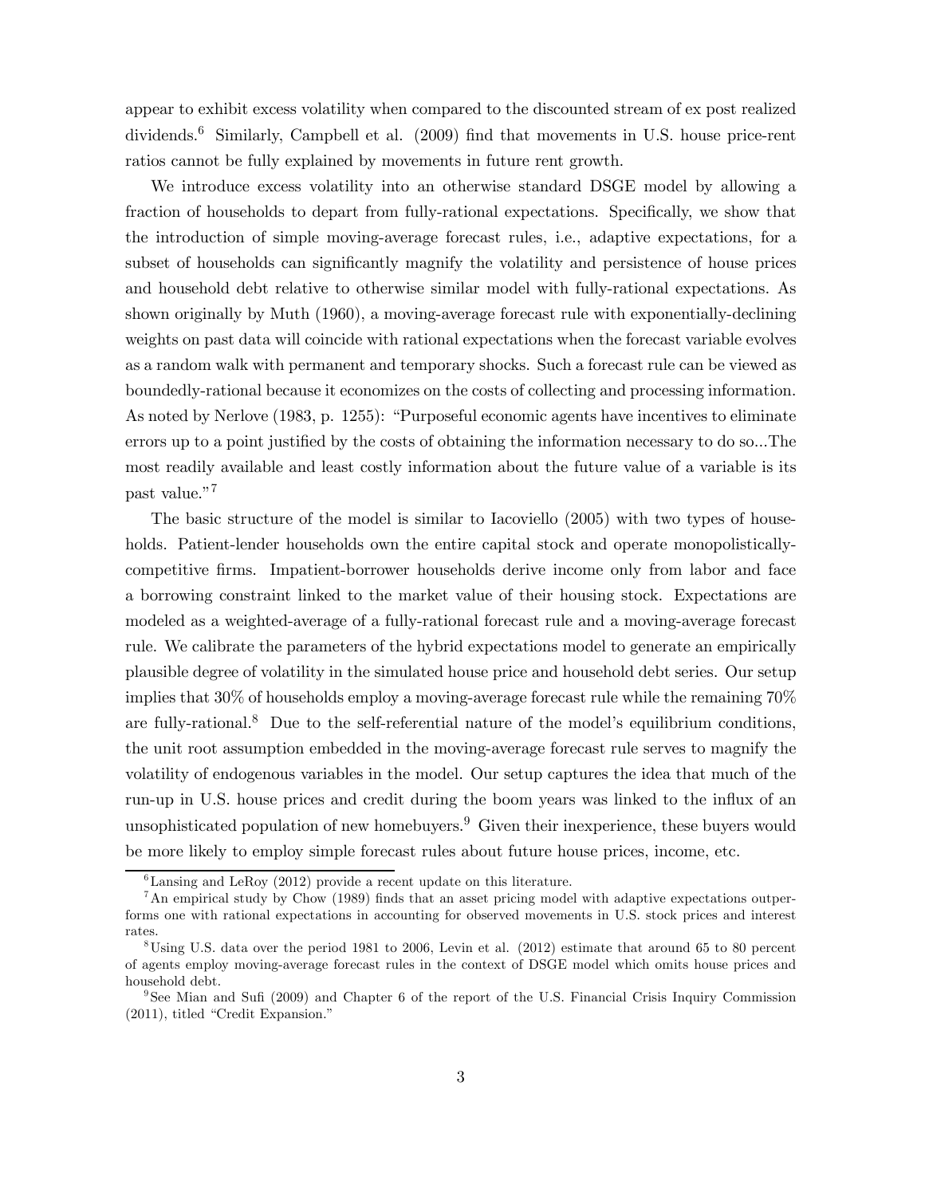appear to exhibit excess volatility when compared to the discounted stream of ex post realized dividends.[6] Similarly, Campbell et al. (2009) find that movements in U.S. house price-rent ratios cannot be fully explained by movements in future rent growth.

We introduce excess volatility into an otherwise standard DSGE model by allowing a fraction of households to depart from fully-rational expectations. Specifically, we show that the introduction of simple moving-average forecast rules, i.e., adaptive expectations, for a subset of households can significantly magnify the volatility and persistence of house prices and household debt relative to otherwise similar model with fully-rational expectations. As shown originally by Muth (1960), a moving-average forecast rule with exponentially-declining weights on past data will coincide with rational expectations when the forecast variable evolves as a random walk with permanent and temporary shocks. Such a forecast rule can be viewed as boundedly-rational because it economizes on the costs of collecting and processing information. As noted by Nerlove (1983, p. 1255): "Purposeful economic agents have incentives to eliminate errors up to a point justified by the costs of obtaining the information necessary to do so...The most readily available and least costly information about the future value of a variable is its past value."[7]

The basic structure of the model is similar to Iacoviello (2005) with two types of households. Patient-lender households own the entire capital stock and operate monopolistically-competitive firms. Impatient-borrower households derive income only from labor and face a borrowing constraint linked to the market value of their housing stock. Expectations are modeled as a weighted-average of a fully-rational forecast rule and a moving-average forecast rule. We calibrate the parameters of the hybrid expectations model to generate an empirically plausible degree of volatility in the simulated house price and household debt series. Our setup implies that 30% of households employ a moving-average forecast rule while the remaining 70% are fully-rational.[8] Due to the self-referential nature of the model's equilibrium conditions, the unit root assumption embedded in the moving-average forecast rule serves to magnify the volatility of endogenous variables in the model. Our setup captures the idea that much of the run-up in U.S. house prices and credit during the boom years was linked to the influx of an unsophisticated population of new homebuyers.[9] Given their inexperience, these buyers would be more likely to employ simple forecast rules about future house prices, income, etc.

---

[6] Lansing and LeRoy (2012) provide a recent update on this literature.

[7] An empirical study by Chow (1989) finds that an asset pricing model with adaptive expectations outperforms one with rational expectations in accounting for observed movements in U.S. stock prices and interest rates.

[8] Using U.S. data over the period 1981 to 2006, Levin et al. (2012) estimate that around 65 to 80 percent of agents employ moving-average forecast rules in the context of DSGE model which omits house prices and household debt.

[9] See Mian and Sufi (2009) and Chapter 6 of the report of the U.S. Financial Crisis Inquiry Commission (2011), titled "Credit Expansion."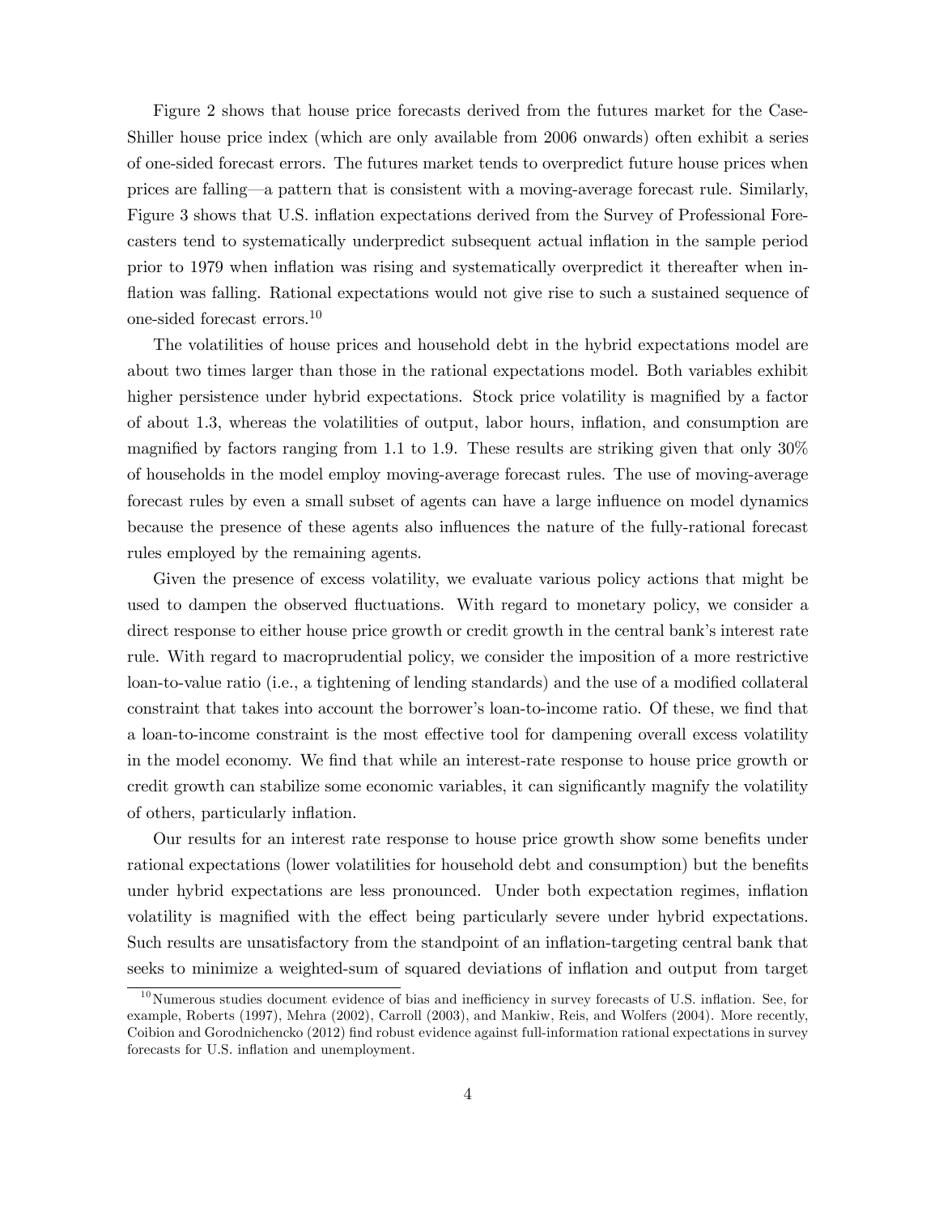Figure 2 shows that house price forecasts derived from the futures market for the Case-Shiller house price index (which are only available from 2006 onwards) often exhibit a series of one-sided forecast errors. The futures market tends to overpredict future house prices when prices are falling—a pattern that is consistent with a moving-average forecast rule. Similarly, Figure 3 shows that U.S. inflation expectations derived from the Survey of Professional Forecasters tend to systematically underpredict subsequent actual inflation in the sample period prior to 1979 when inflation was rising and systematically overpredict it thereafter when inflation was falling. Rational expectations would not give rise to such a sustained sequence of one-sided forecast errors.[10]

The volatilities of house prices and household debt in the hybrid expectations model are about two times larger than those in the rational expectations model. Both variables exhibit higher persistence under hybrid expectations. Stock price volatility is magnified by a factor of about 1.3, whereas the volatilities of output, labor hours, inflation, and consumption are magnified by factors ranging from 1.1 to 1.9. These results are striking given that only 30% of households in the model employ moving-average forecast rules. The use of moving-average forecast rules by even a small subset of agents can have a large influence on model dynamics because the presence of these agents also influences the nature of the fully-rational forecast rules employed by the remaining agents.

Given the presence of excess volatility, we evaluate various policy actions that might be used to dampen the observed fluctuations. With regard to monetary policy, we consider a direct response to either house price growth or credit growth in the central bank's interest rate rule. With regard to macroprudential policy, we consider the imposition of a more restrictive loan-to-value ratio (i.e., a tightening of lending standards) and the use of a modified collateral constraint that takes into account the borrower's loan-to-income ratio. Of these, we find that a loan-to-income constraint is the most effective tool for dampening overall excess volatility in the model economy. We find that while an interest-rate response to house price growth or credit growth can stabilize some economic variables, it can significantly magnify the volatility of others, particularly inflation.

Our results for an interest rate response to house price growth show some benefits under rational expectations (lower volatilities for household debt and consumption) but the benefits under hybrid expectations are less pronounced. Under both expectation regimes, inflation volatility is magnified with the effect being particularly severe under hybrid expectations. Such results are unsatisfactory from the standpoint of an inflation-targeting central bank that seeks to minimize a weighted-sum of squared deviations of inflation and output from target

[10] Numerous studies document evidence of bias and inefficiency in survey forecasts of U.S. inflation. See, for example, Roberts (1997), Mehra (2002), Carroll (2003), and Mankiw, Reis, and Wolfers (2004). More recently, Coibion and Gorodnichencko (2012) find robust evidence against full-information rational expectations in survey forecasts for U.S. inflation and unemployment.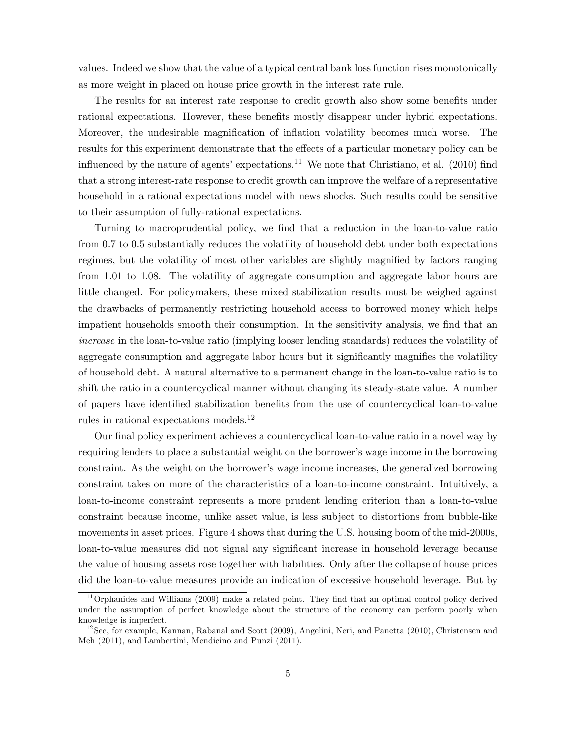values. Indeed we show that the value of a typical central bank loss function rises monotonically as more weight in placed on house price growth in the interest rate rule.

The results for an interest rate response to credit growth also show some benefits under rational expectations. However, these benefits mostly disappear under hybrid expectations. Moreover, the undesirable magnification of inflation volatility becomes much worse. The results for this experiment demonstrate that the effects of a particular monetary policy can be influenced by the nature of agents' expectations.[11] We note that Christiano, et al. (2010) find that a strong interest-rate response to credit growth can improve the welfare of a representative household in a rational expectations model with news shocks. Such results could be sensitive to their assumption of fully-rational expectations.

Turning to macroprudential policy, we find that a reduction in the loan-to-value ratio from 0.7 to 0.5 substantially reduces the volatility of household debt under both expectations regimes, but the volatility of most other variables are slightly magnified by factors ranging from 1.01 to 1.08. The volatility of aggregate consumption and aggregate labor hours are little changed. For policymakers, these mixed stabilization results must be weighed against the drawbacks of permanently restricting household access to borrowed money which helps impatient households smooth their consumption. In the sensitivity analysis, we find that an *increase* in the loan-to-value ratio (implying looser lending standards) reduces the volatility of aggregate consumption and aggregate labor hours but it significantly magnifies the volatility of household debt. A natural alternative to a permanent change in the loan-to-value ratio is to shift the ratio in a countercyclical manner without changing its steady-state value. A number of papers have identified stabilization benefits from the use of countercyclical loan-to-value rules in rational expectations models.[12]

Our final policy experiment achieves a countercyclical loan-to-value ratio in a novel way by requiring lenders to place a substantial weight on the borrower's wage income in the borrowing constraint. As the weight on the borrower's wage income increases, the generalized borrowing constraint takes on more of the characteristics of a loan-to-income constraint. Intuitively, a loan-to-income constraint represents a more prudent lending criterion than a loan-to-value constraint because income, unlike asset value, is less subject to distortions from bubble-like movements in asset prices. Figure 4 shows that during the U.S. housing boom of the mid-2000s, loan-to-value measures did not signal any significant increase in household leverage because the value of housing assets rose together with liabilities. Only after the collapse of house prices did the loan-to-value measures provide an indication of excessive household leverage. But by

[11] Orphanides and Williams (2009) make a related point. They find that an optimal control policy derived under the assumption of perfect knowledge about the structure of the economy can perform poorly when knowledge is imperfect.

[12] See, for example, Kannan, Rabanal and Scott (2009), Angelini, Neri, and Panetta (2010), Christensen and Meh (2011), and Lambertini, Mendicino and Punzi (2011).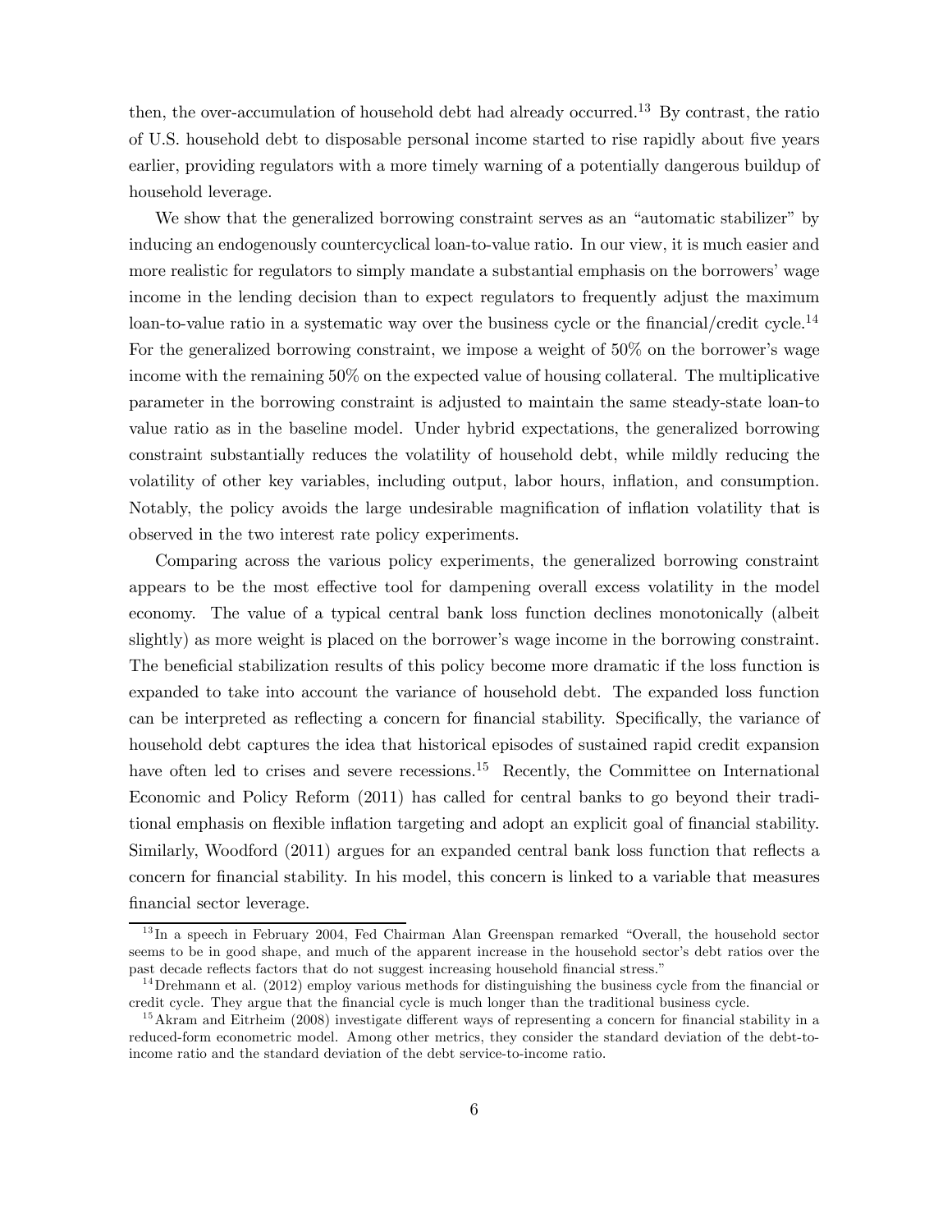then, the over-accumulation of household debt had already occurred.[13] By contrast, the ratio of U.S. household debt to disposable personal income started to rise rapidly about five years earlier, providing regulators with a more timely warning of a potentially dangerous buildup of household leverage.

We show that the generalized borrowing constraint serves as an "automatic stabilizer" by inducing an endogenously countercyclical loan-to-value ratio. In our view, it is much easier and more realistic for regulators to simply mandate a substantial emphasis on the borrowers' wage income in the lending decision than to expect regulators to frequently adjust the maximum loan-to-value ratio in a systematic way over the business cycle or the financial/credit cycle.[14] For the generalized borrowing constraint, we impose a weight of 50% on the borrower's wage income with the remaining 50% on the expected value of housing collateral. The multiplicative parameter in the borrowing constraint is adjusted to maintain the same steady-state loan-to value ratio as in the baseline model. Under hybrid expectations, the generalized borrowing constraint substantially reduces the volatility of household debt, while mildly reducing the volatility of other key variables, including output, labor hours, inflation, and consumption. Notably, the policy avoids the large undesirable magnification of inflation volatility that is observed in the two interest rate policy experiments.

Comparing across the various policy experiments, the generalized borrowing constraint appears to be the most effective tool for dampening overall excess volatility in the model economy. The value of a typical central bank loss function declines monotonically (albeit slightly) as more weight is placed on the borrower's wage income in the borrowing constraint. The beneficial stabilization results of this policy become more dramatic if the loss function is expanded to take into account the variance of household debt. The expanded loss function can be interpreted as reflecting a concern for financial stability. Specifically, the variance of household debt captures the idea that historical episodes of sustained rapid credit expansion have often led to crises and severe recessions.[15] Recently, the Committee on International Economic and Policy Reform (2011) has called for central banks to go beyond their traditional emphasis on flexible inflation targeting and adopt an explicit goal of financial stability. Similarly, Woodford (2011) argues for an expanded central bank loss function that reflects a concern for financial stability. In his model, this concern is linked to a variable that measures financial sector leverage.

---

[13] In a speech in February 2004, Fed Chairman Alan Greenspan remarked "Overall, the household sector seems to be in good shape, and much of the apparent increase in the household sector's debt ratios over the past decade reflects factors that do not suggest increasing household financial stress."

[14] Drehmann et al. (2012) employ various methods for distinguishing the business cycle from the financial or credit cycle. They argue that the financial cycle is much longer than the traditional business cycle.

[15] Akram and Eitrheim (2008) investigate different ways of representing a concern for financial stability in a reduced-form econometric model. Among other metrics, they consider the standard deviation of the debt-to-income ratio and the standard deviation of the debt service-to-income ratio.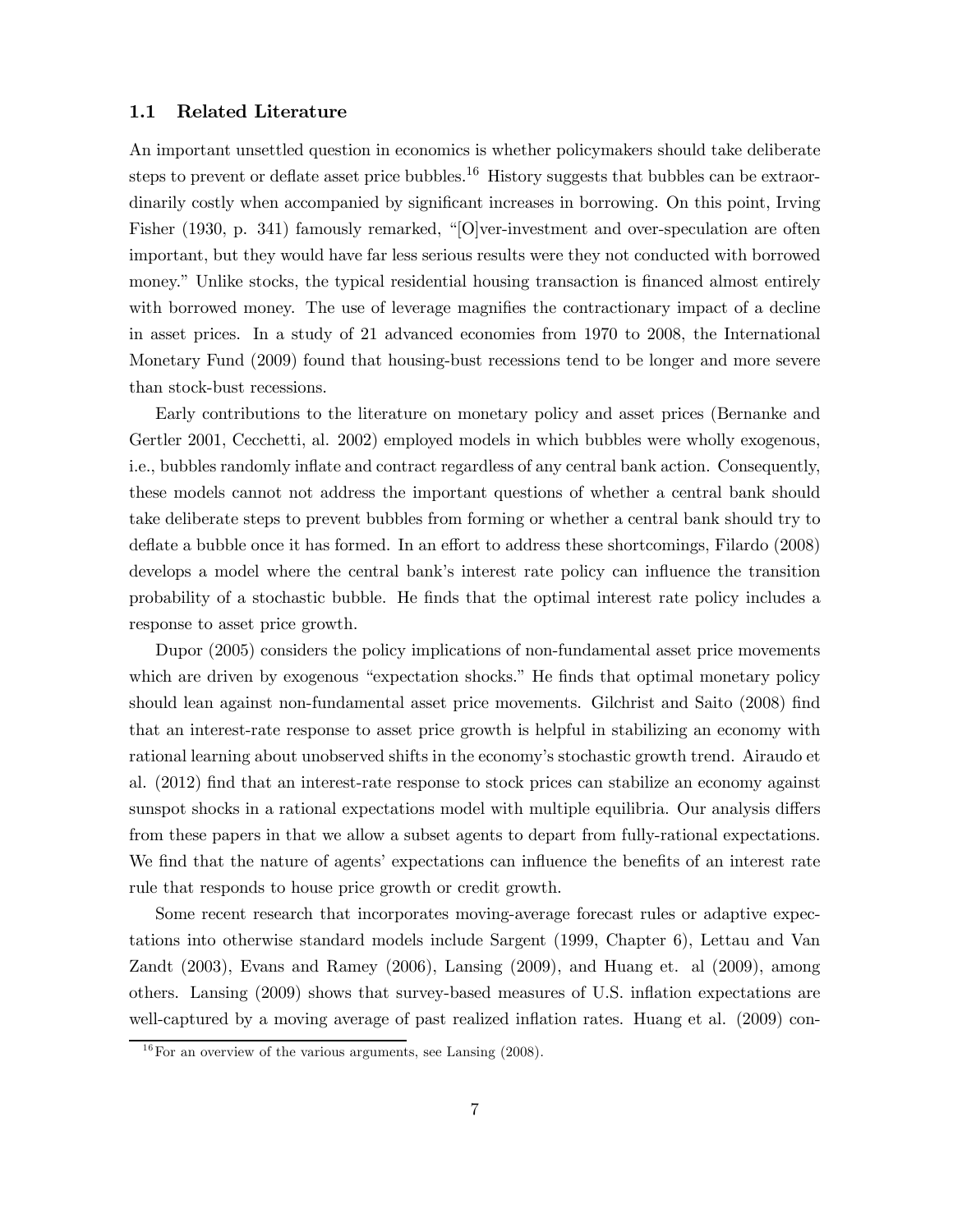### 1.1 Related Literature

An important unsettled question in economics is whether policymakers should take deliberate steps to prevent or deflate asset price bubbles.[16] History suggests that bubbles can be extraordinarily costly when accompanied by significant increases in borrowing. On this point, Irving Fisher (1930, p. 341) famously remarked, "[O]ver-investment and over-speculation are often important, but they would have far less serious results were they not conducted with borrowed money." Unlike stocks, the typical residential housing transaction is financed almost entirely with borrowed money. The use of leverage magnifies the contractionary impact of a decline in asset prices. In a study of 21 advanced economies from 1970 to 2008, the International Monetary Fund (2009) found that housing-bust recessions tend to be longer and more severe than stock-bust recessions.

Early contributions to the literature on monetary policy and asset prices (Bernanke and Gertler 2001, Cecchetti, al. 2002) employed models in which bubbles were wholly exogenous, i.e., bubbles randomly inflate and contract regardless of any central bank action. Consequently, these models cannot not address the important questions of whether a central bank should take deliberate steps to prevent bubbles from forming or whether a central bank should try to deflate a bubble once it has formed. In an effort to address these shortcomings, Filardo (2008) develops a model where the central bank's interest rate policy can influence the transition probability of a stochastic bubble. He finds that the optimal interest rate policy includes a response to asset price growth.

Dupor (2005) considers the policy implications of non-fundamental asset price movements which are driven by exogenous "expectation shocks." He finds that optimal monetary policy should lean against non-fundamental asset price movements. Gilchrist and Saito (2008) find that an interest-rate response to asset price growth is helpful in stabilizing an economy with rational learning about unobserved shifts in the economy's stochastic growth trend. Airaudo et al. (2012) find that an interest-rate response to stock prices can stabilize an economy against sunspot shocks in a rational expectations model with multiple equilibria. Our analysis differs from these papers in that we allow a subset agents to depart from fully-rational expectations. We find that the nature of agents' expectations can influence the benefits of an interest rate rule that responds to house price growth or credit growth.

Some recent research that incorporates moving-average forecast rules or adaptive expectations into otherwise standard models include Sargent (1999, Chapter 6), Lettau and Van Zandt (2003), Evans and Ramey (2006), Lansing (2009), and Huang et. al (2009), among others. Lansing (2009) shows that survey-based measures of U.S. inflation expectations are well-captured by a moving average of past realized inflation rates. Huang et al. (2009) con-

[16] For an overview of the various arguments, see Lansing (2008).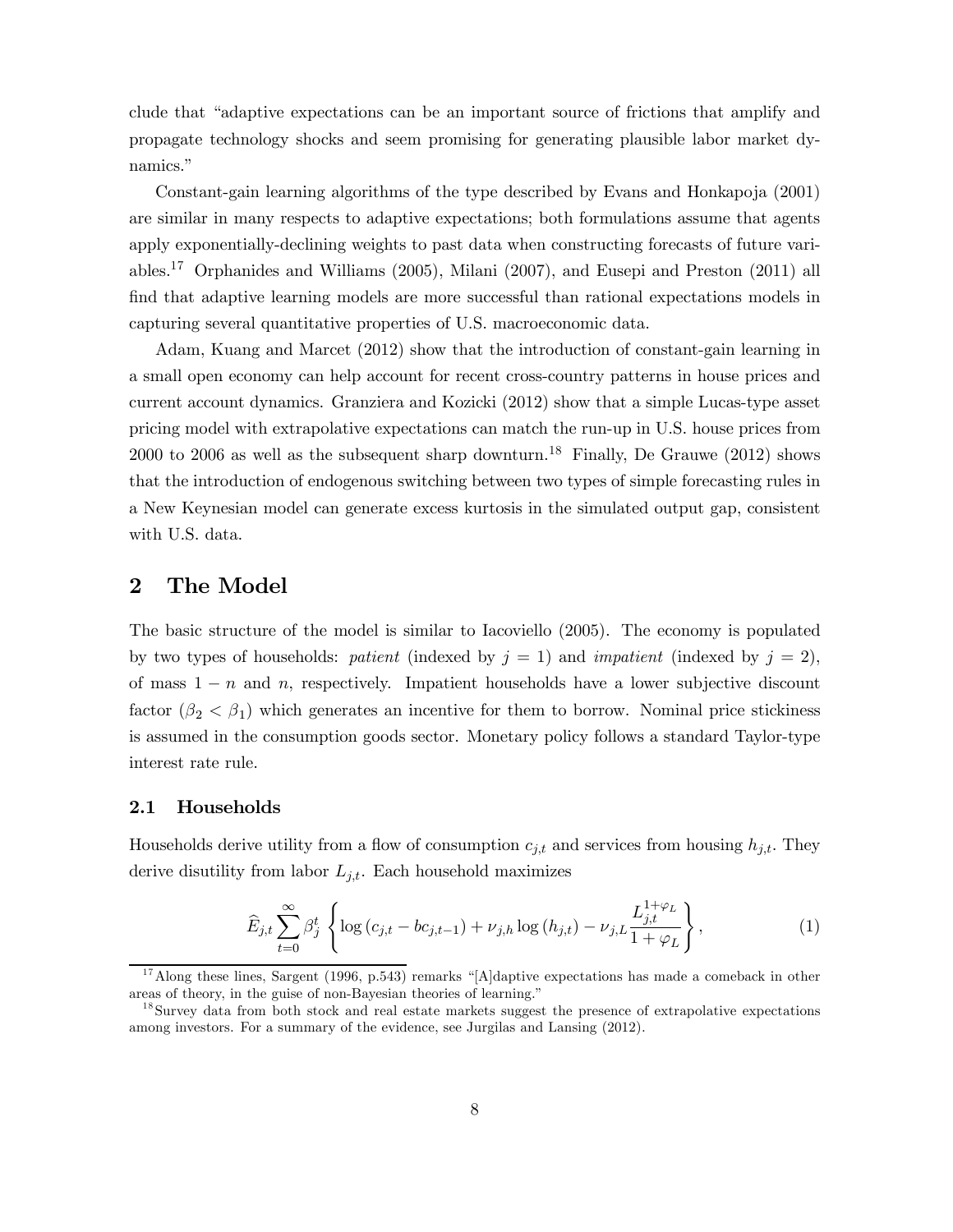clude that "adaptive expectations can be an important source of frictions that amplify and propagate technology shocks and seem promising for generating plausible labor market dynamics."

Constant-gain learning algorithms of the type described by Evans and Honkapoja (2001) are similar in many respects to adaptive expectations; both formulations assume that agents apply exponentially-declining weights to past data when constructing forecasts of future variables.[17] Orphanides and Williams (2005), Milani (2007), and Eusepi and Preston (2011) all find that adaptive learning models are more successful than rational expectations models in capturing several quantitative properties of U.S. macroeconomic data.

Adam, Kuang and Marcet (2012) show that the introduction of constant-gain learning in a small open economy can help account for recent cross-country patterns in house prices and current account dynamics. Granziera and Kozicki (2012) show that a simple Lucas-type asset pricing model with extrapolative expectations can match the run-up in U.S. house prices from 2000 to 2006 as well as the subsequent sharp downturn.[18] Finally, De Grauwe (2012) shows that the introduction of endogenous switching between two types of simple forecasting rules in a New Keynesian model can generate excess kurtosis in the simulated output gap, consistent with U.S. data.

# 2 The Model

The basic structure of the model is similar to Iacoviello (2005). The economy is populated by two types of households: *patient* (indexed by $j = 1$) and *impatient* (indexed by $j = 2$), of mass $1 - n$ and $n$, respectively. Impatient households have a lower subjective discount factor ($\beta_2 < \beta_1$) which generates an incentive for them to borrow. Nominal price stickiness is assumed in the consumption goods sector. Monetary policy follows a standard Taylor-type interest rate rule.

## 2.1 Households

Households derive utility from a flow of consumption $c_{j,t}$ and services from housing $h_{j,t}$. They derive disutility from labor $L_{j,t}$. Each household maximizes

$$\widehat{E}_{j,t} \sum_{t=0}^{\infty} \beta_j^t \left\{ \log\left(c_{j,t} - bc_{j,t-1}\right) + \nu_{j,h} \log\left(h_{j,t}\right) - \nu_{j,L} \frac{L_{j,t}^{1+\varphi_L}}{1+\varphi_L} \right\}, \tag{1}$$

[17] Along these lines, Sargent (1996, p.543) remarks "[A]daptive expectations has made a comeback in other areas of theory, in the guise of non-Bayesian theories of learning."

[18] Survey data from both stock and real estate markets suggest the presence of extrapolative expectations among investors. For a summary of the evidence, see Jurgilas and Lansing (2012).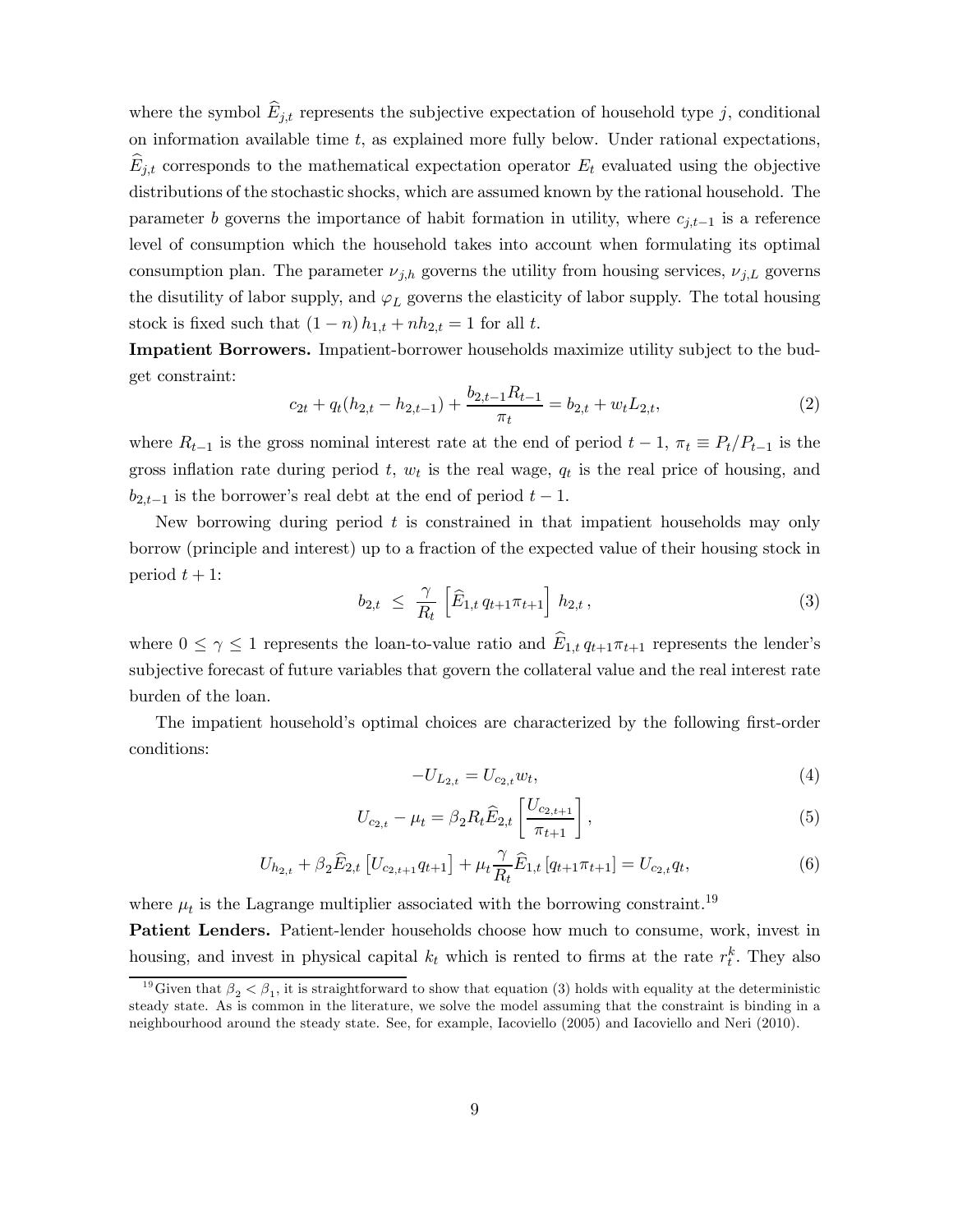where the symbol $\widehat{E}_{j,t}$ represents the subjective expectation of household type $j$, conditional on information available time $t$, as explained more fully below. Under rational expectations, $\widehat{E}_{j,t}$ corresponds to the mathematical expectation operator $E_t$ evaluated using the objective distributions of the stochastic shocks, which are assumed known by the rational household. The parameter $b$ governs the importance of habit formation in utility, where $c_{j,t-1}$ is a reference level of consumption which the household takes into account when formulating its optimal consumption plan. The parameter $\nu_{j,h}$ governs the utility from housing services, $\nu_{j,L}$ governs the disutility of labor supply, and $\varphi_L$ governs the elasticity of labor supply. The total housing stock is fixed such that $(1-n)\,h_{1,t} + nh_{2,t} = 1$ for all $t$.

**Impatient Borrowers.** Impatient-borrower households maximize utility subject to the budget constraint:

$$c_{2t} + q_t(h_{2,t} - h_{2,t-1}) + \frac{b_{2,t-1}R_{t-1}}{\pi_t} = b_{2,t} + w_t L_{2,t}, \tag{2}$$

where $R_{t-1}$ is the gross nominal interest rate at the end of period $t-1$, $\pi_t \equiv P_t/P_{t-1}$ is the gross inflation rate during period $t$, $w_t$ is the real wage, $q_t$ is the real price of housing, and $b_{2,t-1}$ is the borrower's real debt at the end of period $t-1$.

New borrowing during period $t$ is constrained in that impatient households may only borrow (principle and interest) up to a fraction of the expected value of their housing stock in period $t+1$:

$$b_{2,t} \;\leq\; \frac{\gamma}{R_t}\left[\widehat{E}_{1,t}\, q_{t+1}\pi_{t+1}\right]\, h_{2,t}\,, \tag{3}$$

where $0 \leq \gamma \leq 1$ represents the loan-to-value ratio and $\widehat{E}_{1,t}\, q_{t+1}\pi_{t+1}$ represents the lender's subjective forecast of future variables that govern the collateral value and the real interest rate burden of the loan.

The impatient household's optimal choices are characterized by the following first-order conditions:

$$-U_{L_{2,t}} = U_{c_{2,t}} w_t, \tag{4}$$

$$U_{c_{2,t}} - \mu_t = \beta_2 R_t \widehat{E}_{2,t}\left[\frac{U_{c_{2,t+1}}}{\pi_{t+1}}\right], \tag{5}$$

$$U_{h_{2,t}} + \beta_2 \widehat{E}_{2,t}\left[U_{c_{2,t+1}} q_{t+1}\right] + \mu_t \frac{\gamma}{R_t}\widehat{E}_{1,t}\left[q_{t+1}\pi_{t+1}\right] = U_{c_{2,t}} q_t, \tag{6}$$

where $\mu_t$ is the Lagrange multiplier associated with the borrowing constraint.[19]

**Patient Lenders.** Patient-lender households choose how much to consume, work, invest in housing, and invest in physical capital $k_t$ which is rented to firms at the rate $r_t^k$. They also

[19] Given that $\beta_2 < \beta_1$, it is straightforward to show that equation (3) holds with equality at the deterministic steady state. As is common in the literature, we solve the model assuming that the constraint is binding in a neighbourhood around the steady state. See, for example, Iacoviello (2005) and Iacoviello and Neri (2010).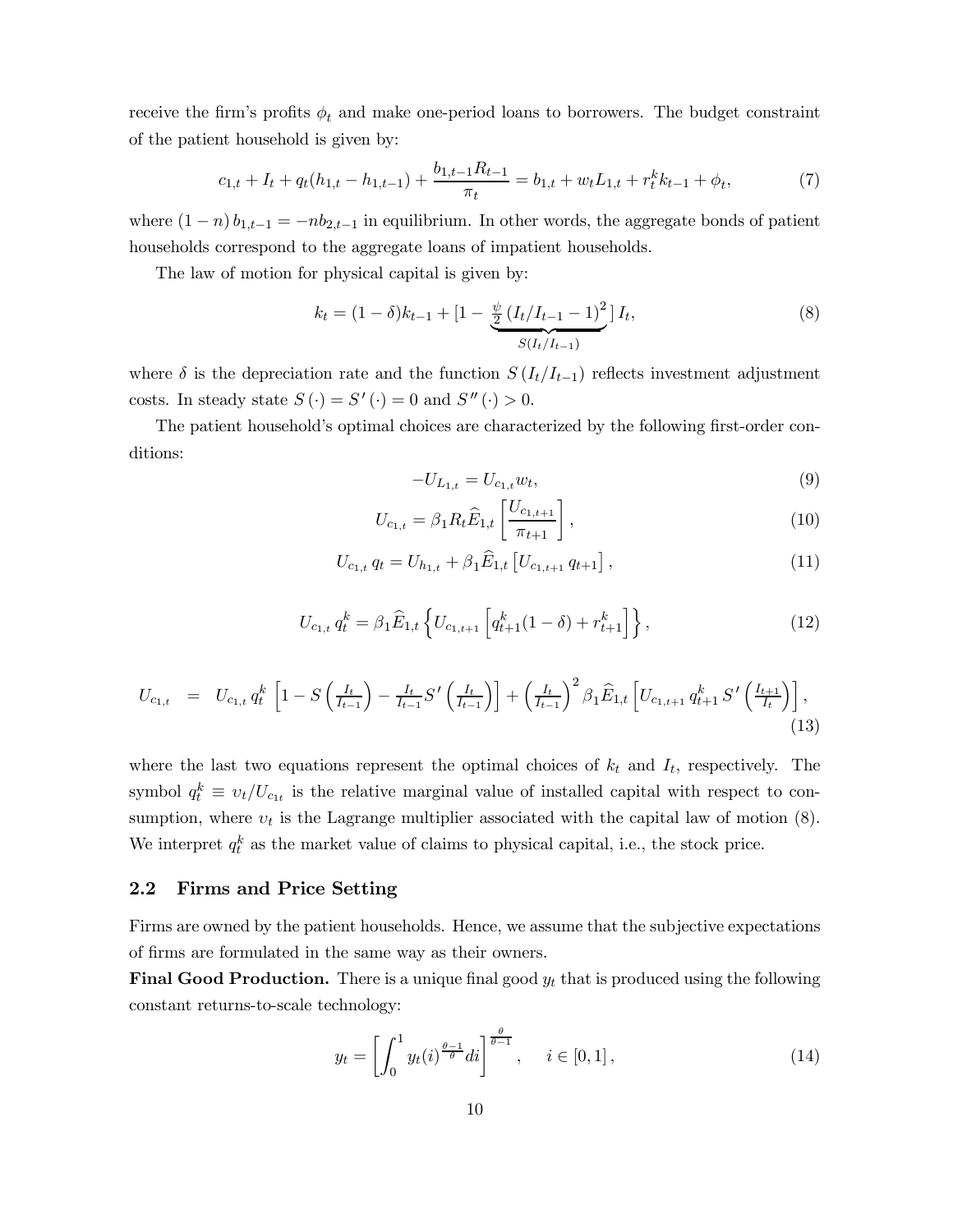receive the firm's profits $\phi_t$ and make one-period loans to borrowers. The budget constraint of the patient household is given by:

$$c_{1,t} + I_t + q_t(h_{1,t} - h_{1,t-1}) + \frac{b_{1,t-1}R_{t-1}}{\pi_t} = b_{1,t} + w_t L_{1,t} + r_t^k k_{t-1} + \phi_t, \tag{7}$$

where $(1-n)\,b_{1,t-1} = -nb_{2,t-1}$ in equilibrium. In other words, the aggregate bonds of patient households correspond to the aggregate loans of impatient households.

The law of motion for physical capital is given by:

$$k_t = (1-\delta)k_{t-1} + [1 - \underbrace{\tfrac{\psi}{2}\left(I_t/I_{t-1} - 1\right)^2}_{S(I_t/I_{t-1})}]\, I_t, \tag{8}$$

where $\delta$ is the depreciation rate and the function $S\left(I_t/I_{t-1}\right)$ reflects investment adjustment costs. In steady state $S\left(\cdot\right) = S'\left(\cdot\right) = 0$ and $S''\left(\cdot\right) > 0$.

The patient household's optimal choices are characterized by the following first-order conditions:

$$-U_{L_{1,t}} = U_{c_{1,t}} w_t, \tag{9}$$

$$U_{c_{1,t}} = \beta_1 R_t \widehat{E}_{1,t}\left[\frac{U_{c_{1,t+1}}}{\pi_{t+1}}\right], \tag{10}$$

$$U_{c_{1,t}}\, q_t = U_{h_{1,t}} + \beta_1 \widehat{E}_{1,t}\left[U_{c_{1,t+1}}\, q_{t+1}\right], \tag{11}$$

$$U_{c_{1,t}}\, q_t^k = \beta_1 \widehat{E}_{1,t}\left\{U_{c_{1,t+1}}\left[q_{t+1}^k(1-\delta) + r_{t+1}^k\right]\right\}, \tag{12}$$

$$U_{c_{1,t}} \;=\; U_{c_{1,t}}\, q_t^k \left[1 - S\left(\tfrac{I_t}{I_{t-1}}\right) - \tfrac{I_t}{I_{t-1}} S'\left(\tfrac{I_t}{I_{t-1}}\right)\right] + \left(\tfrac{I_t}{I_{t-1}}\right)^2 \beta_1 \widehat{E}_{1,t}\left[U_{c_{1,t+1}}\, q_{t+1}^k\, S'\left(\tfrac{I_{t+1}}{I_t}\right)\right], \tag{13}$$

where the last two equations represent the optimal choices of $k_t$ and $I_t$, respectively. The symbol $q_t^k \equiv \upsilon_t / U_{c_{1t}}$ is the relative marginal value of installed capital with respect to consumption, where $\upsilon_t$ is the Lagrange multiplier associated with the capital law of motion (8). We interpret $q_t^k$ as the market value of claims to physical capital, i.e., the stock price.

## 2.2 Firms and Price Setting

Firms are owned by the patient households. Hence, we assume that the subjective expectations of firms are formulated in the same way as their owners.

**Final Good Production.** There is a unique final good $y_t$ that is produced using the following constant returns-to-scale technology:

$$y_t = \left[\int_0^1 y_t(i)^{\frac{\theta-1}{\theta}} di\right]^{\frac{\theta}{\theta-1}}, \quad i \in [0,1], \tag{14}$$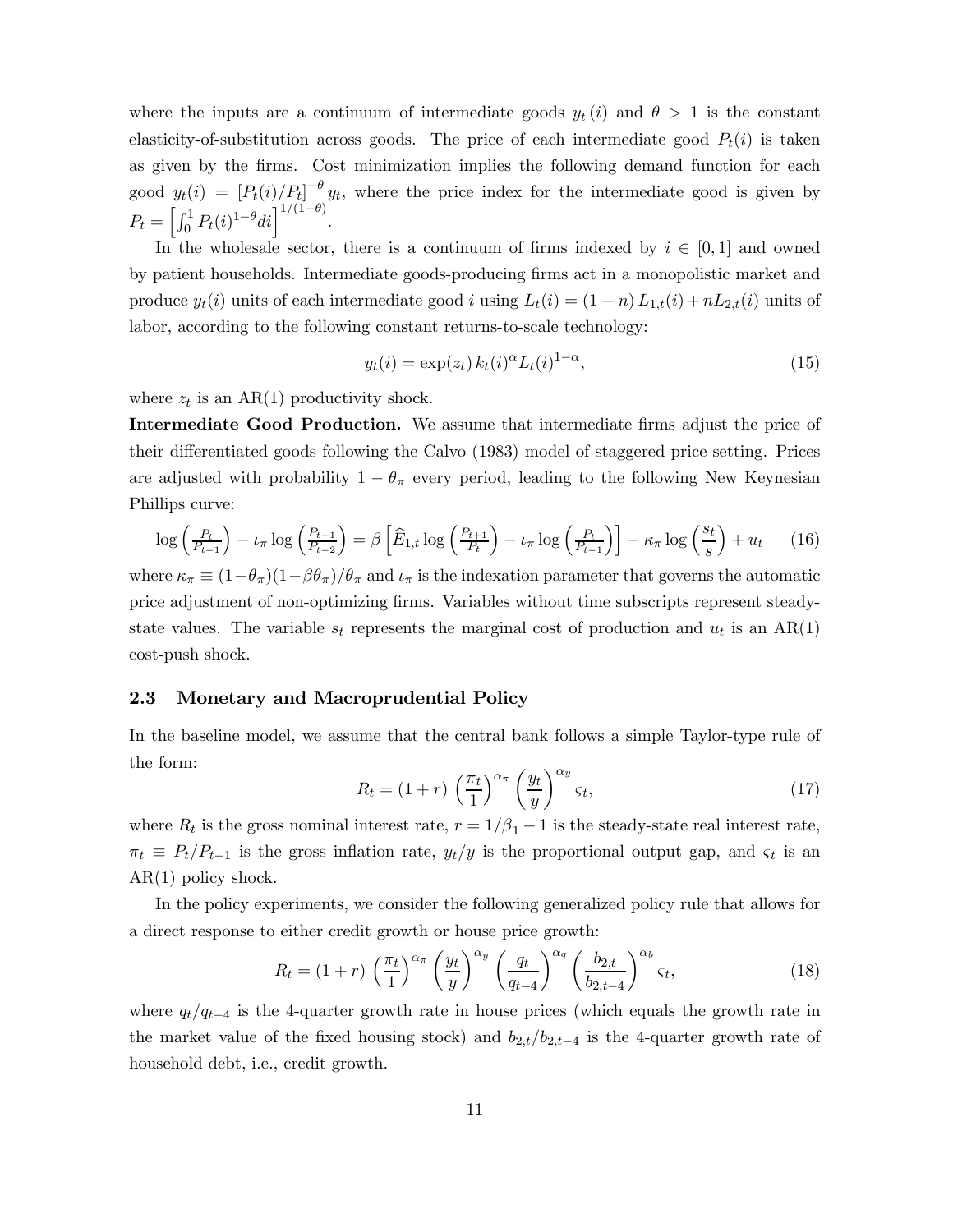where the inputs are a continuum of intermediate goods $y_t(i)$ and $\theta > 1$ is the constant elasticity-of-substitution across goods. The price of each intermediate good $P_t(i)$ is taken as given by the firms. Cost minimization implies the following demand function for each good $y_t(i) = [P_t(i)/P_t]^{-\theta} y_t$, where the price index for the intermediate good is given by $P_t = \left[\int_0^1 P_t(i)^{1-\theta} di\right]^{1/(1-\theta)}$.

In the wholesale sector, there is a continuum of firms indexed by $i \in [0,1]$ and owned by patient households. Intermediate goods-producing firms act in a monopolistic market and produce $y_t(i)$ units of each intermediate good $i$ using $L_t(i) = (1-n) L_{1,t}(i) + n L_{2,t}(i)$ units of labor, according to the following constant returns-to-scale technology:

$$y_t(i) = \exp(z_t)\, k_t(i)^{\alpha} L_t(i)^{1-\alpha}, \tag{15}$$

where $z_t$ is an AR(1) productivity shock.

**Intermediate Good Production.** We assume that intermediate firms adjust the price of their differentiated goods following the Calvo (1983) model of staggered price setting. Prices are adjusted with probability $1-\theta_\pi$ every period, leading to the following New Keynesian Phillips curve:

$$\log\left(\tfrac{P_t}{P_{t-1}}\right) - \iota_\pi \log\left(\tfrac{P_{t-1}}{P_{t-2}}\right) = \beta\left[\widehat{E}_{1,t} \log\left(\tfrac{P_{t+1}}{P_t}\right) - \iota_\pi \log\left(\tfrac{P_t}{P_{t-1}}\right)\right] - \kappa_\pi \log\left(\tfrac{s_t}{s}\right) + u_t \tag{16}$$

where $\kappa_\pi \equiv (1-\theta_\pi)(1-\beta\theta_\pi)/\theta_\pi$ and $\iota_\pi$ is the indexation parameter that governs the automatic price adjustment of non-optimizing firms. Variables without time subscripts represent steady-state values. The variable $s_t$ represents the marginal cost of production and $u_t$ is an AR(1) cost-push shock.

## 2.3 Monetary and Macroprudential Policy

In the baseline model, we assume that the central bank follows a simple Taylor-type rule of the form:

$$R_t = (1+r)\left(\frac{\pi_t}{1}\right)^{\alpha_\pi}\left(\frac{y_t}{y}\right)^{\alpha_y} \varsigma_t, \tag{17}$$

where $R_t$ is the gross nominal interest rate, $r = 1/\beta_1 - 1$ is the steady-state real interest rate, $\pi_t \equiv P_t/P_{t-1}$ is the gross inflation rate, $y_t/y$ is the proportional output gap, and $\varsigma_t$ is an AR(1) policy shock.

In the policy experiments, we consider the following generalized policy rule that allows for a direct response to either credit growth or house price growth:

$$R_t = (1+r)\left(\frac{\pi_t}{1}\right)^{\alpha_\pi}\left(\frac{y_t}{y}\right)^{\alpha_y}\left(\frac{q_t}{q_{t-4}}\right)^{\alpha_q}\left(\frac{b_{2,t}}{b_{2,t-4}}\right)^{\alpha_b} \varsigma_t, \tag{18}$$

where $q_t/q_{t-4}$ is the 4-quarter growth rate in house prices (which equals the growth rate in the market value of the fixed housing stock) and $b_{2,t}/b_{2,t-4}$ is the 4-quarter growth rate of household debt, i.e., credit growth.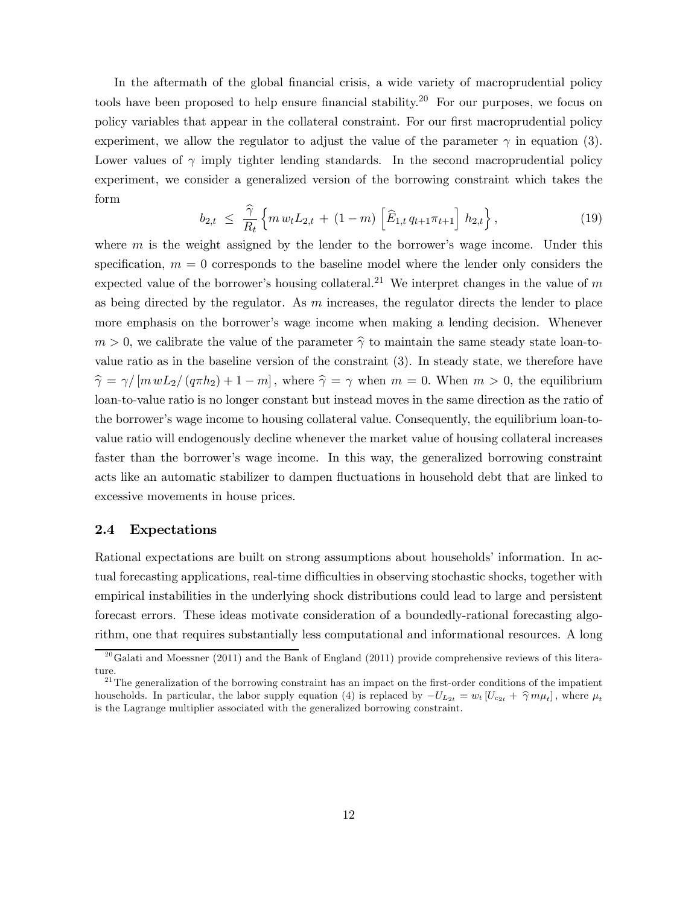In the aftermath of the global financial crisis, a wide variety of macroprudential policy tools have been proposed to help ensure financial stability.[20] For our purposes, we focus on policy variables that appear in the collateral constraint. For our first macroprudential policy experiment, we allow the regulator to adjust the value of the parameter $\gamma$ in equation (3). Lower values of $\gamma$ imply tighter lending standards. In the second macroprudential policy experiment, we consider a generalized version of the borrowing constraint which takes the form

$$b_{2,t} \ \leq \ \frac{\widehat{\gamma}}{R_t} \left\{ m \, w_t L_{2,t} \ + \ (1-m) \left[ \widehat{E}_{1,t} \, q_{t+1} \pi_{t+1} \right] \, h_{2,t} \right\}, \tag{19}$$

where $m$ is the weight assigned by the lender to the borrower's wage income. Under this specification, $m = 0$ corresponds to the baseline model where the lender only considers the expected value of the borrower's housing collateral.[21] We interpret changes in the value of $m$ as being directed by the regulator. As $m$ increases, the regulator directs the lender to place more emphasis on the borrower's wage income when making a lending decision. Whenever $m > 0$, we calibrate the value of the parameter $\widehat{\gamma}$ to maintain the same steady state loan-to-value ratio as in the baseline version of the constraint (3). In steady state, we therefore have $\widehat{\gamma} = \gamma / \left[ m \, w L_2 / \left( q \pi h_2 \right) + 1 - m \right]$, where $\widehat{\gamma} = \gamma$ when $m = 0$. When $m > 0$, the equilibrium loan-to-value ratio is no longer constant but instead moves in the same direction as the ratio of the borrower's wage income to housing collateral value. Consequently, the equilibrium loan-to-value ratio will endogenously decline whenever the market value of housing collateral increases faster than the borrower's wage income. In this way, the generalized borrowing constraint acts like an automatic stabilizer to dampen fluctuations in household debt that are linked to excessive movements in house prices.

### 2.4 Expectations

Rational expectations are built on strong assumptions about households' information. In actual forecasting applications, real-time difficulties in observing stochastic shocks, together with empirical instabilities in the underlying shock distributions could lead to large and persistent forecast errors. These ideas motivate consideration of a boundedly-rational forecasting algorithm, one that requires substantially less computational and informational resources. A long

[20] Galati and Moessner (2011) and the Bank of England (2011) provide comprehensive reviews of this literature.

[21] The generalization of the borrowing constraint has an impact on the first-order conditions of the impatient households. In particular, the labor supply equation (4) is replaced by $-U_{L_{2t}} = w_t \left[ U_{c_{2t}} + \ \widehat{\gamma} \, m \mu_t \right]$, where $\mu_t$ is the Lagrange multiplier associated with the generalized borrowing constraint.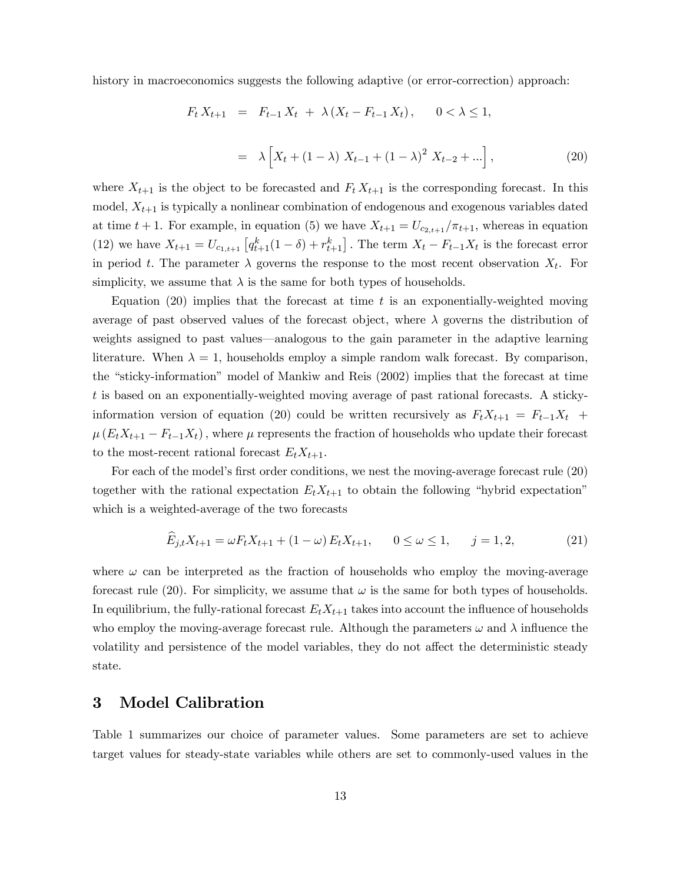history in macroeconomics suggests the following adaptive (or error-correction) approach:

$$
\begin{aligned}
F_t X_{t+1} &= F_{t-1} X_t + \lambda (X_t - F_{t-1} X_t), \qquad 0 < \lambda \leq 1, \\
&= \lambda \left[ X_t + (1-\lambda) X_{t-1} + (1-\lambda)^2 X_{t-2} + ... \right], \qquad (20)
\end{aligned}
$$

where $X_{t+1}$ is the object to be forecasted and $F_t X_{t+1}$ is the corresponding forecast. In this model, $X_{t+1}$ is typically a nonlinear combination of endogenous and exogenous variables dated at time $t+1$. For example, in equation (5) we have $X_{t+1} = U_{c_{2,t+1}} / \pi_{t+1}$, whereas in equation (12) we have $X_{t+1} = U_{c_{1,t+1}} \left[ q^k_{t+1}(1-\delta) + r^k_{t+1} \right]$. The term $X_t - F_{t-1} X_t$ is the forecast error in period $t$. The parameter $\lambda$ governs the response to the most recent observation $X_t$. For simplicity, we assume that $\lambda$ is the same for both types of households.

Equation (20) implies that the forecast at time $t$ is an exponentially-weighted moving average of past observed values of the forecast object, where $\lambda$ governs the distribution of weights assigned to past values—analogous to the gain parameter in the adaptive learning literature. When $\lambda = 1$, households employ a simple random walk forecast. By comparison, the "sticky-information" model of Mankiw and Reis (2002) implies that the forecast at time $t$ is based on an exponentially-weighted moving average of past rational forecasts. A sticky-information version of equation (20) could be written recursively as $F_t X_{t+1} = F_{t-1} X_t + \mu (E_t X_{t+1} - F_{t-1} X_t)$, where $\mu$ represents the fraction of households who update their forecast to the most-recent rational forecast $E_t X_{t+1}$.

For each of the model's first order conditions, we nest the moving-average forecast rule (20) together with the rational expectation $E_t X_{t+1}$ to obtain the following "hybrid expectation" which is a weighted-average of the two forecasts

$$
\widehat{E}_{j,t} X_{t+1} = \omega F_t X_{t+1} + (1-\omega) E_t X_{t+1}, \qquad 0 \leq \omega \leq 1, \qquad j = 1, 2, \qquad (21)
$$

where $\omega$ can be interpreted as the fraction of households who employ the moving-average forecast rule (20). For simplicity, we assume that $\omega$ is the same for both types of households. In equilibrium, the fully-rational forecast $E_t X_{t+1}$ takes into account the influence of households who employ the moving-average forecast rule. Although the parameters $\omega$ and $\lambda$ influence the volatility and persistence of the model variables, they do not affect the deterministic steady state.

# 3 Model Calibration

Table 1 summarizes our choice of parameter values. Some parameters are set to achieve target values for steady-state variables while others are set to commonly-used values in the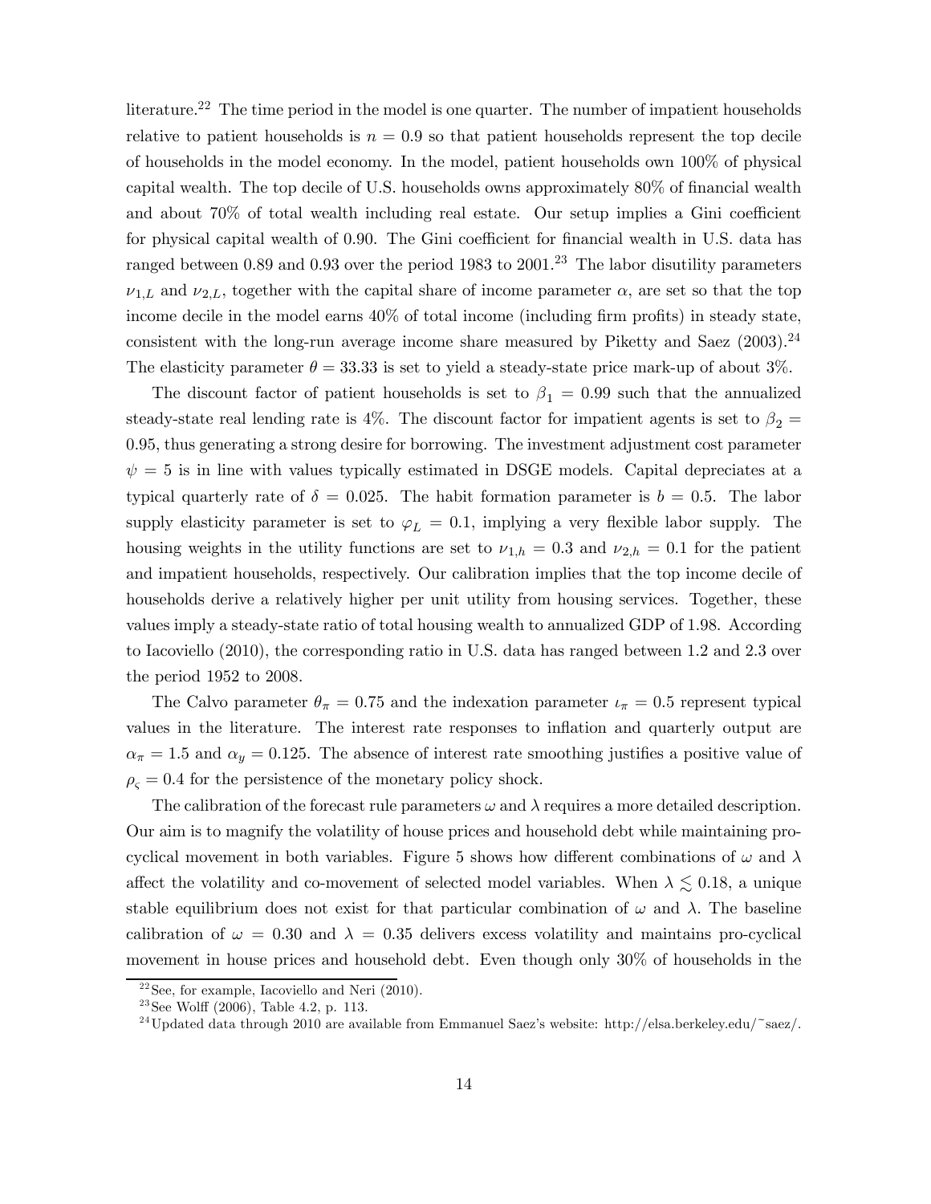literature.[22] The time period in the model is one quarter. The number of impatient households relative to patient households is $n = 0.9$ so that patient households represent the top decile of households in the model economy. In the model, patient households own 100% of physical capital wealth. The top decile of U.S. households owns approximately 80% of financial wealth and about 70% of total wealth including real estate. Our setup implies a Gini coefficient for physical capital wealth of 0.90. The Gini coefficient for financial wealth in U.S. data has ranged between 0.89 and 0.93 over the period 1983 to 2001.[23] The labor disutility parameters $\nu_{1,L}$ and $\nu_{2,L}$, together with the capital share of income parameter $\alpha$, are set so that the top income decile in the model earns 40% of total income (including firm profits) in steady state, consistent with the long-run average income share measured by Piketty and Saez (2003).[24] The elasticity parameter $\theta = 33.33$ is set to yield a steady-state price mark-up of about 3%.

The discount factor of patient households is set to $\beta_1 = 0.99$ such that the annualized steady-state real lending rate is 4%. The discount factor for impatient agents is set to $\beta_2 = 0.95$, thus generating a strong desire for borrowing. The investment adjustment cost parameter $\psi = 5$ is in line with values typically estimated in DSGE models. Capital depreciates at a typical quarterly rate of $\delta = 0.025$. The habit formation parameter is $b = 0.5$. The labor supply elasticity parameter is set to $\varphi_L = 0.1$, implying a very flexible labor supply. The housing weights in the utility functions are set to $\nu_{1,h} = 0.3$ and $\nu_{2,h} = 0.1$ for the patient and impatient households, respectively. Our calibration implies that the top income decile of households derive a relatively higher per unit utility from housing services. Together, these values imply a steady-state ratio of total housing wealth to annualized GDP of 1.98. According to Iacoviello (2010), the corresponding ratio in U.S. data has ranged between 1.2 and 2.3 over the period 1952 to 2008.

The Calvo parameter $\theta_\pi = 0.75$ and the indexation parameter $\iota_\pi = 0.5$ represent typical values in the literature. The interest rate responses to inflation and quarterly output are $\alpha_\pi = 1.5$ and $\alpha_y = 0.125$. The absence of interest rate smoothing justifies a positive value of $\rho_\varsigma = 0.4$ for the persistence of the monetary policy shock.

The calibration of the forecast rule parameters $\omega$ and $\lambda$ requires a more detailed description. Our aim is to magnify the volatility of house prices and household debt while maintaining pro-cyclical movement in both variables. Figure 5 shows how different combinations of $\omega$ and $\lambda$ affect the volatility and co-movement of selected model variables. When $\lambda \lesssim 0.18$, a unique stable equilibrium does not exist for that particular combination of $\omega$ and $\lambda$. The baseline calibration of $\omega = 0.30$ and $\lambda = 0.35$ delivers excess volatility and maintains pro-cyclical movement in house prices and household debt. Even though only 30% of households in the

[22] See, for example, Iacoviello and Neri (2010).

[23] See Wolff (2006), Table 4.2, p. 113.

[24] Updated data through 2010 are available from Emmanuel Saez's website: http://elsa.berkeley.edu/~saez/.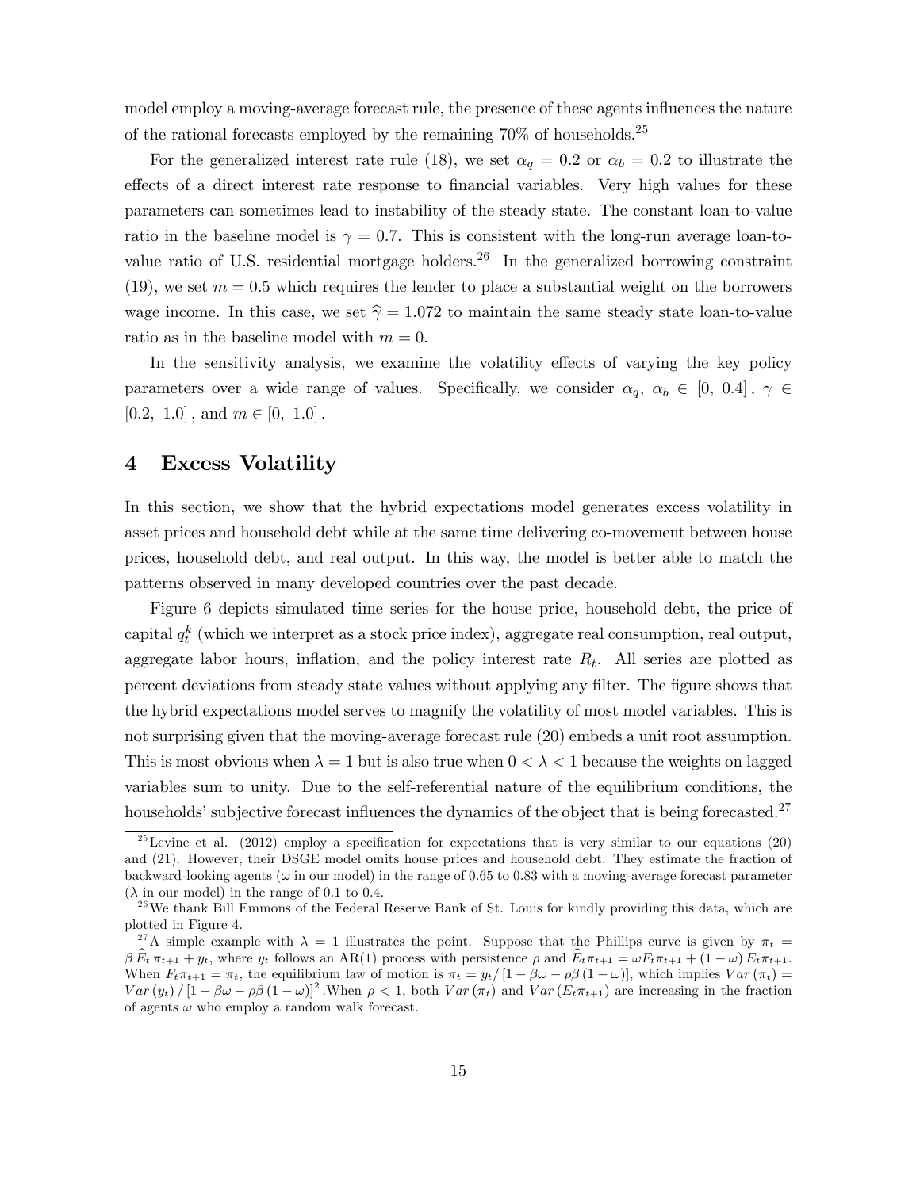model employ a moving-average forecast rule, the presence of these agents influences the nature of the rational forecasts employed by the remaining 70% of households.[25]

For the generalized interest rate rule (18), we set $\alpha_q = 0.2$ or $\alpha_b = 0.2$ to illustrate the effects of a direct interest rate response to financial variables. Very high values for these parameters can sometimes lead to instability of the steady state. The constant loan-to-value ratio in the baseline model is $\gamma = 0.7$. This is consistent with the long-run average loan-to-value ratio of U.S. residential mortgage holders.[26] In the generalized borrowing constraint (19), we set $m = 0.5$ which requires the lender to place a substantial weight on the borrowers wage income. In this case, we set $\widehat{\gamma} = 1.072$ to maintain the same steady state loan-to-value ratio as in the baseline model with $m = 0$.

In the sensitivity analysis, we examine the volatility effects of varying the key policy parameters over a wide range of values. Specifically, we consider $\alpha_q,\ \alpha_b \in [0,\ 0.4]$, $\gamma \in [0.2,\ 1.0]$, and $m \in [0,\ 1.0]$.

# 4 Excess Volatility

In this section, we show that the hybrid expectations model generates excess volatility in asset prices and household debt while at the same time delivering co-movement between house prices, household debt, and real output. In this way, the model is better able to match the patterns observed in many developed countries over the past decade.

Figure 6 depicts simulated time series for the house price, household debt, the price of capital $q_t^k$ (which we interpret as a stock price index), aggregate real consumption, real output, aggregate labor hours, inflation, and the policy interest rate $R_t$. All series are plotted as percent deviations from steady state values without applying any filter. The figure shows that the hybrid expectations model serves to magnify the volatility of most model variables. This is not surprising given that the moving-average forecast rule (20) embeds a unit root assumption. This is most obvious when $\lambda = 1$ but is also true when $0 < \lambda < 1$ because the weights on lagged variables sum to unity. Due to the self-referential nature of the equilibrium conditions, the households' subjective forecast influences the dynamics of the object that is being forecasted.[27]

---

[25] Levine et al. (2012) employ a specification for expectations that is very similar to our equations (20) and (21). However, their DSGE model omits house prices and household debt. They estimate the fraction of backward-looking agents ($\omega$ in our model) in the range of 0.65 to 0.83 with a moving-average forecast parameter ($\lambda$ in our model) in the range of 0.1 to 0.4.

[26] We thank Bill Emmons of the Federal Reserve Bank of St. Louis for kindly providing this data, which are plotted in Figure 4.

[27] A simple example with $\lambda = 1$ illustrates the point. Suppose that the Phillips curve is given by $\pi_t = \beta \widehat{E}_t \pi_{t+1} + y_t$, where $y_t$ follows an AR(1) process with persistence $\rho$ and $\widehat{E}_t \pi_{t+1} = \omega F_t \pi_{t+1} + (1 - \omega) E_t \pi_{t+1}$. When $F_t \pi_{t+1} = \pi_t$, the equilibrium law of motion is $\pi_t = y_t / [1 - \beta\omega - \rho\beta(1 - \omega)]$, which implies $Var(\pi_t) = Var(y_t) / [1 - \beta\omega - \rho\beta(1 - \omega)]^2$. When $\rho < 1$, both $Var(\pi_t)$ and $Var(E_t \pi_{t+1})$ are increasing in the fraction of agents $\omega$ who employ a random walk forecast.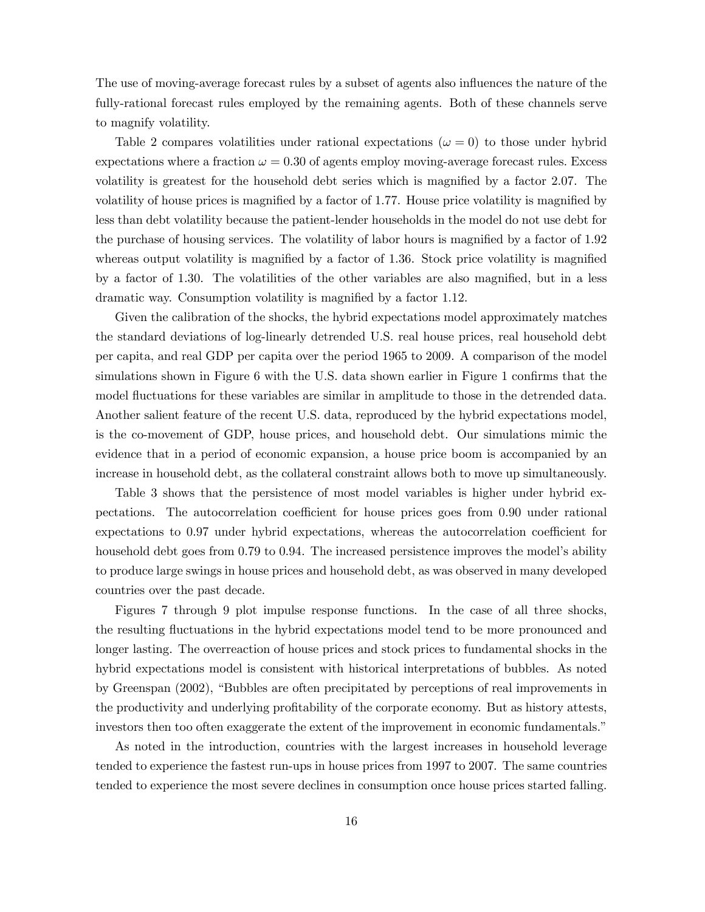The use of moving-average forecast rules by a subset of agents also influences the nature of the fully-rational forecast rules employed by the remaining agents. Both of these channels serve to magnify volatility.

Table 2 compares volatilities under rational expectations ($\omega = 0$) to those under hybrid expectations where a fraction $\omega = 0.30$ of agents employ moving-average forecast rules. Excess volatility is greatest for the household debt series which is magnified by a factor 2.07. The volatility of house prices is magnified by a factor of 1.77. House price volatility is magnified by less than debt volatility because the patient-lender households in the model do not use debt for the purchase of housing services. The volatility of labor hours is magnified by a factor of 1.92 whereas output volatility is magnified by a factor of 1.36. Stock price volatility is magnified by a factor of 1.30. The volatilities of the other variables are also magnified, but in a less dramatic way. Consumption volatility is magnified by a factor 1.12.

Given the calibration of the shocks, the hybrid expectations model approximately matches the standard deviations of log-linearly detrended U.S. real house prices, real household debt per capita, and real GDP per capita over the period 1965 to 2009. A comparison of the model simulations shown in Figure 6 with the U.S. data shown earlier in Figure 1 confirms that the model fluctuations for these variables are similar in amplitude to those in the detrended data. Another salient feature of the recent U.S. data, reproduced by the hybrid expectations model, is the co-movement of GDP, house prices, and household debt. Our simulations mimic the evidence that in a period of economic expansion, a house price boom is accompanied by an increase in household debt, as the collateral constraint allows both to move up simultaneously.

Table 3 shows that the persistence of most model variables is higher under hybrid expectations. The autocorrelation coefficient for house prices goes from 0.90 under rational expectations to 0.97 under hybrid expectations, whereas the autocorrelation coefficient for household debt goes from 0.79 to 0.94. The increased persistence improves the model's ability to produce large swings in house prices and household debt, as was observed in many developed countries over the past decade.

Figures 7 through 9 plot impulse response functions. In the case of all three shocks, the resulting fluctuations in the hybrid expectations model tend to be more pronounced and longer lasting. The overreaction of house prices and stock prices to fundamental shocks in the hybrid expectations model is consistent with historical interpretations of bubbles. As noted by Greenspan (2002), "Bubbles are often precipitated by perceptions of real improvements in the productivity and underlying profitability of the corporate economy. But as history attests, investors then too often exaggerate the extent of the improvement in economic fundamentals."

As noted in the introduction, countries with the largest increases in household leverage tended to experience the fastest run-ups in house prices from 1997 to 2007. The same countries tended to experience the most severe declines in consumption once house prices started falling.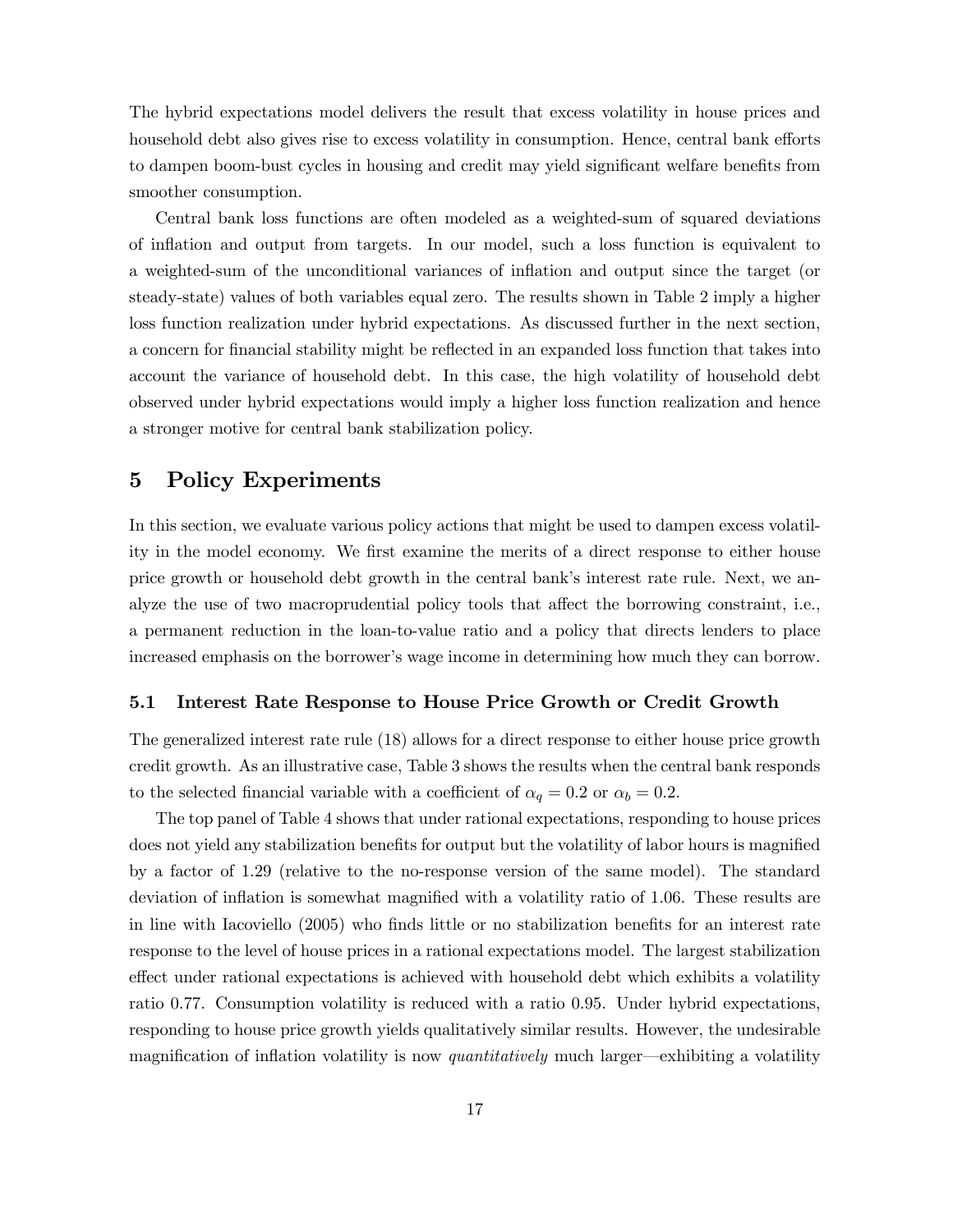The hybrid expectations model delivers the result that excess volatility in house prices and household debt also gives rise to excess volatility in consumption. Hence, central bank efforts to dampen boom-bust cycles in housing and credit may yield significant welfare benefits from smoother consumption.

Central bank loss functions are often modeled as a weighted-sum of squared deviations of inflation and output from targets. In our model, such a loss function is equivalent to a weighted-sum of the unconditional variances of inflation and output since the target (or steady-state) values of both variables equal zero. The results shown in Table 2 imply a higher loss function realization under hybrid expectations. As discussed further in the next section, a concern for financial stability might be reflected in an expanded loss function that takes into account the variance of household debt. In this case, the high volatility of household debt observed under hybrid expectations would imply a higher loss function realization and hence a stronger motive for central bank stabilization policy.

# 5 Policy Experiments

In this section, we evaluate various policy actions that might be used to dampen excess volatility in the model economy. We first examine the merits of a direct response to either house price growth or household debt growth in the central bank's interest rate rule. Next, we analyze the use of two macroprudential policy tools that affect the borrowing constraint, i.e., a permanent reduction in the loan-to-value ratio and a policy that directs lenders to place increased emphasis on the borrower's wage income in determining how much they can borrow.

## 5.1 Interest Rate Response to House Price Growth or Credit Growth

The generalized interest rate rule (18) allows for a direct response to either house price growth credit growth. As an illustrative case, Table 3 shows the results when the central bank responds to the selected financial variable with a coefficient of $\alpha_q = 0.2$ or $\alpha_b = 0.2$.

The top panel of Table 4 shows that under rational expectations, responding to house prices does not yield any stabilization benefits for output but the volatility of labor hours is magnified by a factor of 1.29 (relative to the no-response version of the same model). The standard deviation of inflation is somewhat magnified with a volatility ratio of 1.06. These results are in line with Iacoviello (2005) who finds little or no stabilization benefits for an interest rate response to the level of house prices in a rational expectations model. The largest stabilization effect under rational expectations is achieved with household debt which exhibits a volatility ratio 0.77. Consumption volatility is reduced with a ratio 0.95. Under hybrid expectations, responding to house price growth yields qualitatively similar results. However, the undesirable magnification of inflation volatility is now *quantitatively* much larger—exhibiting a volatility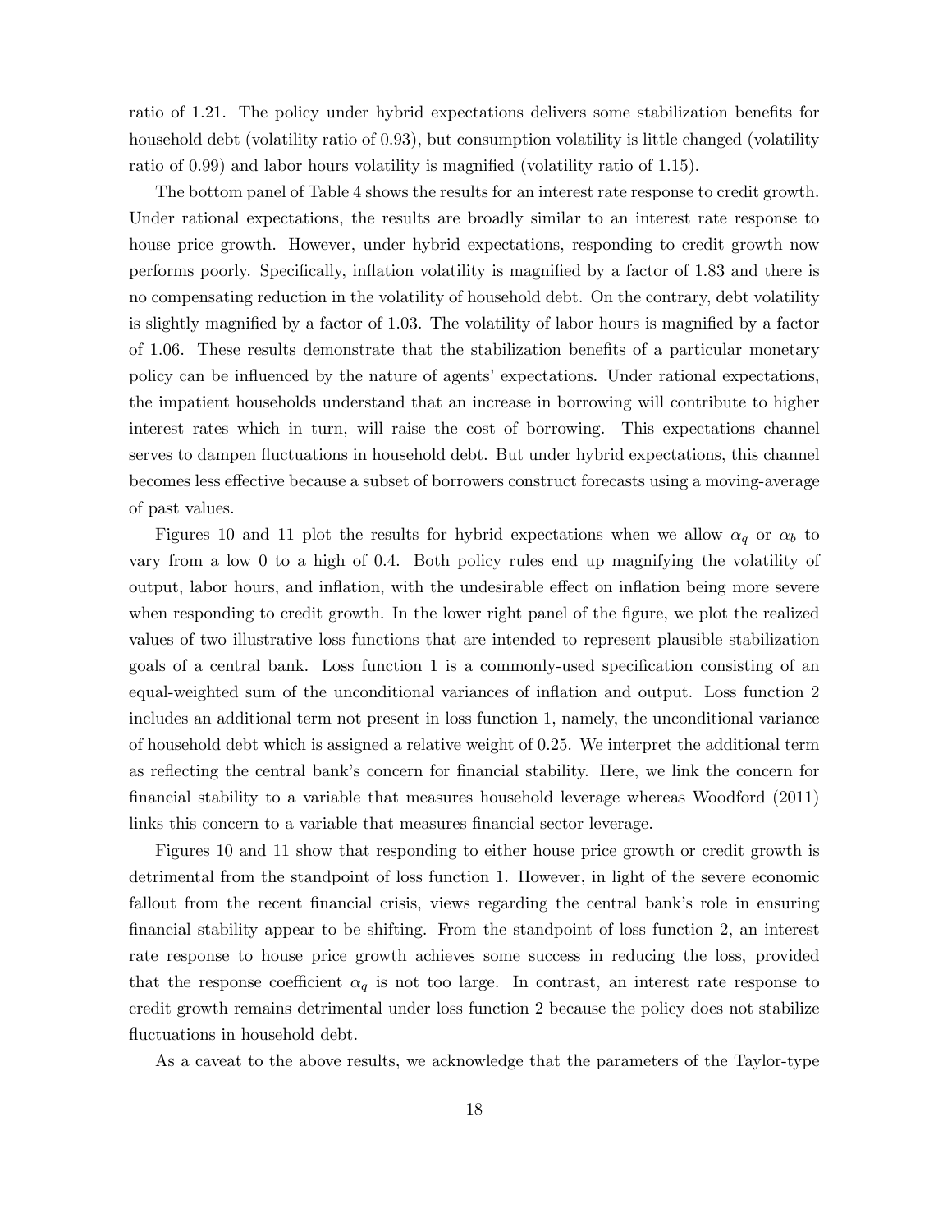ratio of 1.21. The policy under hybrid expectations delivers some stabilization benefits for household debt (volatility ratio of 0.93), but consumption volatility is little changed (volatility ratio of 0.99) and labor hours volatility is magnified (volatility ratio of 1.15).

The bottom panel of Table 4 shows the results for an interest rate response to credit growth. Under rational expectations, the results are broadly similar to an interest rate response to house price growth. However, under hybrid expectations, responding to credit growth now performs poorly. Specifically, inflation volatility is magnified by a factor of 1.83 and there is no compensating reduction in the volatility of household debt. On the contrary, debt volatility is slightly magnified by a factor of 1.03. The volatility of labor hours is magnified by a factor of 1.06. These results demonstrate that the stabilization benefits of a particular monetary policy can be influenced by the nature of agents' expectations. Under rational expectations, the impatient households understand that an increase in borrowing will contribute to higher interest rates which in turn, will raise the cost of borrowing. This expectations channel serves to dampen fluctuations in household debt. But under hybrid expectations, this channel becomes less effective because a subset of borrowers construct forecasts using a moving-average of past values.

Figures 10 and 11 plot the results for hybrid expectations when we allow $\alpha_q$ or $\alpha_b$ to vary from a low 0 to a high of 0.4. Both policy rules end up magnifying the volatility of output, labor hours, and inflation, with the undesirable effect on inflation being more severe when responding to credit growth. In the lower right panel of the figure, we plot the realized values of two illustrative loss functions that are intended to represent plausible stabilization goals of a central bank. Loss function 1 is a commonly-used specification consisting of an equal-weighted sum of the unconditional variances of inflation and output. Loss function 2 includes an additional term not present in loss function 1, namely, the unconditional variance of household debt which is assigned a relative weight of 0.25. We interpret the additional term as reflecting the central bank's concern for financial stability. Here, we link the concern for financial stability to a variable that measures household leverage whereas Woodford (2011) links this concern to a variable that measures financial sector leverage.

Figures 10 and 11 show that responding to either house price growth or credit growth is detrimental from the standpoint of loss function 1. However, in light of the severe economic fallout from the recent financial crisis, views regarding the central bank's role in ensuring financial stability appear to be shifting. From the standpoint of loss function 2, an interest rate response to house price growth achieves some success in reducing the loss, provided that the response coefficient $\alpha_q$ is not too large. In contrast, an interest rate response to credit growth remains detrimental under loss function 2 because the policy does not stabilize fluctuations in household debt.

As a caveat to the above results, we acknowledge that the parameters of the Taylor-type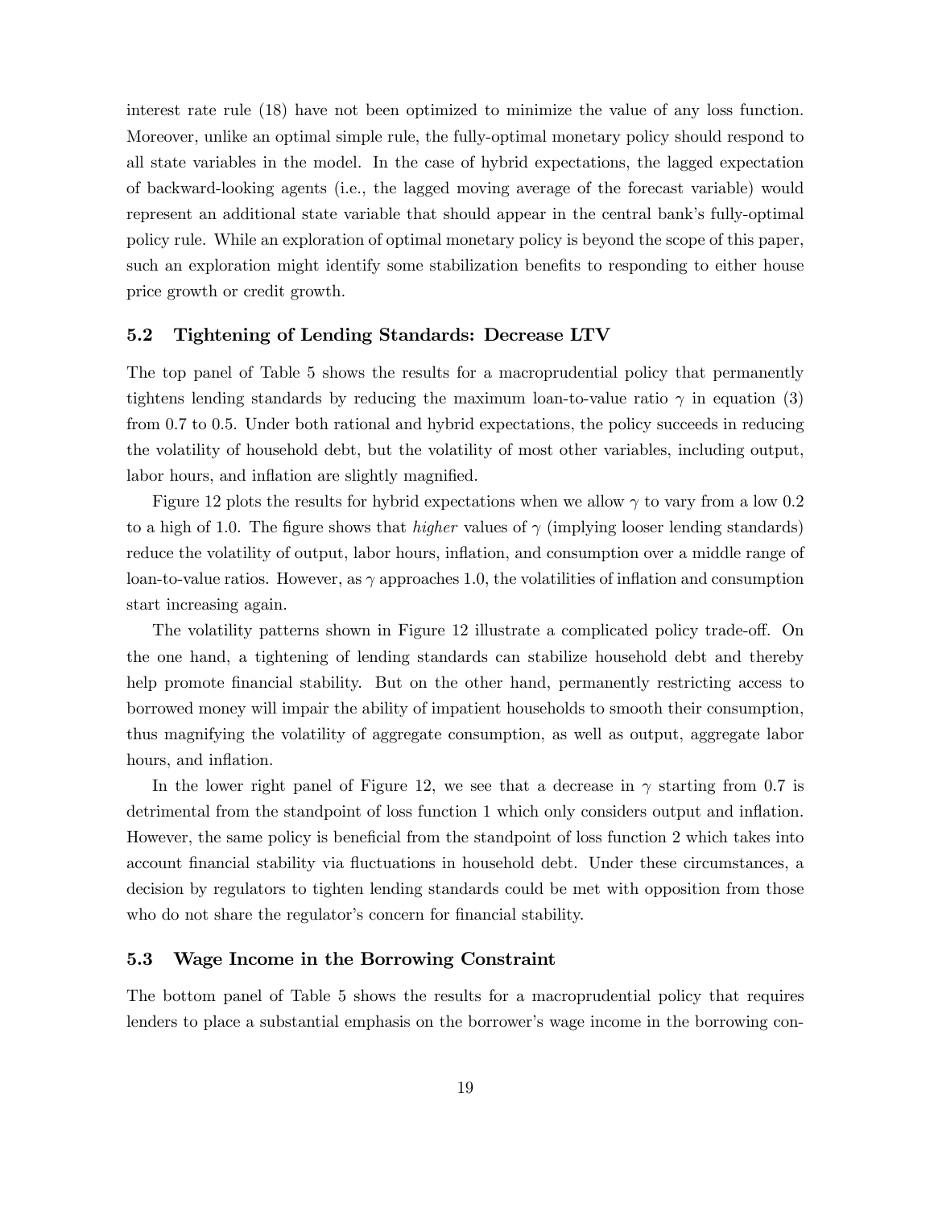interest rate rule (18) have not been optimized to minimize the value of any loss function. Moreover, unlike an optimal simple rule, the fully-optimal monetary policy should respond to all state variables in the model. In the case of hybrid expectations, the lagged expectation of backward-looking agents (i.e., the lagged moving average of the forecast variable) would represent an additional state variable that should appear in the central bank's fully-optimal policy rule. While an exploration of optimal monetary policy is beyond the scope of this paper, such an exploration might identify some stabilization benefits to responding to either house price growth or credit growth.

### 5.2 Tightening of Lending Standards: Decrease LTV

The top panel of Table 5 shows the results for a macroprudential policy that permanently tightens lending standards by reducing the maximum loan-to-value ratio $\gamma$ in equation (3) from 0.7 to 0.5. Under both rational and hybrid expectations, the policy succeeds in reducing the volatility of household debt, but the volatility of most other variables, including output, labor hours, and inflation are slightly magnified.

Figure 12 plots the results for hybrid expectations when we allow $\gamma$ to vary from a low 0.2 to a high of 1.0. The figure shows that *higher* values of $\gamma$ (implying looser lending standards) reduce the volatility of output, labor hours, inflation, and consumption over a middle range of loan-to-value ratios. However, as $\gamma$ approaches 1.0, the volatilities of inflation and consumption start increasing again.

The volatility patterns shown in Figure 12 illustrate a complicated policy trade-off. On the one hand, a tightening of lending standards can stabilize household debt and thereby help promote financial stability. But on the other hand, permanently restricting access to borrowed money will impair the ability of impatient households to smooth their consumption, thus magnifying the volatility of aggregate consumption, as well as output, aggregate labor hours, and inflation.

In the lower right panel of Figure 12, we see that a decrease in $\gamma$ starting from 0.7 is detrimental from the standpoint of loss function 1 which only considers output and inflation. However, the same policy is beneficial from the standpoint of loss function 2 which takes into account financial stability via fluctuations in household debt. Under these circumstances, a decision by regulators to tighten lending standards could be met with opposition from those who do not share the regulator's concern for financial stability.

### 5.3 Wage Income in the Borrowing Constraint

The bottom panel of Table 5 shows the results for a macroprudential policy that requires lenders to place a substantial emphasis on the borrower's wage income in the borrowing con-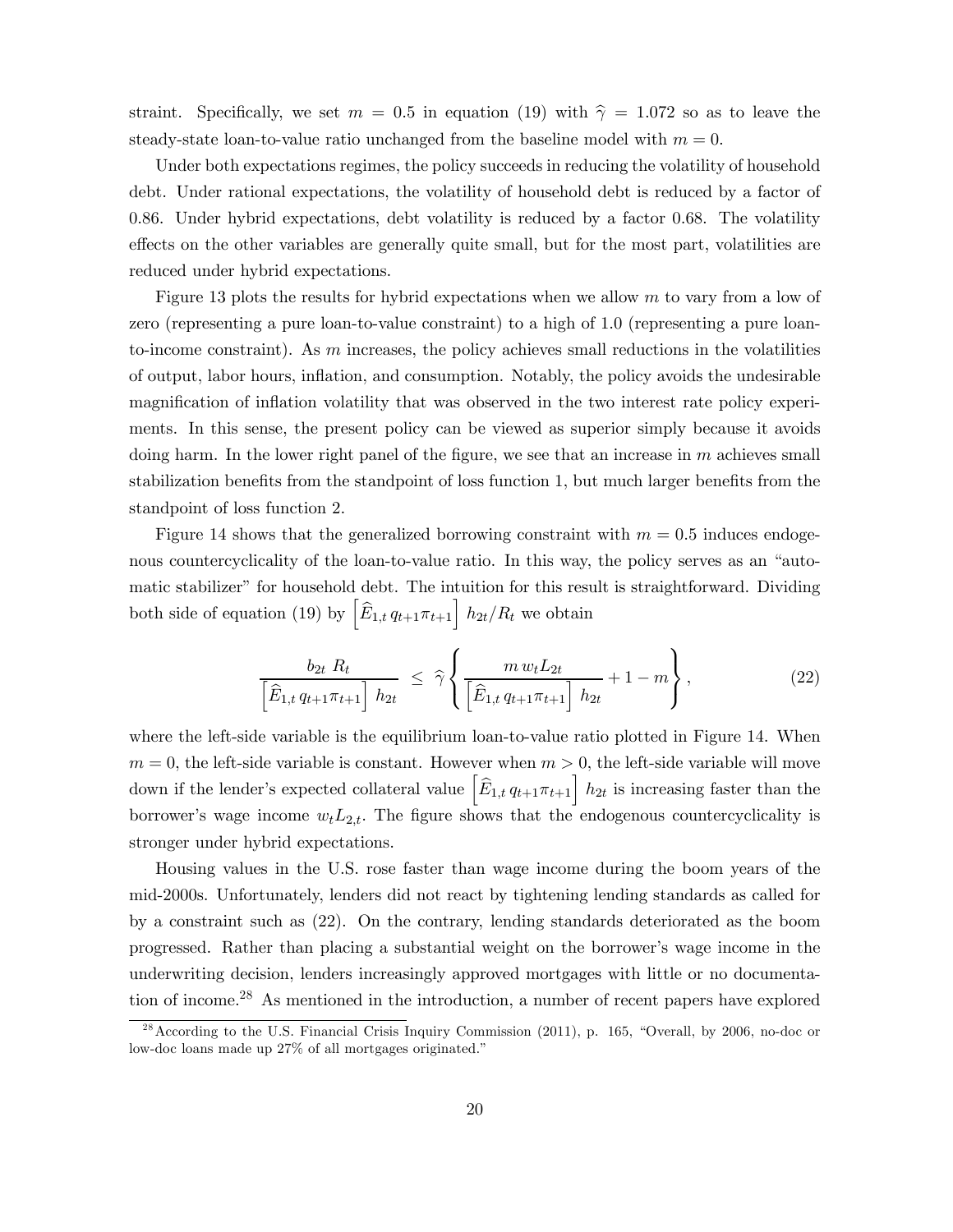straint. Specifically, we set $m = 0.5$ in equation (19) with $\widehat{\gamma} = 1.072$ so as to leave the steady-state loan-to-value ratio unchanged from the baseline model with $m = 0$.

Under both expectations regimes, the policy succeeds in reducing the volatility of household debt. Under rational expectations, the volatility of household debt is reduced by a factor of 0.86. Under hybrid expectations, debt volatility is reduced by a factor 0.68. The volatility effects on the other variables are generally quite small, but for the most part, volatilities are reduced under hybrid expectations.

Figure 13 plots the results for hybrid expectations when we allow $m$ to vary from a low of zero (representing a pure loan-to-value constraint) to a high of 1.0 (representing a pure loan-to-income constraint). As $m$ increases, the policy achieves small reductions in the volatilities of output, labor hours, inflation, and consumption. Notably, the policy avoids the undesirable magnification of inflation volatility that was observed in the two interest rate policy experiments. In this sense, the present policy can be viewed as superior simply because it avoids doing harm. In the lower right panel of the figure, we see that an increase in $m$ achieves small stabilization benefits from the standpoint of loss function 1, but much larger benefits from the standpoint of loss function 2.

Figure 14 shows that the generalized borrowing constraint with $m = 0.5$ induces endogenous countercyclicality of the loan-to-value ratio. In this way, the policy serves as an "automatic stabilizer" for household debt. The intuition for this result is straightforward. Dividing both side of equation (19) by $\left[\widehat{E}_{1,t}\, q_{t+1}\pi_{t+1}\right]\, h_{2t}/R_t$ we obtain

$$\frac{b_{2t}\; R_t}{\left[\widehat{E}_{1,t}\, q_{t+1}\pi_{t+1}\right]\; h_{2t}} \;\leq\; \widehat{\gamma}\left\{ \frac{m\, w_t L_{2t}}{\left[\widehat{E}_{1,t}\, q_{t+1}\pi_{t+1}\right]\; h_{2t}} + 1 - m \right\}, \tag{22}$$

where the left-side variable is the equilibrium loan-to-value ratio plotted in Figure 14. When $m = 0$, the left-side variable is constant. However when $m > 0$, the left-side variable will move down if the lender's expected collateral value $\left[\widehat{E}_{1,t}\, q_{t+1}\pi_{t+1}\right]\, h_{2t}$ is increasing faster than the borrower's wage income $w_t L_{2,t}$. The figure shows that the endogenous countercyclicality is stronger under hybrid expectations.

Housing values in the U.S. rose faster than wage income during the boom years of the mid-2000s. Unfortunately, lenders did not react by tightening lending standards as called for by a constraint such as (22). On the contrary, lending standards deteriorated as the boom progressed. Rather than placing a substantial weight on the borrower's wage income in the underwriting decision, lenders increasingly approved mortgages with little or no documentation of income.[28] As mentioned in the introduction, a number of recent papers have explored

[28] According to the U.S. Financial Crisis Inquiry Commission (2011), p. 165, "Overall, by 2006, no-doc or low-doc loans made up 27% of all mortgages originated."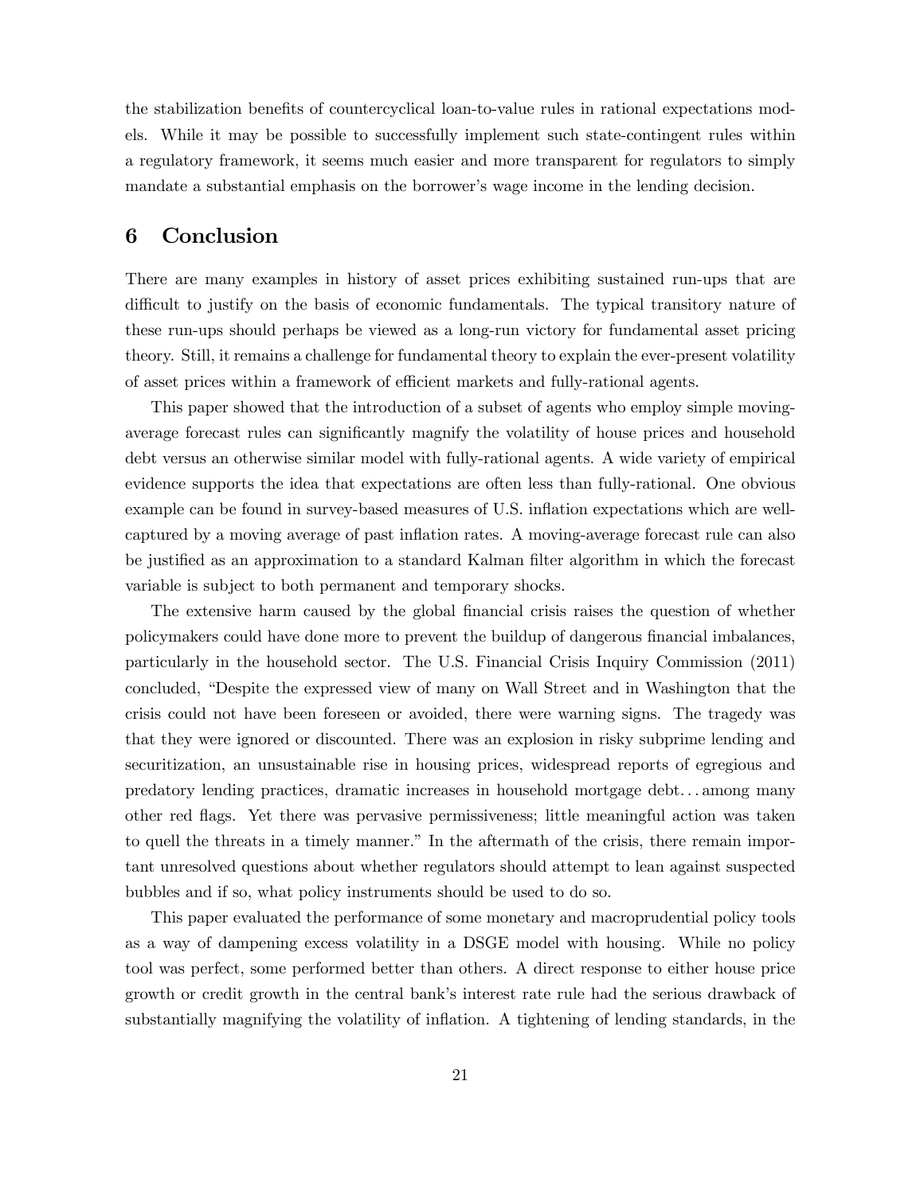the stabilization benefits of countercyclical loan-to-value rules in rational expectations models. While it may be possible to successfully implement such state-contingent rules within a regulatory framework, it seems much easier and more transparent for regulators to simply mandate a substantial emphasis on the borrower's wage income in the lending decision.

## 6 Conclusion

There are many examples in history of asset prices exhibiting sustained run-ups that are difficult to justify on the basis of economic fundamentals. The typical transitory nature of these run-ups should perhaps be viewed as a long-run victory for fundamental asset pricing theory. Still, it remains a challenge for fundamental theory to explain the ever-present volatility of asset prices within a framework of efficient markets and fully-rational agents.

This paper showed that the introduction of a subset of agents who employ simple moving-average forecast rules can significantly magnify the volatility of house prices and household debt versus an otherwise similar model with fully-rational agents. A wide variety of empirical evidence supports the idea that expectations are often less than fully-rational. One obvious example can be found in survey-based measures of U.S. inflation expectations which are well-captured by a moving average of past inflation rates. A moving-average forecast rule can also be justified as an approximation to a standard Kalman filter algorithm in which the forecast variable is subject to both permanent and temporary shocks.

The extensive harm caused by the global financial crisis raises the question of whether policymakers could have done more to prevent the buildup of dangerous financial imbalances, particularly in the household sector. The U.S. Financial Crisis Inquiry Commission (2011) concluded, "Despite the expressed view of many on Wall Street and in Washington that the crisis could not have been foreseen or avoided, there were warning signs. The tragedy was that they were ignored or discounted. There was an explosion in risky subprime lending and securitization, an unsustainable rise in housing prices, widespread reports of egregious and predatory lending practices, dramatic increases in household mortgage debt... among many other red flags. Yet there was pervasive permissiveness; little meaningful action was taken to quell the threats in a timely manner." In the aftermath of the crisis, there remain important unresolved questions about whether regulators should attempt to lean against suspected bubbles and if so, what policy instruments should be used to do so.

This paper evaluated the performance of some monetary and macroprudential policy tools as a way of dampening excess volatility in a DSGE model with housing. While no policy tool was perfect, some performed better than others. A direct response to either house price growth or credit growth in the central bank's interest rate rule had the serious drawback of substantially magnifying the volatility of inflation. A tightening of lending standards, in the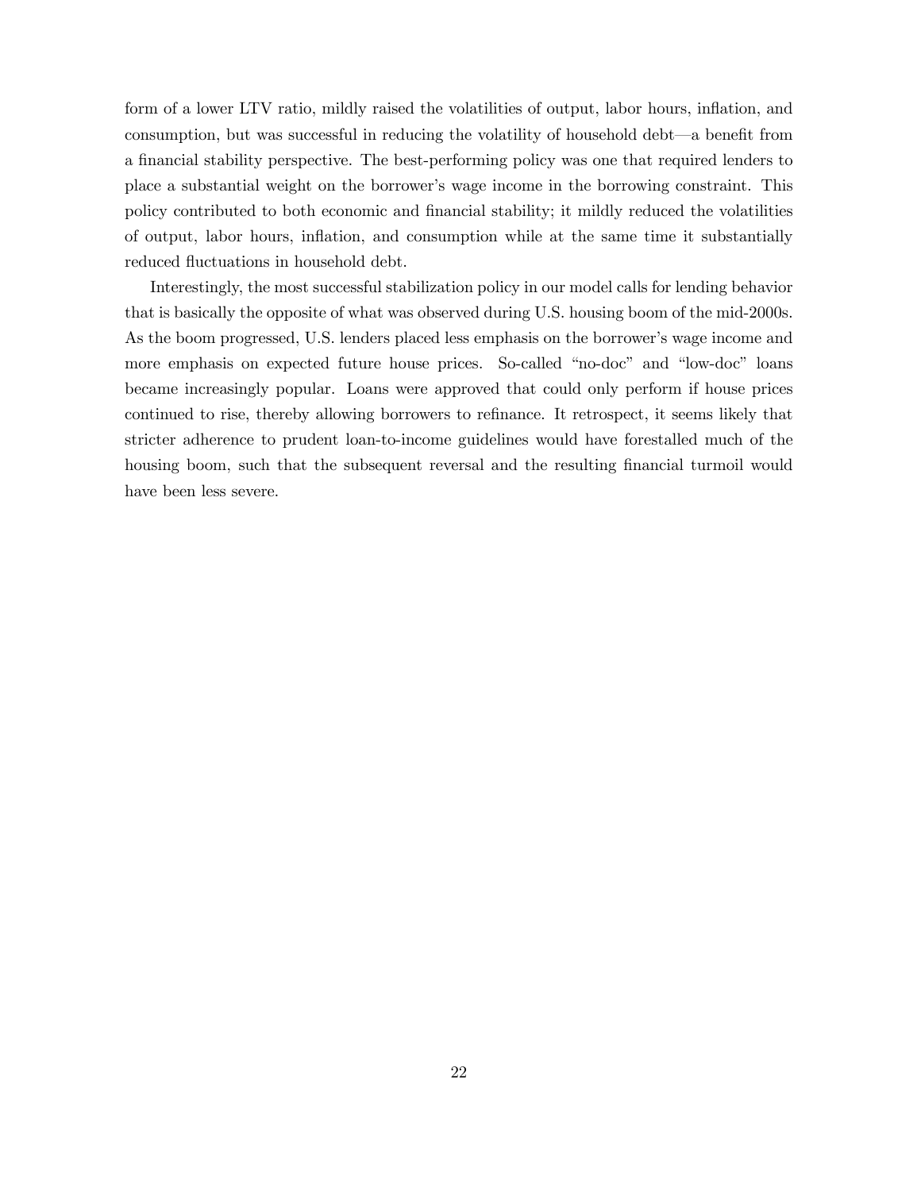form of a lower LTV ratio, mildly raised the volatilities of output, labor hours, inflation, and consumption, but was successful in reducing the volatility of household debt—a benefit from a financial stability perspective. The best-performing policy was one that required lenders to place a substantial weight on the borrower's wage income in the borrowing constraint. This policy contributed to both economic and financial stability; it mildly reduced the volatilities of output, labor hours, inflation, and consumption while at the same time it substantially reduced fluctuations in household debt.

Interestingly, the most successful stabilization policy in our model calls for lending behavior that is basically the opposite of what was observed during U.S. housing boom of the mid-2000s. As the boom progressed, U.S. lenders placed less emphasis on the borrower's wage income and more emphasis on expected future house prices. So-called "no-doc" and "low-doc" loans became increasingly popular. Loans were approved that could only perform if house prices continued to rise, thereby allowing borrowers to refinance. It retrospect, it seems likely that stricter adherence to prudent loan-to-income guidelines would have forestalled much of the housing boom, such that the subsequent reversal and the resulting financial turmoil would have been less severe.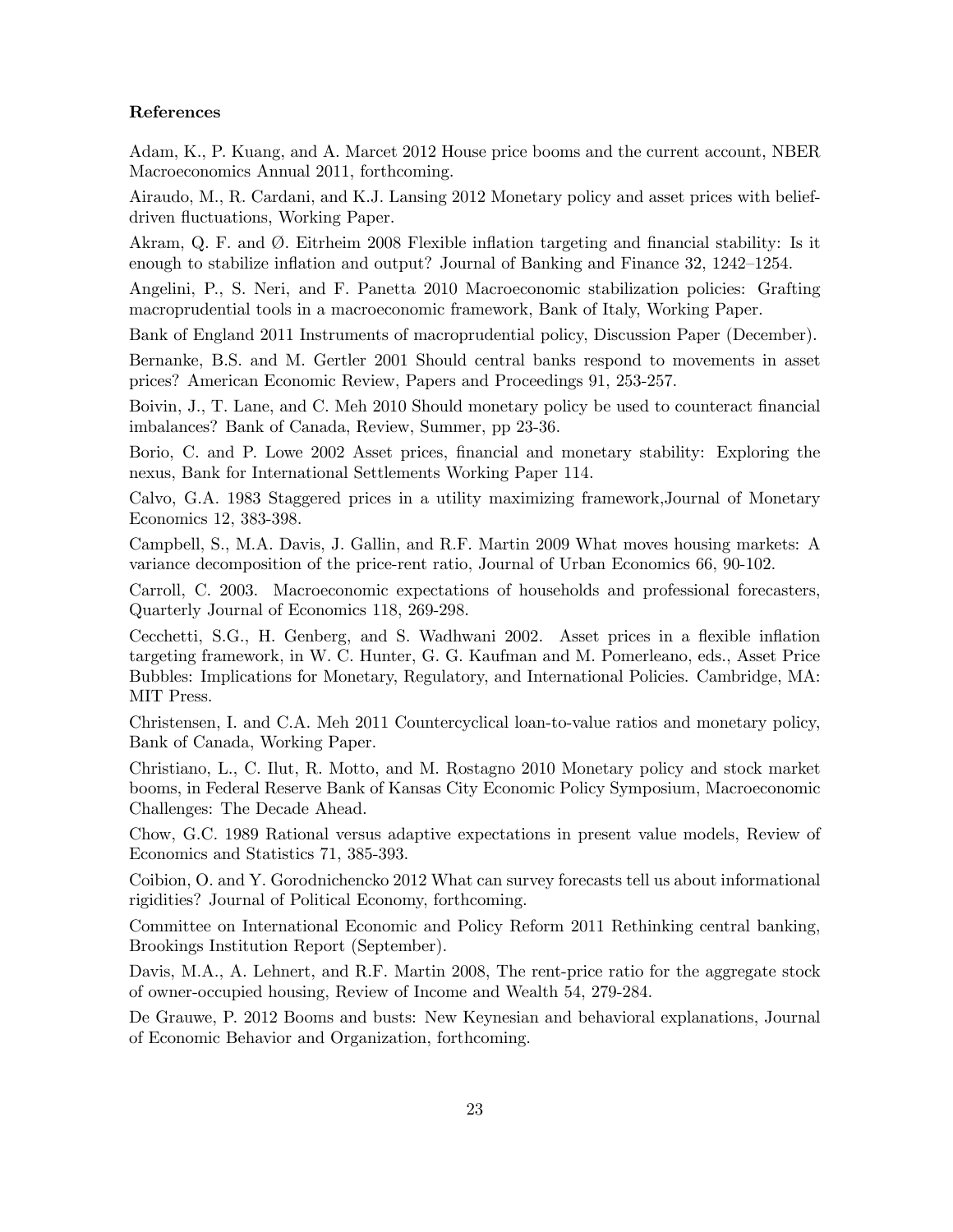**References**

Adam, K., P. Kuang, and A. Marcet 2012 House price booms and the current account, NBER Macroeconomics Annual 2011, forthcoming.

Airaudo, M., R. Cardani, and K.J. Lansing 2012 Monetary policy and asset prices with belief-driven fluctuations, Working Paper.

Akram, Q. F. and Ø. Eitrheim 2008 Flexible inflation targeting and financial stability: Is it enough to stabilize inflation and output? Journal of Banking and Finance 32, 1242–1254.

Angelini, P., S. Neri, and F. Panetta 2010 Macroeconomic stabilization policies: Grafting macroprudential tools in a macroeconomic framework, Bank of Italy, Working Paper.

Bank of England 2011 Instruments of macroprudential policy, Discussion Paper (December).

Bernanke, B.S. and M. Gertler 2001 Should central banks respond to movements in asset prices? American Economic Review, Papers and Proceedings 91, 253-257.

Boivin, J., T. Lane, and C. Meh 2010 Should monetary policy be used to counteract financial imbalances? Bank of Canada, Review, Summer, pp 23-36.

Borio, C. and P. Lowe 2002 Asset prices, financial and monetary stability: Exploring the nexus, Bank for International Settlements Working Paper 114.

Calvo, G.A. 1983 Staggered prices in a utility maximizing framework,Journal of Monetary Economics 12, 383-398.

Campbell, S., M.A. Davis, J. Gallin, and R.F. Martin 2009 What moves housing markets: A variance decomposition of the price-rent ratio, Journal of Urban Economics 66, 90-102.

Carroll, C. 2003. Macroeconomic expectations of households and professional forecasters, Quarterly Journal of Economics 118, 269-298.

Cecchetti, S.G., H. Genberg, and S. Wadhwani 2002. Asset prices in a flexible inflation targeting framework, in W. C. Hunter, G. G. Kaufman and M. Pomerleano, eds., Asset Price Bubbles: Implications for Monetary, Regulatory, and International Policies. Cambridge, MA: MIT Press.

Christensen, I. and C.A. Meh 2011 Countercyclical loan-to-value ratios and monetary policy, Bank of Canada, Working Paper.

Christiano, L., C. Ilut, R. Motto, and M. Rostagno 2010 Monetary policy and stock market booms, in Federal Reserve Bank of Kansas City Economic Policy Symposium, Macroeconomic Challenges: The Decade Ahead.

Chow, G.C. 1989 Rational versus adaptive expectations in present value models, Review of Economics and Statistics 71, 385-393.

Coibion, O. and Y. Gorodnichencko 2012 What can survey forecasts tell us about informational rigidities? Journal of Political Economy, forthcoming.

Committee on International Economic and Policy Reform 2011 Rethinking central banking, Brookings Institution Report (September).

Davis, M.A., A. Lehnert, and R.F. Martin 2008, The rent-price ratio for the aggregate stock of owner-occupied housing, Review of Income and Wealth 54, 279-284.

De Grauwe, P. 2012 Booms and busts: New Keynesian and behavioral explanations, Journal of Economic Behavior and Organization, forthcoming.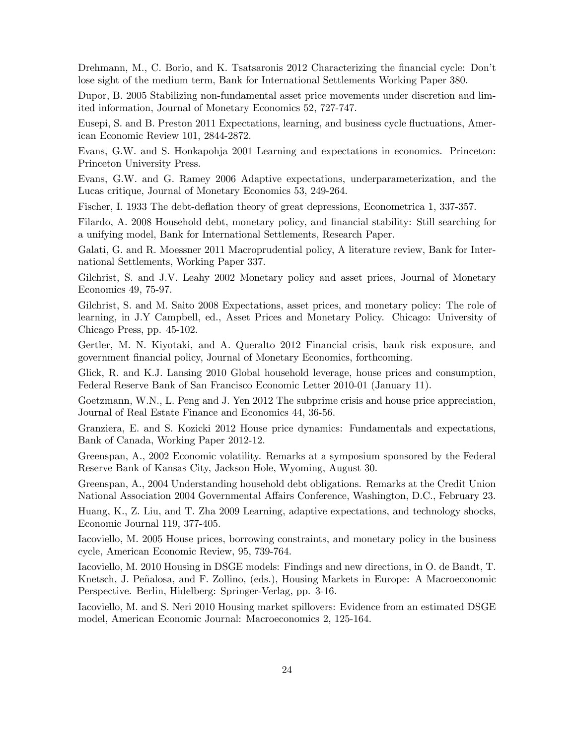Drehmann, M., C. Borio, and K. Tsatsaronis 2012 Characterizing the financial cycle: Don't lose sight of the medium term, Bank for International Settlements Working Paper 380.

Dupor, B. 2005 Stabilizing non-fundamental asset price movements under discretion and limited information, Journal of Monetary Economics 52, 727-747.

Eusepi, S. and B. Preston 2011 Expectations, learning, and business cycle fluctuations, American Economic Review 101, 2844-2872.

Evans, G.W. and S. Honkapohja 2001 Learning and expectations in economics. Princeton: Princeton University Press.

Evans, G.W. and G. Ramey 2006 Adaptive expectations, underparameterization, and the Lucas critique, Journal of Monetary Economics 53, 249-264.

Fischer, I. 1933 The debt-deflation theory of great depressions, Econometrica 1, 337-357.

Filardo, A. 2008 Household debt, monetary policy, and financial stability: Still searching for a unifying model, Bank for International Settlements, Research Paper.

Galati, G. and R. Moessner 2011 Macroprudential policy, A literature review, Bank for International Settlements, Working Paper 337.

Gilchrist, S. and J.V. Leahy 2002 Monetary policy and asset prices, Journal of Monetary Economics 49, 75-97.

Gilchrist, S. and M. Saito 2008 Expectations, asset prices, and monetary policy: The role of learning, in J.Y Campbell, ed., Asset Prices and Monetary Policy. Chicago: University of Chicago Press, pp. 45-102.

Gertler, M. N. Kiyotaki, and A. Queralto 2012 Financial crisis, bank risk exposure, and government financial policy, Journal of Monetary Economics, forthcoming.

Glick, R. and K.J. Lansing 2010 Global household leverage, house prices and consumption, Federal Reserve Bank of San Francisco Economic Letter 2010-01 (January 11).

Goetzmann, W.N., L. Peng and J. Yen 2012 The subprime crisis and house price appreciation, Journal of Real Estate Finance and Economics 44, 36-56.

Granziera, E. and S. Kozicki 2012 House price dynamics: Fundamentals and expectations, Bank of Canada, Working Paper 2012-12.

Greenspan, A., 2002 Economic volatility. Remarks at a symposium sponsored by the Federal Reserve Bank of Kansas City, Jackson Hole, Wyoming, August 30.

Greenspan, A., 2004 Understanding household debt obligations. Remarks at the Credit Union National Association 2004 Governmental Affairs Conference, Washington, D.C., February 23.

Huang, K., Z. Liu, and T. Zha 2009 Learning, adaptive expectations, and technology shocks, Economic Journal 119, 377-405.

Iacoviello, M. 2005 House prices, borrowing constraints, and monetary policy in the business cycle, American Economic Review, 95, 739-764.

Iacoviello, M. 2010 Housing in DSGE models: Findings and new directions, in O. de Bandt, T. Knetsch, J. Peñalosa, and F. Zollino, (eds.), Housing Markets in Europe: A Macroeconomic Perspective. Berlin, Hidelberg: Springer-Verlag, pp. 3-16.

Iacoviello, M. and S. Neri 2010 Housing market spillovers: Evidence from an estimated DSGE model, American Economic Journal: Macroeconomics 2, 125-164.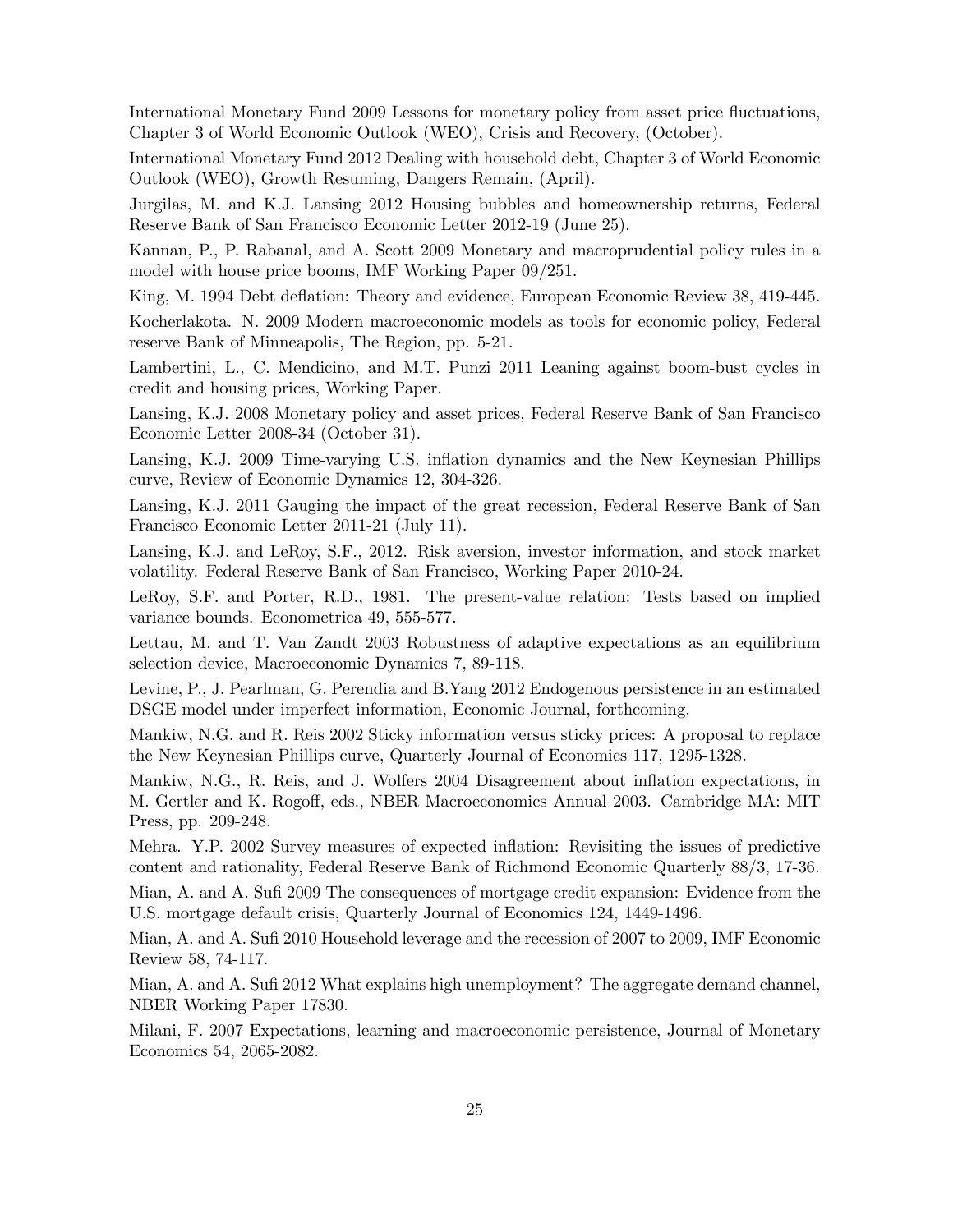International Monetary Fund 2009 Lessons for monetary policy from asset price fluctuations, Chapter 3 of World Economic Outlook (WEO), Crisis and Recovery, (October).

International Monetary Fund 2012 Dealing with household debt, Chapter 3 of World Economic Outlook (WEO), Growth Resuming, Dangers Remain, (April).

Jurgilas, M. and K.J. Lansing 2012 Housing bubbles and homeownership returns, Federal Reserve Bank of San Francisco Economic Letter 2012-19 (June 25).

Kannan, P., P. Rabanal, and A. Scott 2009 Monetary and macroprudential policy rules in a model with house price booms, IMF Working Paper 09/251.

King, M. 1994 Debt deflation: Theory and evidence, European Economic Review 38, 419-445.

Kocherlakota. N. 2009 Modern macroeconomic models as tools for economic policy, Federal reserve Bank of Minneapolis, The Region, pp. 5-21.

Lambertini, L., C. Mendicino, and M.T. Punzi 2011 Leaning against boom-bust cycles in credit and housing prices, Working Paper.

Lansing, K.J. 2008 Monetary policy and asset prices, Federal Reserve Bank of San Francisco Economic Letter 2008-34 (October 31).

Lansing, K.J. 2009 Time-varying U.S. inflation dynamics and the New Keynesian Phillips curve, Review of Economic Dynamics 12, 304-326.

Lansing, K.J. 2011 Gauging the impact of the great recession, Federal Reserve Bank of San Francisco Economic Letter 2011-21 (July 11).

Lansing, K.J. and LeRoy, S.F., 2012. Risk aversion, investor information, and stock market volatility. Federal Reserve Bank of San Francisco, Working Paper 2010-24.

LeRoy, S.F. and Porter, R.D., 1981. The present-value relation: Tests based on implied variance bounds. Econometrica 49, 555-577.

Lettau, M. and T. Van Zandt 2003 Robustness of adaptive expectations as an equilibrium selection device, Macroeconomic Dynamics 7, 89-118.

Levine, P., J. Pearlman, G. Perendia and B.Yang 2012 Endogenous persistence in an estimated DSGE model under imperfect information, Economic Journal, forthcoming.

Mankiw, N.G. and R. Reis 2002 Sticky information versus sticky prices: A proposal to replace the New Keynesian Phillips curve, Quarterly Journal of Economics 117, 1295-1328.

Mankiw, N.G., R. Reis, and J. Wolfers 2004 Disagreement about inflation expectations, in M. Gertler and K. Rogoff, eds., NBER Macroeconomics Annual 2003. Cambridge MA: MIT Press, pp. 209-248.

Mehra. Y.P. 2002 Survey measures of expected inflation: Revisiting the issues of predictive content and rationality, Federal Reserve Bank of Richmond Economic Quarterly 88/3, 17-36.

Mian, A. and A. Sufi 2009 The consequences of mortgage credit expansion: Evidence from the U.S. mortgage default crisis, Quarterly Journal of Economics 124, 1449-1496.

Mian, A. and A. Sufi 2010 Household leverage and the recession of 2007 to 2009, IMF Economic Review 58, 74-117.

Mian, A. and A. Sufi 2012 What explains high unemployment? The aggregate demand channel, NBER Working Paper 17830.

Milani, F. 2007 Expectations, learning and macroeconomic persistence, Journal of Monetary Economics 54, 2065-2082.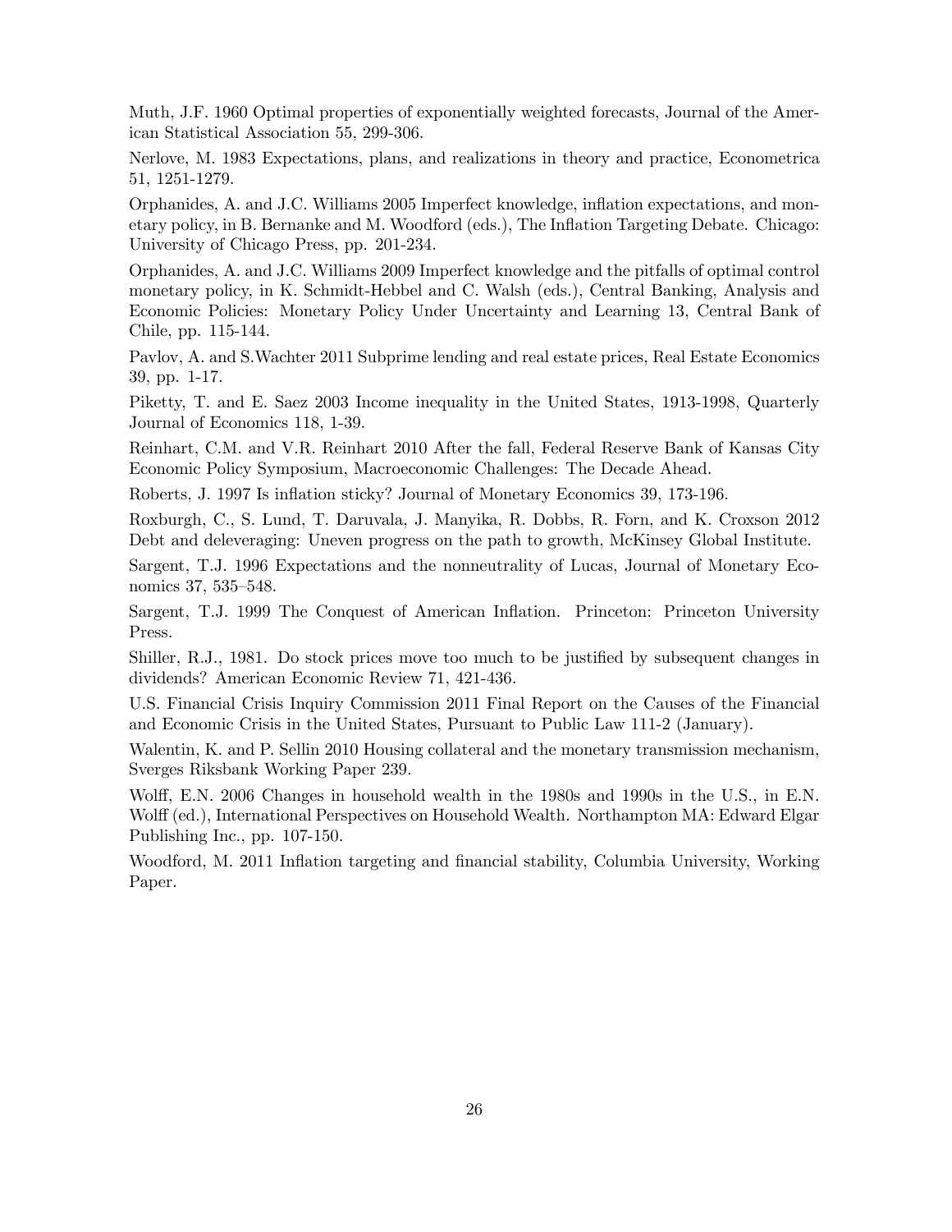Muth, J.F. 1960 Optimal properties of exponentially weighted forecasts, Journal of the American Statistical Association 55, 299-306.

Nerlove, M. 1983 Expectations, plans, and realizations in theory and practice, Econometrica 51, 1251-1279.

Orphanides, A. and J.C. Williams 2005 Imperfect knowledge, inflation expectations, and monetary policy, in B. Bernanke and M. Woodford (eds.), The Inflation Targeting Debate. Chicago: University of Chicago Press, pp. 201-234.

Orphanides, A. and J.C. Williams 2009 Imperfect knowledge and the pitfalls of optimal control monetary policy, in K. Schmidt-Hebbel and C. Walsh (eds.), Central Banking, Analysis and Economic Policies: Monetary Policy Under Uncertainty and Learning 13, Central Bank of Chile, pp. 115-144.

Pavlov, A. and S.Wachter 2011 Subprime lending and real estate prices, Real Estate Economics 39, pp. 1-17.

Piketty, T. and E. Saez 2003 Income inequality in the United States, 1913-1998, Quarterly Journal of Economics 118, 1-39.

Reinhart, C.M. and V.R. Reinhart 2010 After the fall, Federal Reserve Bank of Kansas City Economic Policy Symposium, Macroeconomic Challenges: The Decade Ahead.

Roberts, J. 1997 Is inflation sticky? Journal of Monetary Economics 39, 173-196.

Roxburgh, C., S. Lund, T. Daruvala, J. Manyika, R. Dobbs, R. Forn, and K. Croxson 2012 Debt and deleveraging: Uneven progress on the path to growth, McKinsey Global Institute.

Sargent, T.J. 1996 Expectations and the nonneutrality of Lucas, Journal of Monetary Economics 37, 535–548.

Sargent, T.J. 1999 The Conquest of American Inflation. Princeton: Princeton University Press.

Shiller, R.J., 1981. Do stock prices move too much to be justified by subsequent changes in dividends? American Economic Review 71, 421-436.

U.S. Financial Crisis Inquiry Commission 2011 Final Report on the Causes of the Financial and Economic Crisis in the United States, Pursuant to Public Law 111-2 (January).

Walentin, K. and P. Sellin 2010 Housing collateral and the monetary transmission mechanism, Sverges Riksbank Working Paper 239.

Wolff, E.N. 2006 Changes in household wealth in the 1980s and 1990s in the U.S., in E.N. Wolff (ed.), International Perspectives on Household Wealth. Northampton MA: Edward Elgar Publishing Inc., pp. 107-150.

Woodford, M. 2011 Inflation targeting and financial stability, Columbia University, Working Paper.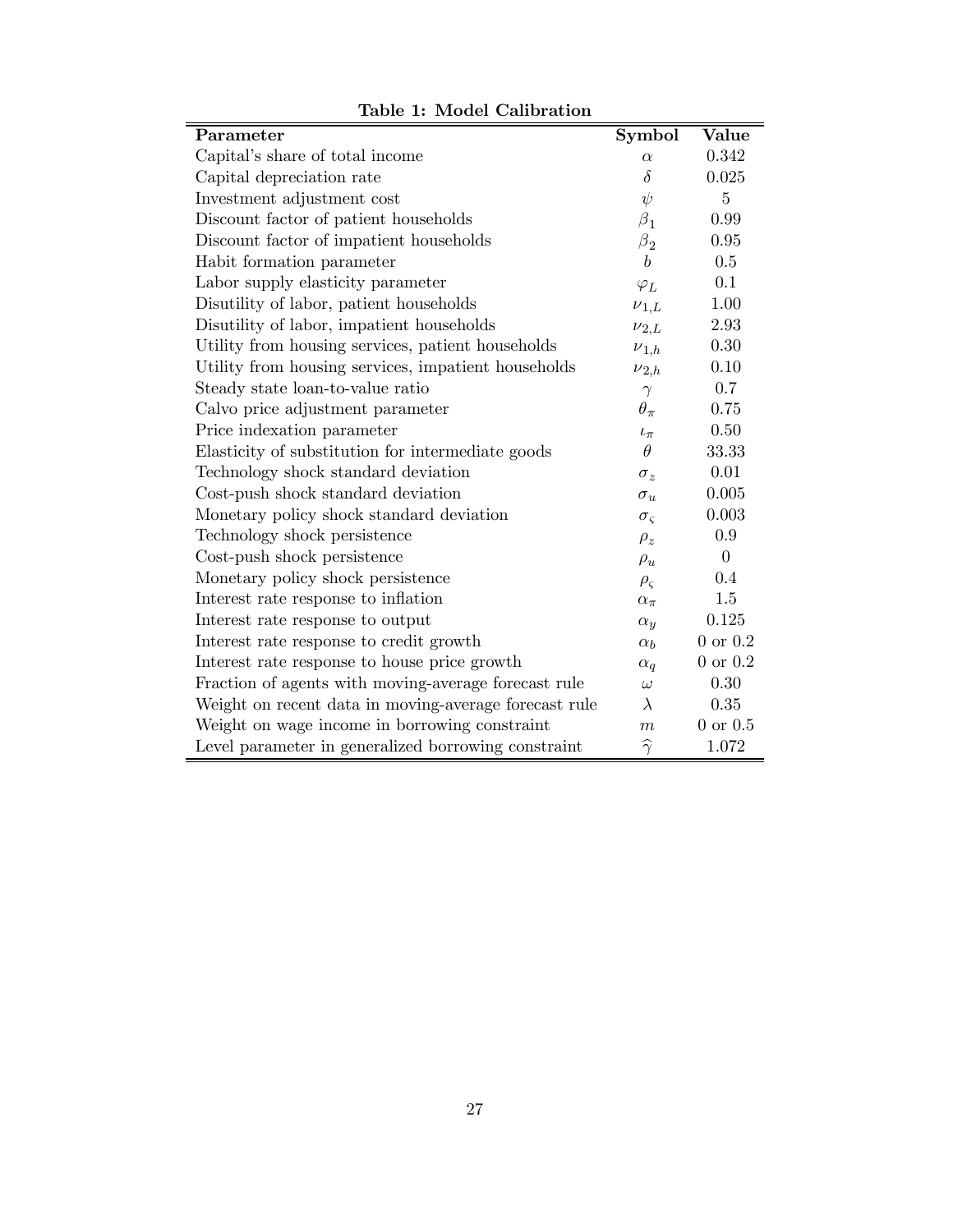**Table 1: Model Calibration**

| Parameter | Symbol | Value |
|---|---|---|
| Capital's share of total income | $\alpha$ | 0.342 |
| Capital depreciation rate | $\delta$ | 0.025 |
| Investment adjustment cost | $\psi$ | 5 |
| Discount factor of patient households | $\beta_1$ | 0.99 |
| Discount factor of impatient households | $\beta_2$ | 0.95 |
| Habit formation parameter | $b$ | 0.5 |
| Labor supply elasticity parameter | $\varphi_L$ | 0.1 |
| Disutility of labor, patient households | $\nu_{1,L}$ | 1.00 |
| Disutility of labor, impatient households | $\nu_{2,L}$ | 2.93 |
| Utility from housing services, patient households | $\nu_{1,h}$ | 0.30 |
| Utility from housing services, impatient households | $\nu_{2,h}$ | 0.10 |
| Steady state loan-to-value ratio | $\gamma$ | 0.7 |
| Calvo price adjustment parameter | $\theta_\pi$ | 0.75 |
| Price indexation parameter | $\iota_\pi$ | 0.50 |
| Elasticity of substitution for intermediate goods | $\theta$ | 33.33 |
| Technology shock standard deviation | $\sigma_z$ | 0.01 |
| Cost-push shock standard deviation | $\sigma_u$ | 0.005 |
| Monetary policy shock standard deviation | $\sigma_\varsigma$ | 0.003 |
| Technology shock persistence | $\rho_z$ | 0.9 |
| Cost-push shock persistence | $\rho_u$ | 0 |
| Monetary policy shock persistence | $\rho_\varsigma$ | 0.4 |
| Interest rate response to inflation | $\alpha_\pi$ | 1.5 |
| Interest rate response to output | $\alpha_y$ | 0.125 |
| Interest rate response to credit growth | $\alpha_b$ | 0 or 0.2 |
| Interest rate response to house price growth | $\alpha_q$ | 0 or 0.2 |
| Fraction of agents with moving-average forecast rule | $\omega$ | 0.30 |
| Weight on recent data in moving-average forecast rule | $\lambda$ | 0.35 |
| Weight on wage income in borrowing constraint | $m$ | 0 or 0.5 |
| Level parameter in generalized borrowing constraint | $\widehat{\gamma}$ | 1.072 |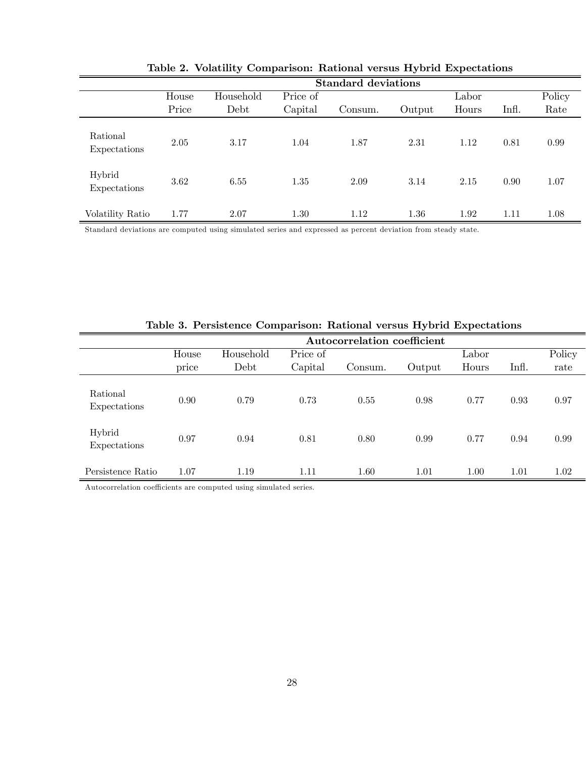**Table 2. Volatility Comparison: Rational versus Hybrid Expectations**

| | Standard deviations | | | | | | | |
|---|---|---|---|---|---|---|---|---|
| | House Price | Household Debt | Price of Capital | Consum. | Output | Labor Hours | Infl. | Policy Rate |
| Rational Expectations | 2.05 | 3.17 | 1.04 | 1.87 | 2.31 | 1.12 | 0.81 | 0.99 |
| Hybrid Expectations | 3.62 | 6.55 | 1.35 | 2.09 | 3.14 | 2.15 | 0.90 | 1.07 |
| Volatility Ratio | 1.77 | 2.07 | 1.30 | 1.12 | 1.36 | 1.92 | 1.11 | 1.08 |

Standard deviations are computed using simulated series and expressed as percent deviation from steady state.

**Table 3. Persistence Comparison: Rational versus Hybrid Expectations**

| | Autocorrelation coefficient | | | | | | | |
|---|---|---|---|---|---|---|---|---|
| | House price | Household Debt | Price of Capital | Consum. | Output | Labor Hours | Infl. | Policy rate |
| Rational Expectations | 0.90 | 0.79 | 0.73 | 0.55 | 0.98 | 0.77 | 0.93 | 0.97 |
| Hybrid Expectations | 0.97 | 0.94 | 0.81 | 0.80 | 0.99 | 0.77 | 0.94 | 0.99 |
| Persistence Ratio | 1.07 | 1.19 | 1.11 | 1.60 | 1.01 | 1.00 | 1.01 | 1.02 |

Autocorrelation coefficients are computed using simulated series.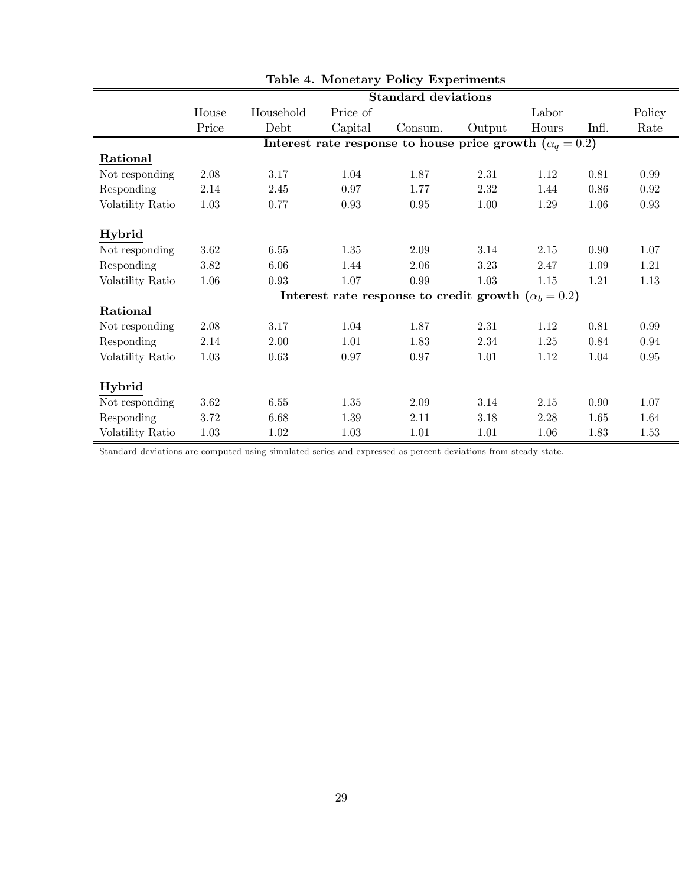**Table 4. Monetary Policy Experiments**

| | Standard deviations | | | | | | | |
|---|---|---|---|---|---|---|---|---|
| | House Price | Household Debt | Price of Capital | Consum. | Output | Labor Hours | Infl. | Policy Rate |
| | **Interest rate response to house price growth ($\alpha_q = 0.2$)** | | | | | | | |
| **Rational** | | | | | | | | |
| Not responding | 2.08 | 3.17 | 1.04 | 1.87 | 2.31 | 1.12 | 0.81 | 0.99 |
| Responding | 2.14 | 2.45 | 0.97 | 1.77 | 2.32 | 1.44 | 0.86 | 0.92 |
| Volatility Ratio | 1.03 | 0.77 | 0.93 | 0.95 | 1.00 | 1.29 | 1.06 | 0.93 |
| **Hybrid** | | | | | | | | |
| Not responding | 3.62 | 6.55 | 1.35 | 2.09 | 3.14 | 2.15 | 0.90 | 1.07 |
| Responding | 3.82 | 6.06 | 1.44 | 2.06 | 3.23 | 2.47 | 1.09 | 1.21 |
| Volatility Ratio | 1.06 | 0.93 | 1.07 | 0.99 | 1.03 | 1.15 | 1.21 | 1.13 |
| | **Interest rate response to credit growth ($\alpha_b = 0.2$)** | | | | | | | |
| **Rational** | | | | | | | | |
| Not responding | 2.08 | 3.17 | 1.04 | 1.87 | 2.31 | 1.12 | 0.81 | 0.99 |
| Responding | 2.14 | 2.00 | 1.01 | 1.83 | 2.34 | 1.25 | 0.84 | 0.94 |
| Volatility Ratio | 1.03 | 0.63 | 0.97 | 0.97 | 1.01 | 1.12 | 1.04 | 0.95 |
| **Hybrid** | | | | | | | | |
| Not responding | 3.62 | 6.55 | 1.35 | 2.09 | 3.14 | 2.15 | 0.90 | 1.07 |
| Responding | 3.72 | 6.68 | 1.39 | 2.11 | 3.18 | 2.28 | 1.65 | 1.64 |
| Volatility Ratio | 1.03 | 1.02 | 1.03 | 1.01 | 1.01 | 1.06 | 1.83 | 1.53 |

Standard deviations are computed using simulated series and expressed as percent deviations from steady state.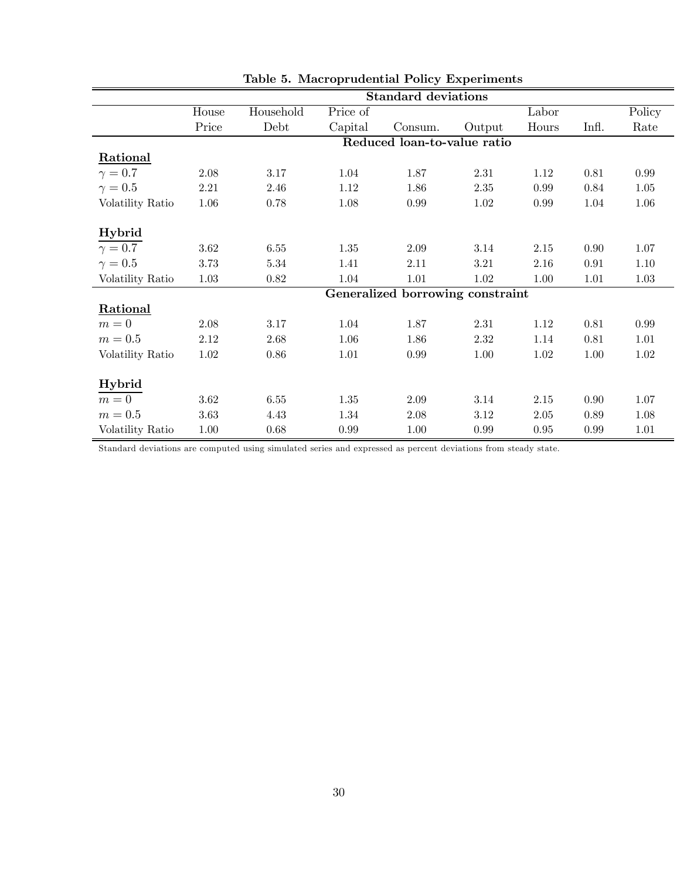**Table 5. Macroprudential Policy Experiments**

| | Standard deviations | | | | | | | |
|---|---|---|---|---|---|---|---|---|
| | House Price | Household Debt | Price of Capital | Consum. | Output | Labor Hours | Infl. | Policy Rate |
| **Reduced loan-to-value ratio** | | | | | | | | |
| **Rational** | | | | | | | | |
| $\gamma = 0.7$ | 2.08 | 3.17 | 1.04 | 1.87 | 2.31 | 1.12 | 0.81 | 0.99 |
| $\gamma = 0.5$ | 2.21 | 2.46 | 1.12 | 1.86 | 2.35 | 0.99 | 0.84 | 1.05 |
| Volatility Ratio | 1.06 | 0.78 | 1.08 | 0.99 | 1.02 | 0.99 | 1.04 | 1.06 |
| **Hybrid** | | | | | | | | |
| $\gamma = 0.7$ | 3.62 | 6.55 | 1.35 | 2.09 | 3.14 | 2.15 | 0.90 | 1.07 |
| $\gamma = 0.5$ | 3.73 | 5.34 | 1.41 | 2.11 | 3.21 | 2.16 | 0.91 | 1.10 |
| Volatility Ratio | 1.03 | 0.82 | 1.04 | 1.01 | 1.02 | 1.00 | 1.01 | 1.03 |
| **Generalized borrowing constraint** | | | | | | | | |
| **Rational** | | | | | | | | |
| $m = 0$ | 2.08 | 3.17 | 1.04 | 1.87 | 2.31 | 1.12 | 0.81 | 0.99 |
| $m = 0.5$ | 2.12 | 2.68 | 1.06 | 1.86 | 2.32 | 1.14 | 0.81 | 1.01 |
| Volatility Ratio | 1.02 | 0.86 | 1.01 | 0.99 | 1.00 | 1.02 | 1.00 | 1.02 |
| **Hybrid** | | | | | | | | |
| $m = 0$ | 3.62 | 6.55 | 1.35 | 2.09 | 3.14 | 2.15 | 0.90 | 1.07 |
| $m = 0.5$ | 3.63 | 4.43 | 1.34 | 2.08 | 3.12 | 2.05 | 0.89 | 1.08 |
| Volatility Ratio | 1.00 | 0.68 | 0.99 | 1.00 | 0.99 | 0.95 | 0.99 | 1.01 |

Standard deviations are computed using simulated series and expressed as percent deviations from steady state.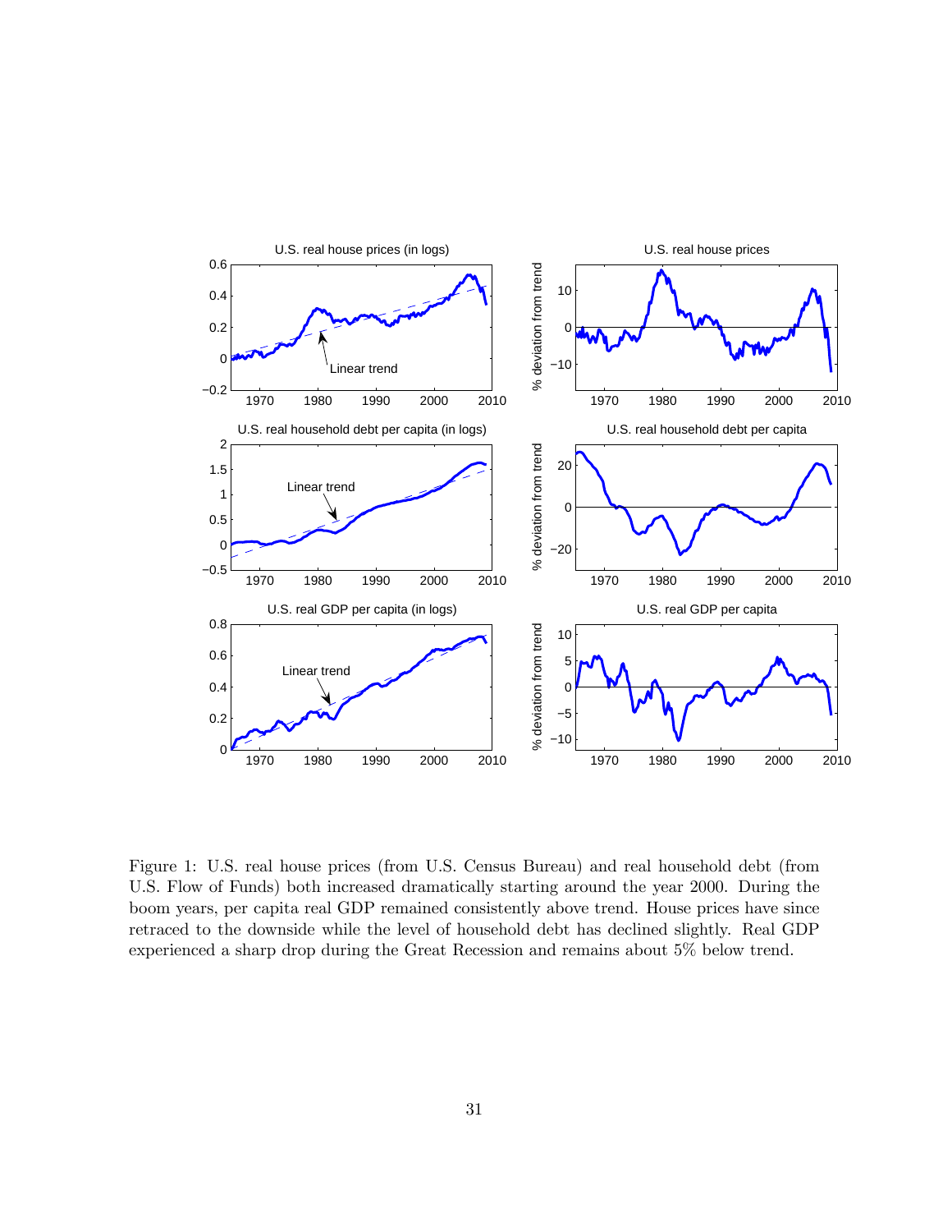Figure 1: U.S. real house prices (from U.S. Census Bureau) and real household debt (from U.S. Flow of Funds) both increased dramatically starting around the year 2000. During the boom years, per capita real GDP remained consistently above trend. House prices have since retraced to the downside while the level of household debt has declined slightly. Real GDP experienced a sharp drop during the Great Recession and remains about 5% below trend.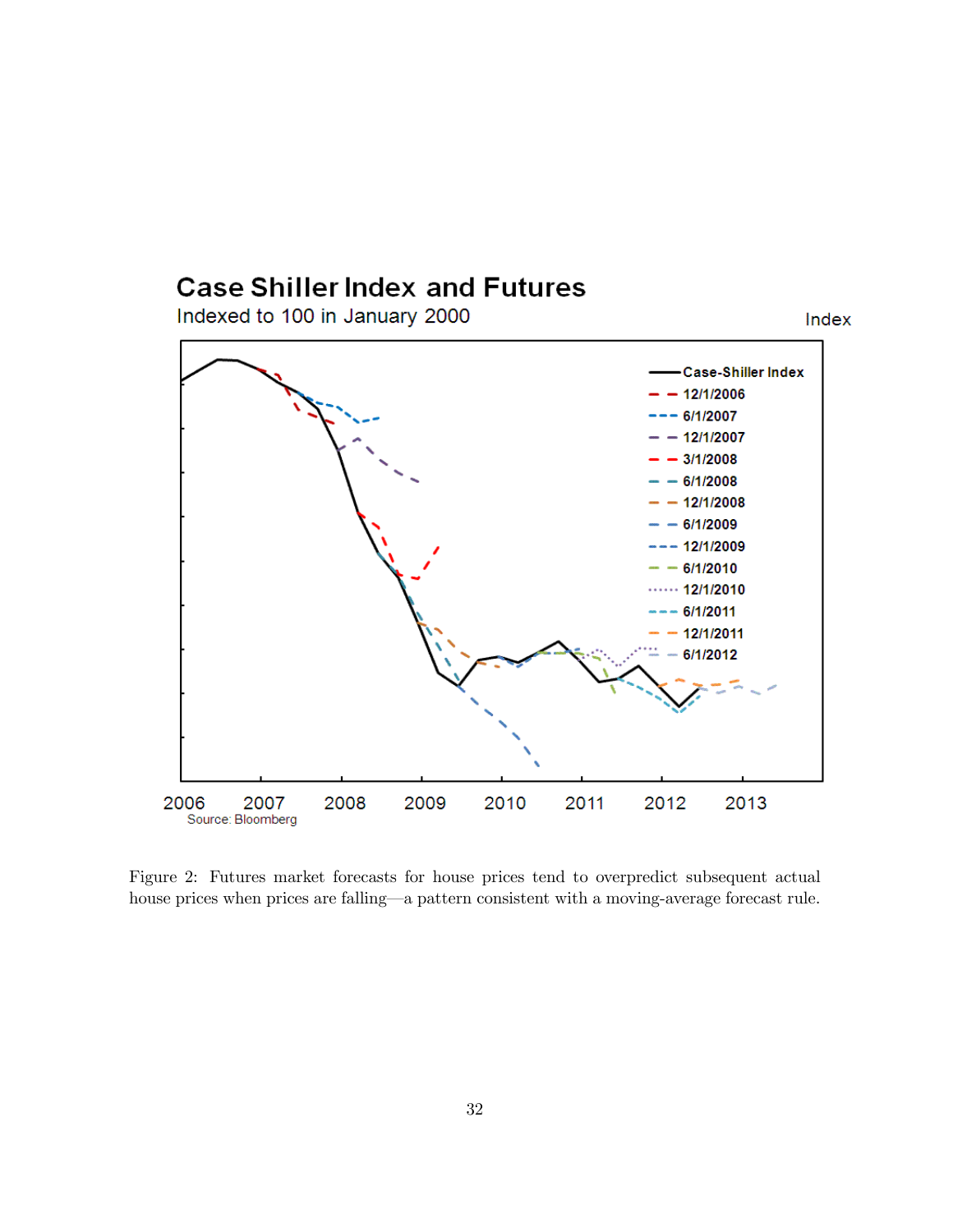## Case Shiller Index and Futures

Indexed to 100 in January 2000

Index

Case-Shiller Index
12/1/2006
6/1/2007
12/1/2007
3/1/2008
6/1/2008
12/1/2008
6/1/2009
12/1/2009
6/1/2010
12/1/2010
6/1/2011
12/1/2011
6/1/2012

2006 2007 2008 2009 2010 2011 2012 2013

Source: Bloomberg

Figure 2: Futures market forecasts for house prices tend to overpredict subsequent actual house prices when prices are falling—a pattern consistent with a moving-average forecast rule.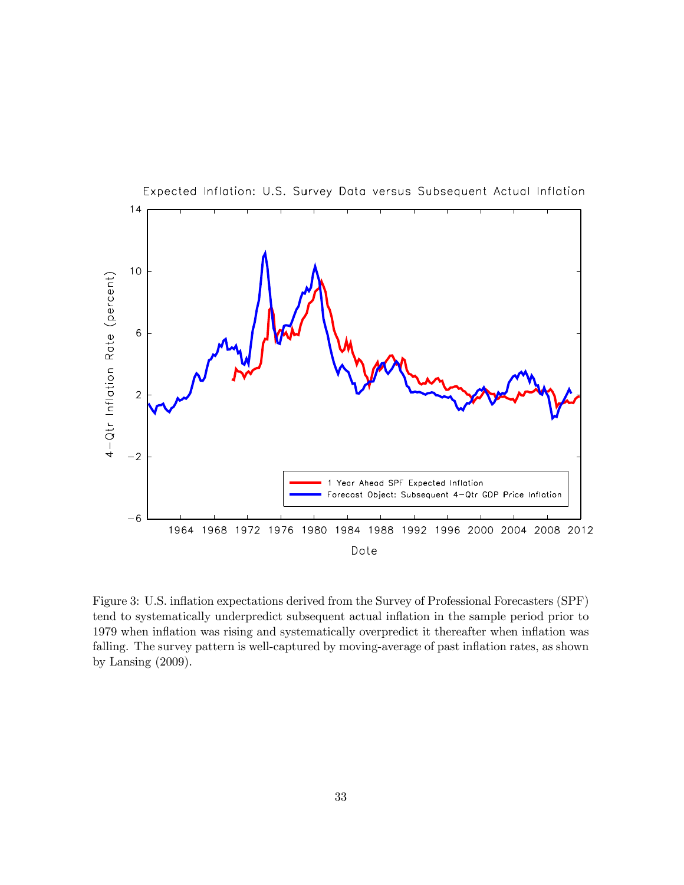Figure 3: U.S. inflation expectations derived from the Survey of Professional Forecasters (SPF) tend to systematically underpredict subsequent actual inflation in the sample period prior to 1979 when inflation was rising and systematically overpredict it thereafter when inflation was falling. The survey pattern is well-captured by moving-average of past inflation rates, as shown by Lansing (2009).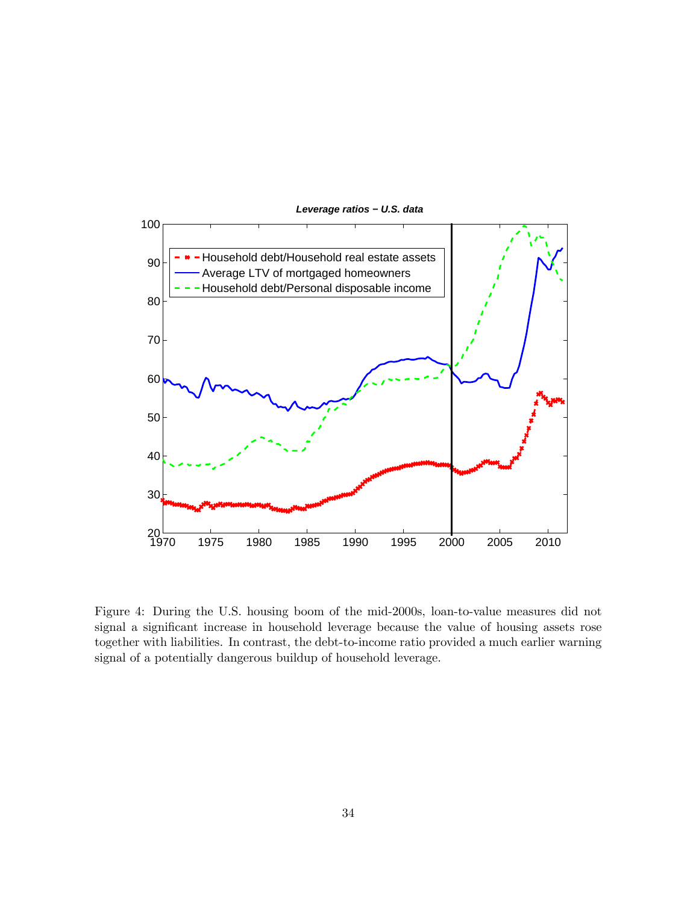Figure 4: During the U.S. housing boom of the mid-2000s, loan-to-value measures did not signal a significant increase in household leverage because the value of housing assets rose together with liabilities. In contrast, the debt-to-income ratio provided a much earlier warning signal of a potentially dangerous buildup of household leverage.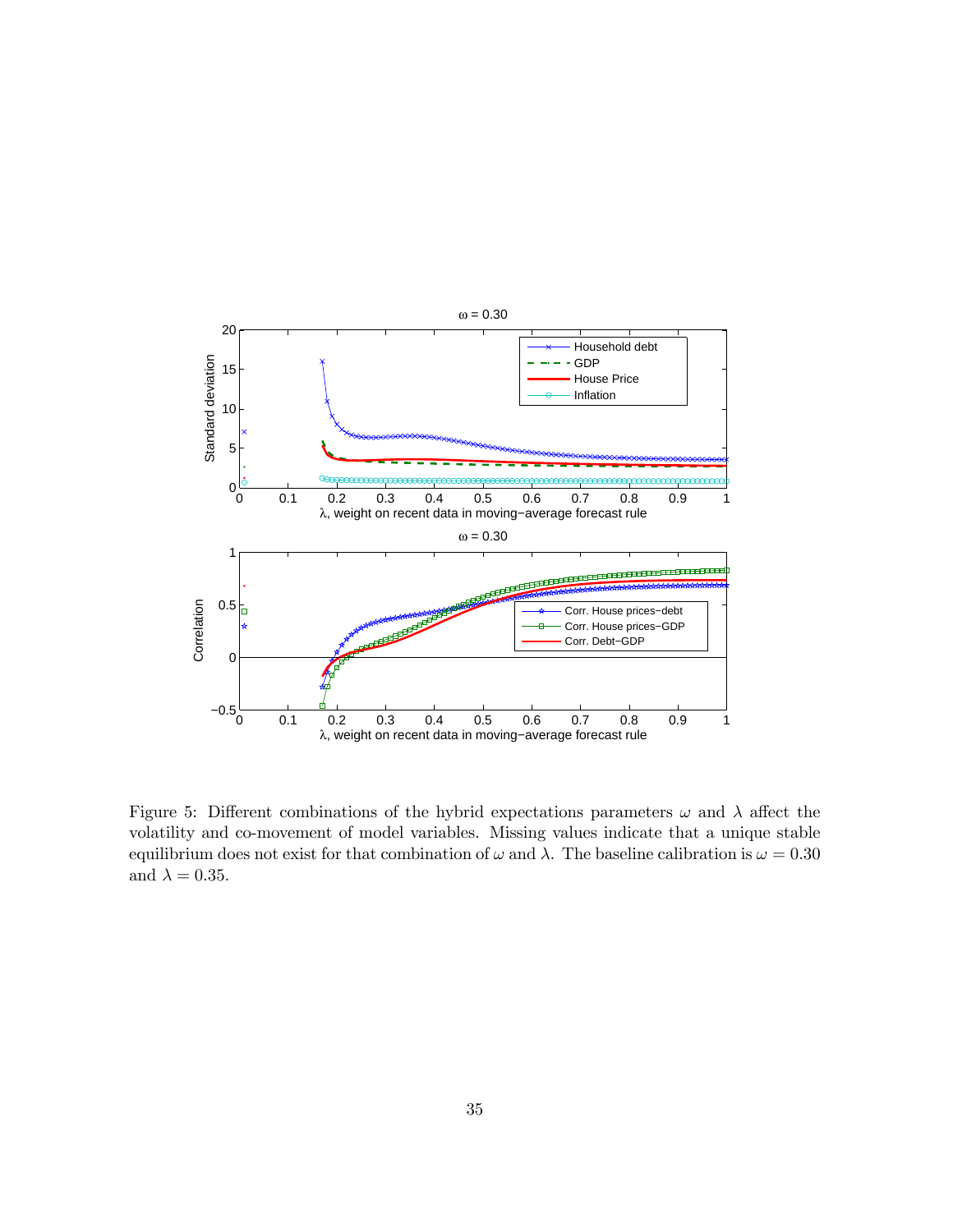Figure 5: Different combinations of the hybrid expectations parameters $\omega$ and $\lambda$ affect the volatility and co-movement of model variables. Missing values indicate that a unique stable equilibrium does not exist for that combination of $\omega$ and $\lambda$. The baseline calibration is $\omega = 0.30$ and $\lambda = 0.35$.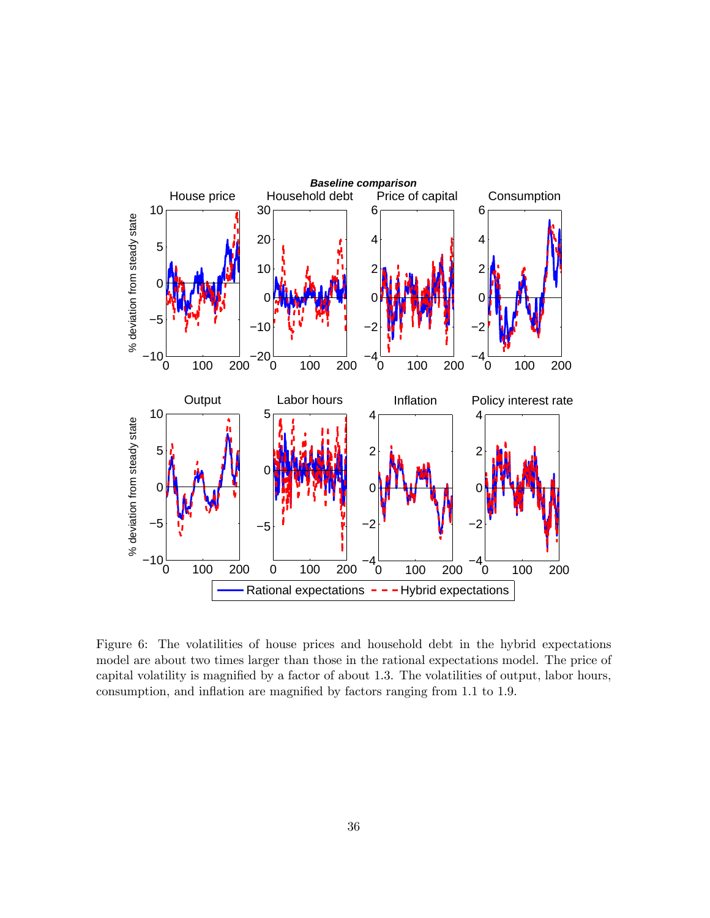Figure 6: The volatilities of house prices and household debt in the hybrid expectations model are about two times larger than those in the rational expectations model. The price of capital volatility is magnified by a factor of about 1.3. The volatilities of output, labor hours, consumption, and inflation are magnified by factors ranging from 1.1 to 1.9.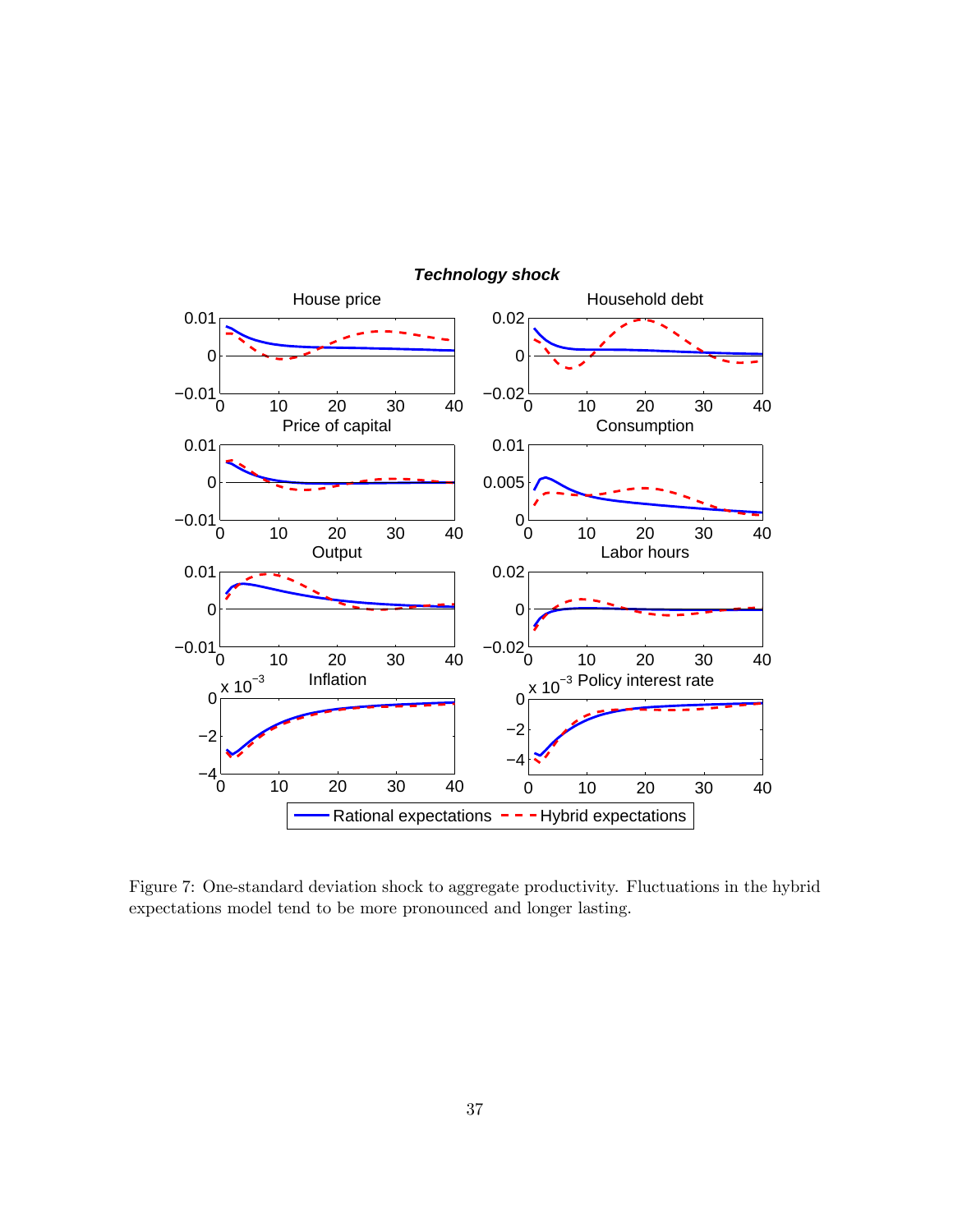Figure 7: One-standard deviation shock to aggregate productivity. Fluctuations in the hybrid expectations model tend to be more pronounced and longer lasting.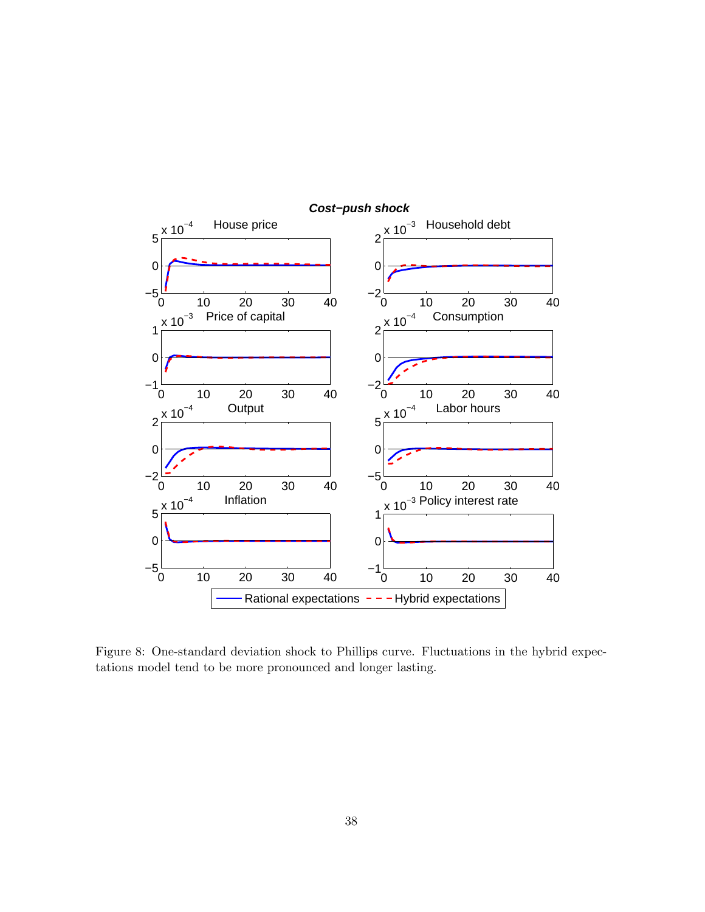Figure 8: One-standard deviation shock to Phillips curve. Fluctuations in the hybrid expectations model tend to be more pronounced and longer lasting.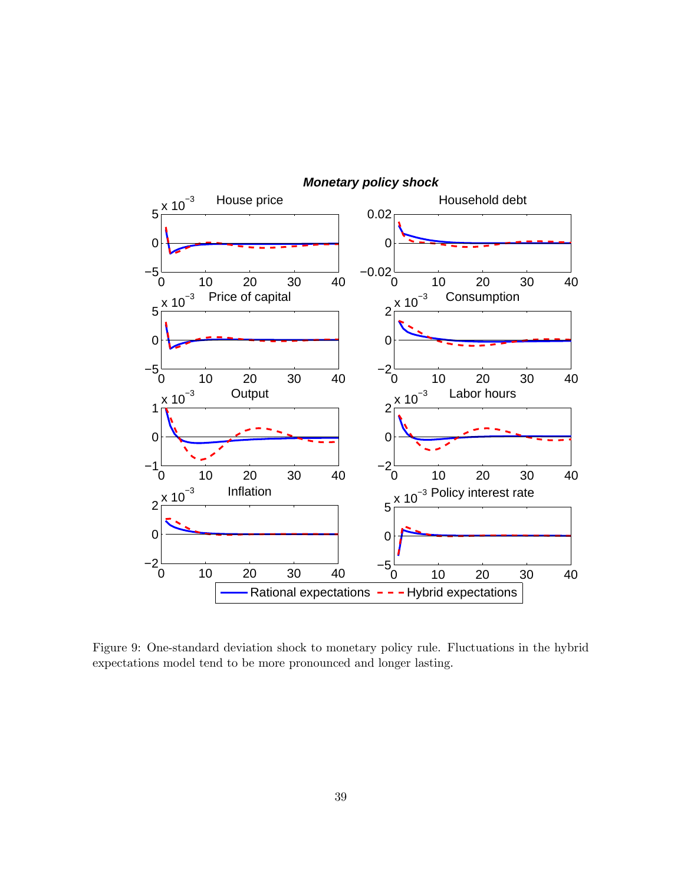Figure 9: One-standard deviation shock to monetary policy rule. Fluctuations in the hybrid expectations model tend to be more pronounced and longer lasting.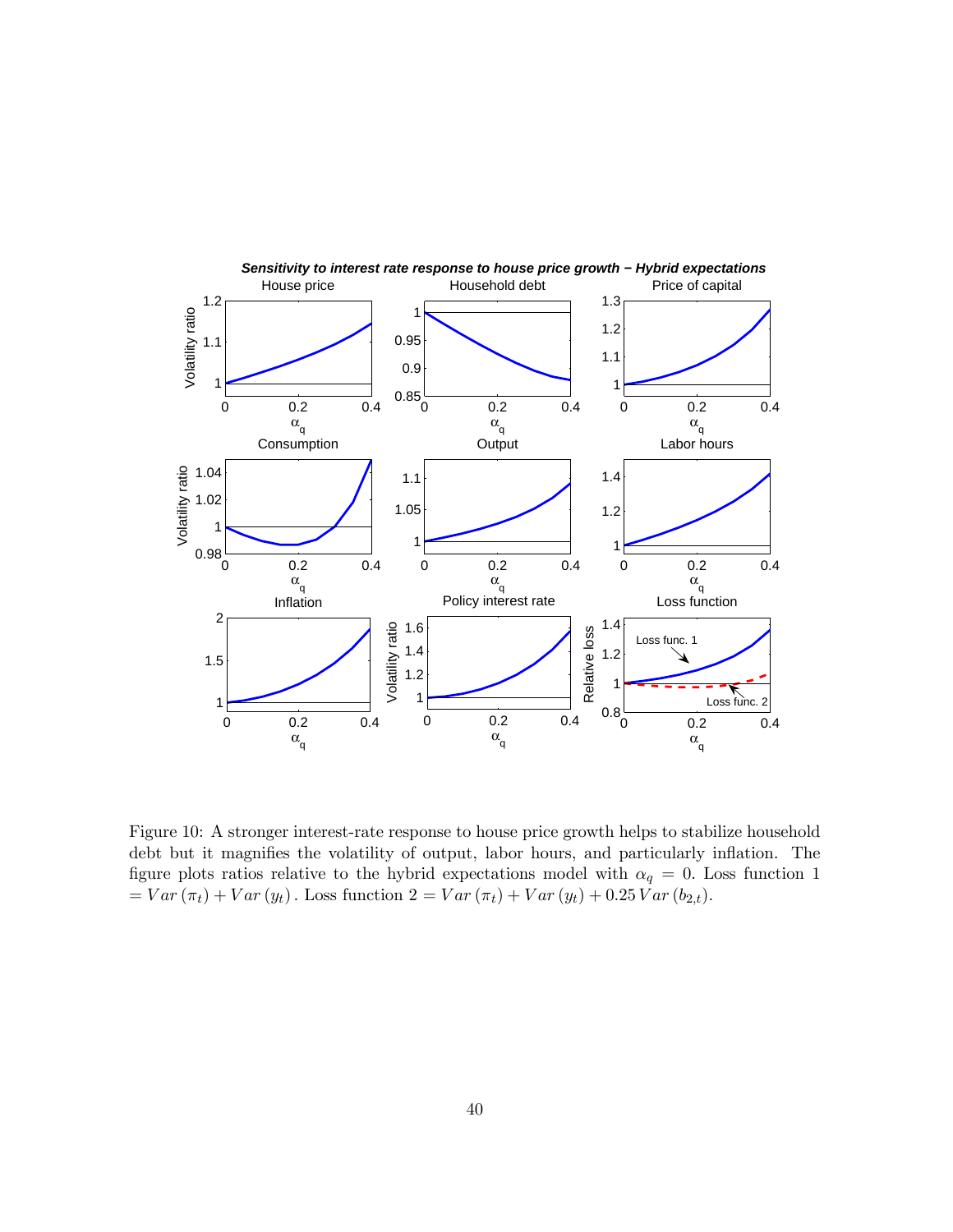Figure 10: A stronger interest-rate response to house price growth helps to stabilize household debt but it magnifies the volatility of output, labor hours, and particularly inflation. The figure plots ratios relative to the hybrid expectations model with $\alpha_q = 0$. Loss function 1 $= Var(\pi_t) + Var(y_t)$. Loss function 2 $= Var(\pi_t) + Var(y_t) + 0.25\, Var(b_{2,t})$.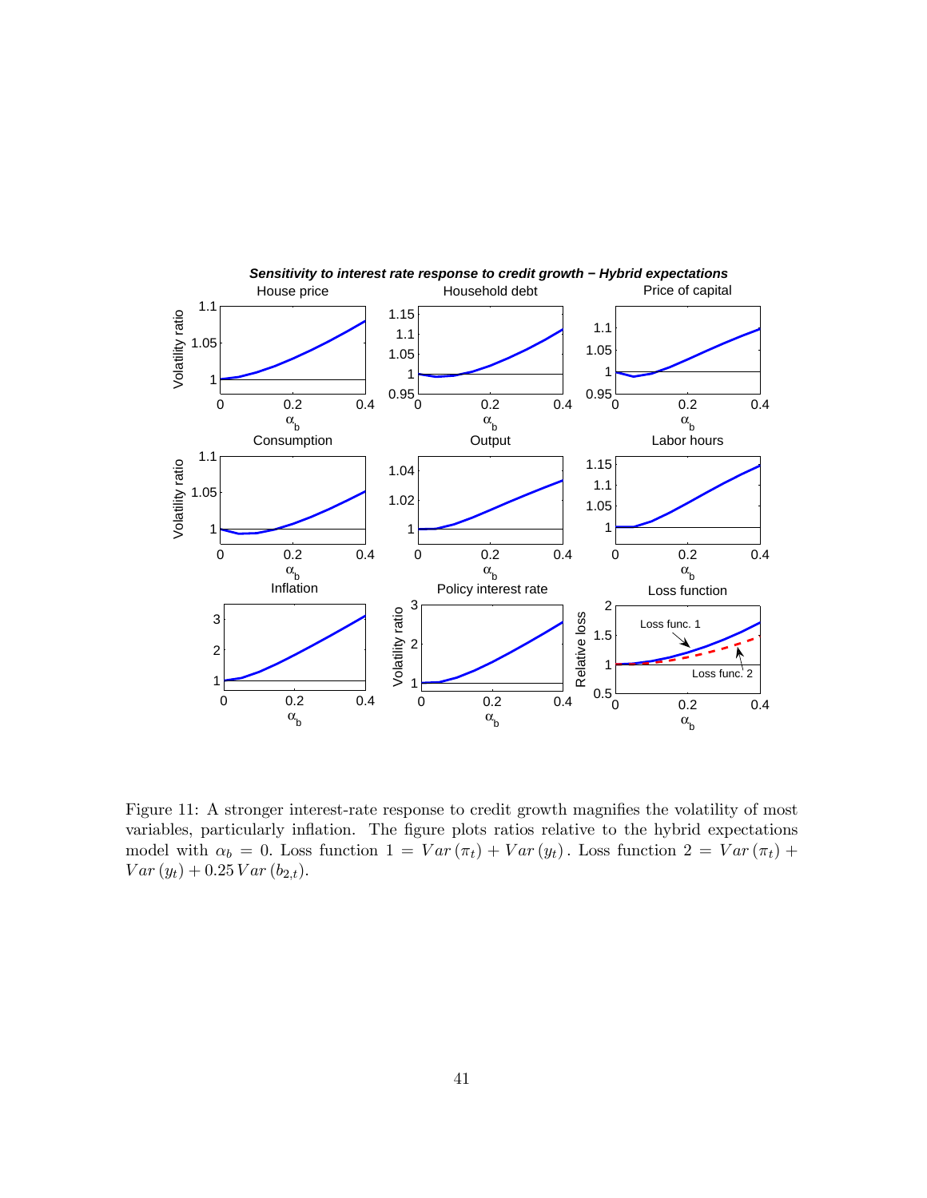Figure 11: A stronger interest-rate response to credit growth magnifies the volatility of most variables, particularly inflation. The figure plots ratios relative to the hybrid expectations model with $\alpha_b = 0$. Loss function 1 $= Var(\pi_t) + Var(y_t)$. Loss function 2 $= Var(\pi_t) + Var(y_t) + 0.25\, Var(b_{2,t})$.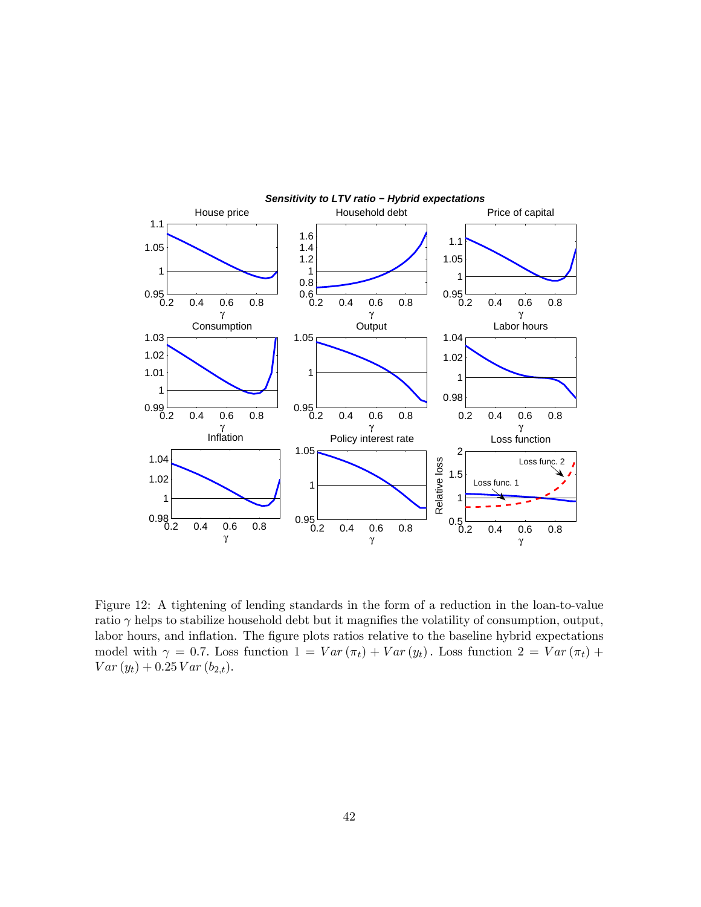Figure 12: A tightening of lending standards in the form of a reduction in the loan-to-value ratio $\gamma$ helps to stabilize household debt but it magnifies the volatility of consumption, output, labor hours, and inflation. The figure plots ratios relative to the baseline hybrid expectations model with $\gamma = 0.7$. Loss function 1 $= Var(\pi_t) + Var(y_t)$. Loss function 2 $= Var(\pi_t) + Var(y_t) + 0.25\, Var(b_{2,t})$.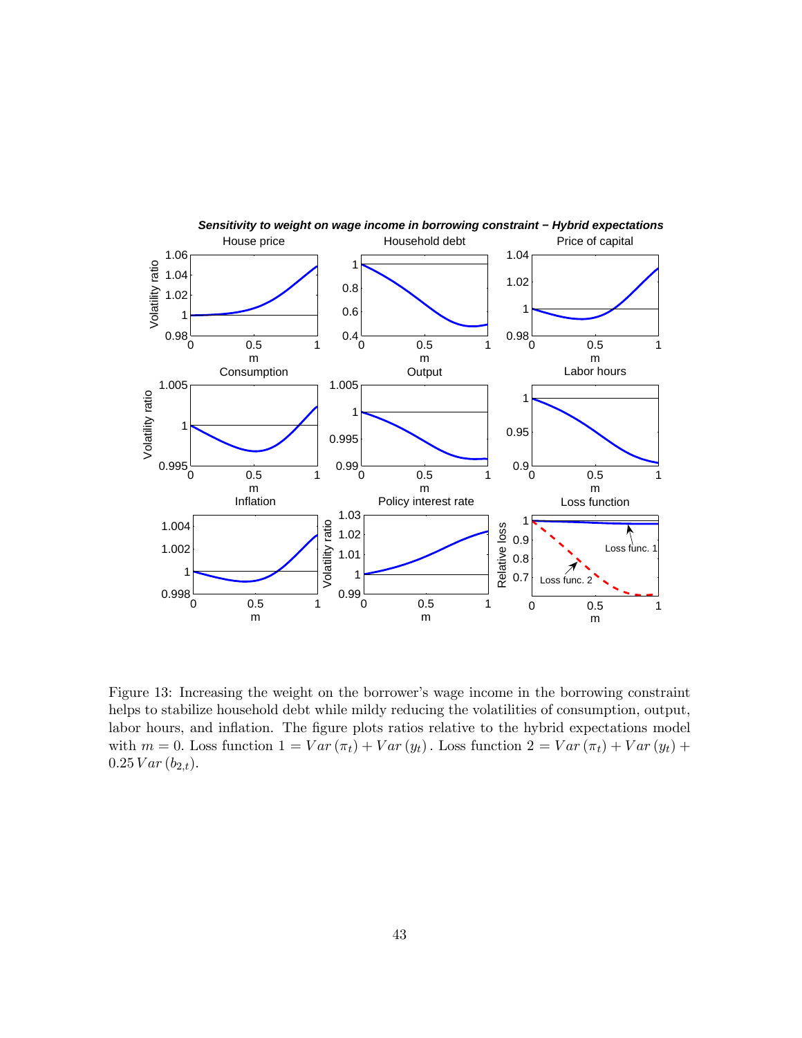Figure 13: Increasing the weight on the borrower's wage income in the borrowing constraint helps to stabilize household debt while mildy reducing the volatilities of consumption, output, labor hours, and inflation. The figure plots ratios relative to the hybrid expectations model with $m = 0$. Loss function 1 $= Var(\pi_t) + Var(y_t)$. Loss function 2 $= Var(\pi_t) + Var(y_t) + 0.25\,Var(b_{2,t})$.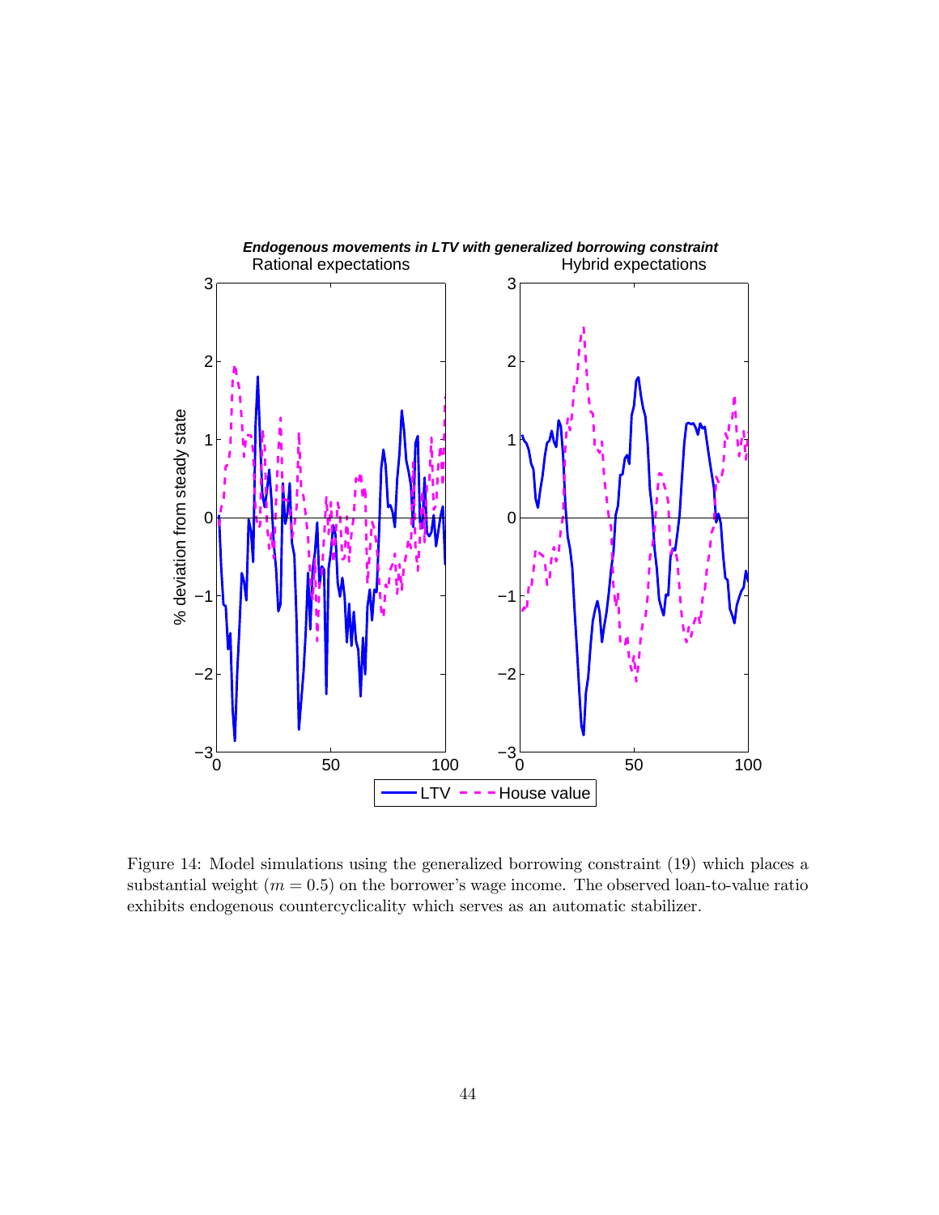**Endogenous movements in LTV with generalized borrowing constraint**

Rational expectations

Hybrid expectations

% deviation from steady state

3
2
1
0
−1
−2
−3

0 50 100

0 50 100

LTV
House value

Figure 14: Model simulations using the generalized borrowing constraint (19) which places a substantial weight ($m = 0.5$) on the borrower's wage income. The observed loan-to-value ratio exhibits endogenous countercyclicality which serves as an automatic stabilizer.